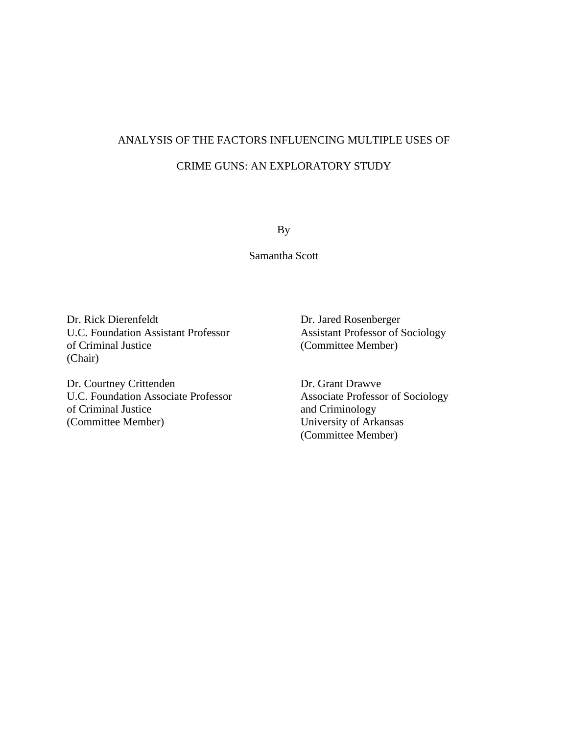# ANALYSIS OF THE FACTORS INFLUENCING MULTIPLE USES OF CRIME GUNS: AN EXPLORATORY STUDY

By

Samantha Scott

Dr. Rick Dierenfeldt
U.C. Foundation Assistant Professor of Criminal Justice
(Chair)

Dr. Jared Rosenberger
Assistant Professor of Sociology
(Committee Member)

Dr. Courtney Crittenden
U.C. Foundation Associate Professor of Criminal Justice
(Committee Member)

Dr. Grant Drawve
Associate Professor of Sociology and Criminology
University of Arkansas
(Committee Member)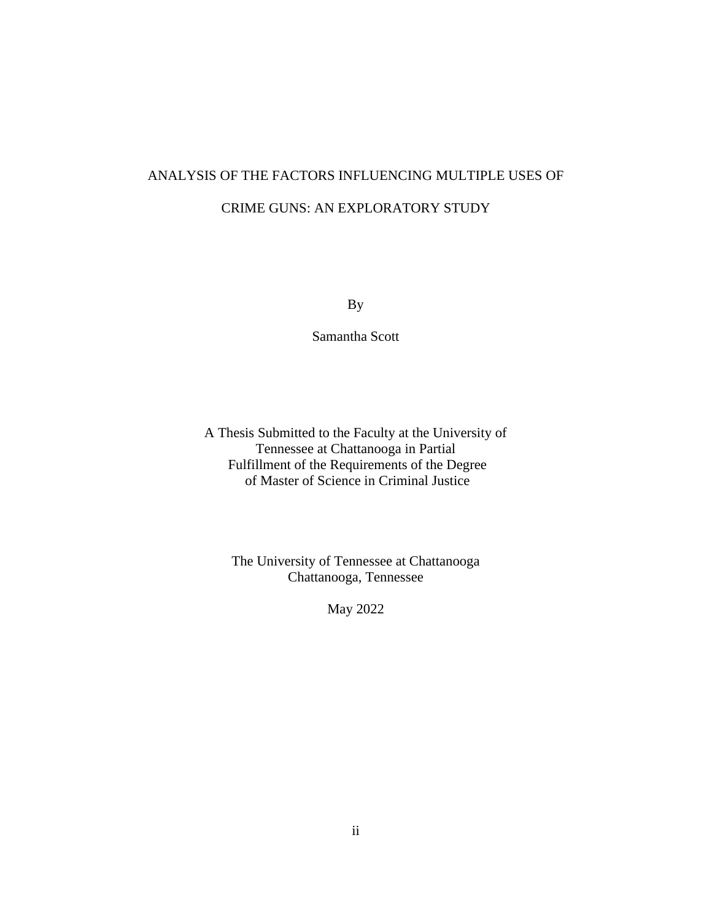# ANALYSIS OF THE FACTORS INFLUENCING MULTIPLE USES OF CRIME GUNS: AN EXPLORATORY STUDY

By

Samantha Scott

A Thesis Submitted to the Faculty at the University of Tennessee at Chattanooga in Partial Fulfillment of the Requirements of the Degree of Master of Science in Criminal Justice

The University of Tennessee at Chattanooga
Chattanooga, Tennessee

May 2022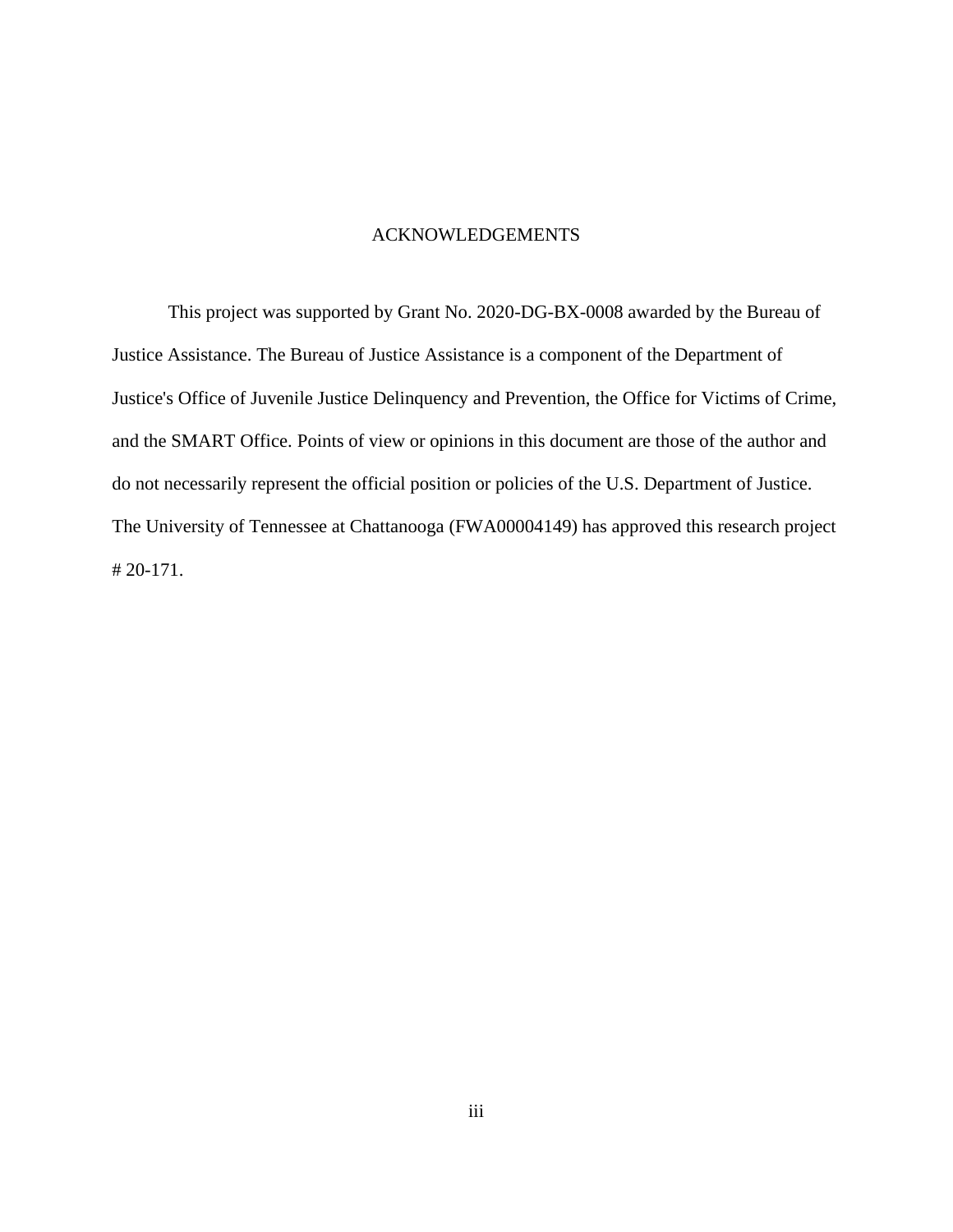## ACKNOWLEDGEMENTS

This project was supported by Grant No. 2020-DG-BX-0008 awarded by the Bureau of Justice Assistance. The Bureau of Justice Assistance is a component of the Department of Justice's Office of Juvenile Justice Delinquency and Prevention, the Office for Victims of Crime, and the SMART Office. Points of view or opinions in this document are those of the author and do not necessarily represent the official position or policies of the U.S. Department of Justice. The University of Tennessee at Chattanooga (FWA00004149) has approved this research project # 20-171.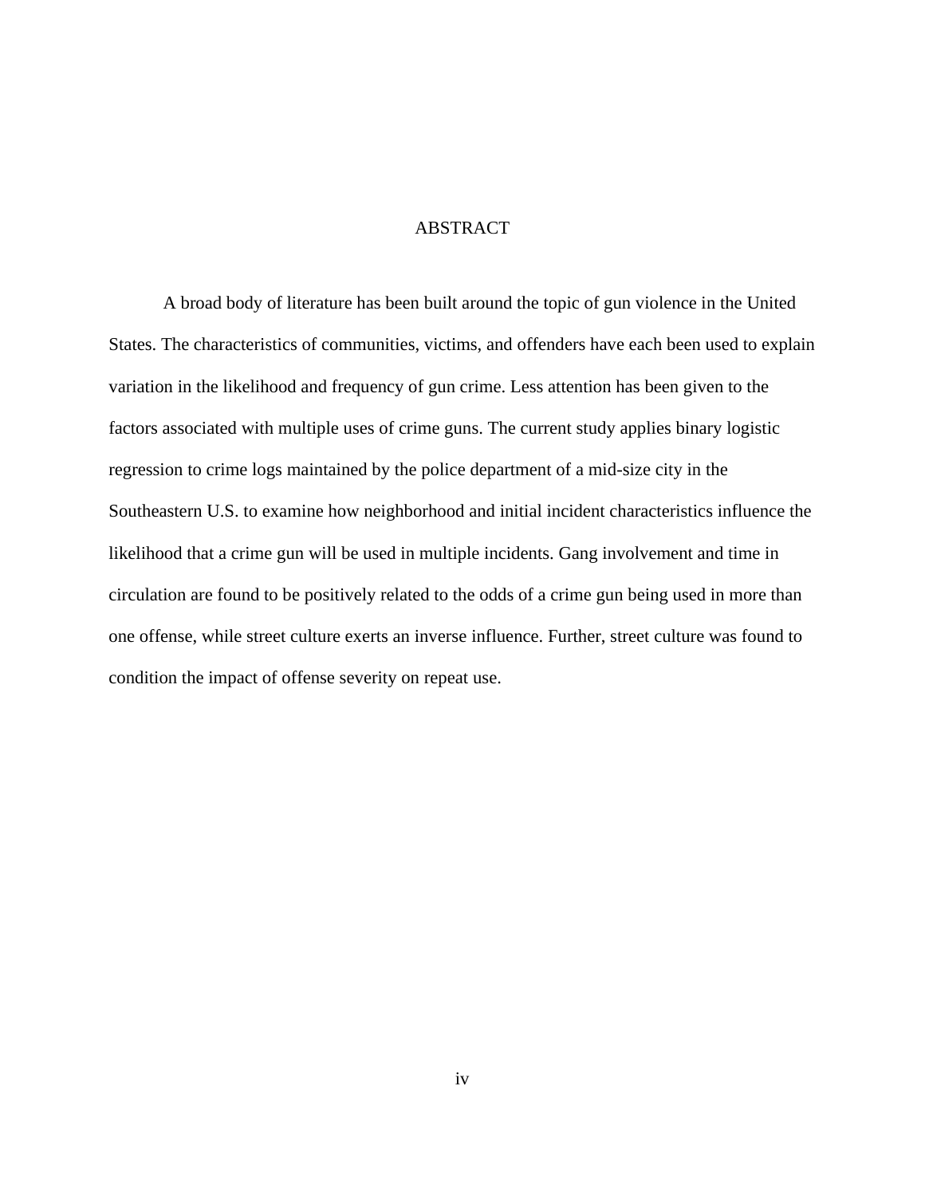# ABSTRACT

A broad body of literature has been built around the topic of gun violence in the United States. The characteristics of communities, victims, and offenders have each been used to explain variation in the likelihood and frequency of gun crime. Less attention has been given to the factors associated with multiple uses of crime guns. The current study applies binary logistic regression to crime logs maintained by the police department of a mid-size city in the Southeastern U.S. to examine how neighborhood and initial incident characteristics influence the likelihood that a crime gun will be used in multiple incidents. Gang involvement and time in circulation are found to be positively related to the odds of a crime gun being used in more than one offense, while street culture exerts an inverse influence. Further, street culture was found to condition the impact of offense severity on repeat use.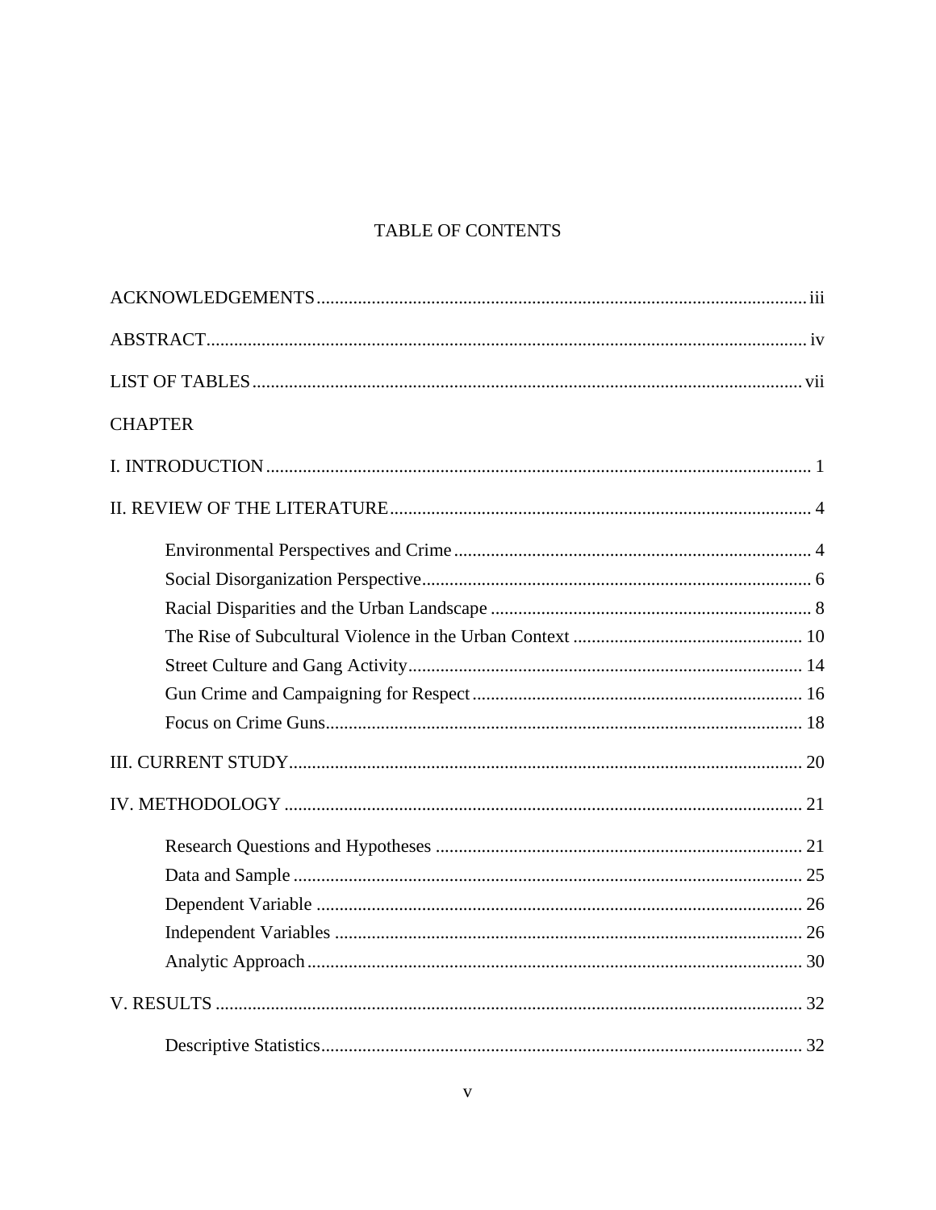# TABLE OF CONTENTS

ACKNOWLEDGEMENTS ........................................................................................................... iii

ABSTRACT ........................................................................................................................... iv

LIST OF TABLES ................................................................................................................. vii

CHAPTER

I. INTRODUCTION ................................................................................................................ 1

II. REVIEW OF THE LITERATURE ..................................................................................... 4

- Environmental Perspectives and Crime ............................................................................. 4
- Social Disorganization Perspective .................................................................................... 6
- Racial Disparities and the Urban Landscape ..................................................................... 8
- The Rise of Subcultural Violence in the Urban Context .................................................. 10
- Street Culture and Gang Activity ..................................................................................... 14
- Gun Crime and Campaigning for Respect ........................................................................ 16
- Focus on Crime Guns ........................................................................................................ 18

III. CURRENT STUDY .......................................................................................................... 20

IV. METHODOLOGY ............................................................................................................ 21

- Research Questions and Hypotheses ................................................................................ 21
- Data and Sample ............................................................................................................... 25
- Dependent Variable .......................................................................................................... 26
- Independent Variables ...................................................................................................... 26
- Analytic Approach ............................................................................................................ 30

V. RESULTS .......................................................................................................................... 32

- Descriptive Statistics ......................................................................................................... 32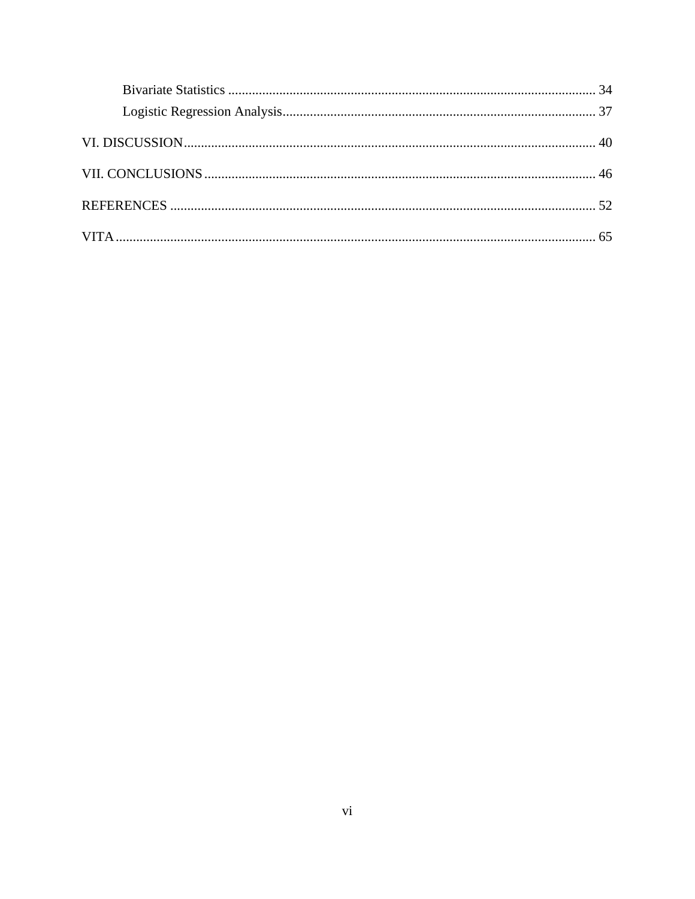Bivariate Statistics .......................................................................................................... 34

Logistic Regression Analysis........................................................................................... 37

VI. DISCUSSION........................................................................................................................ 40

VII. CONCLUSIONS.................................................................................................................. 46

REFERENCES ........................................................................................................................... 52

VITA........................................................................................................................................... 65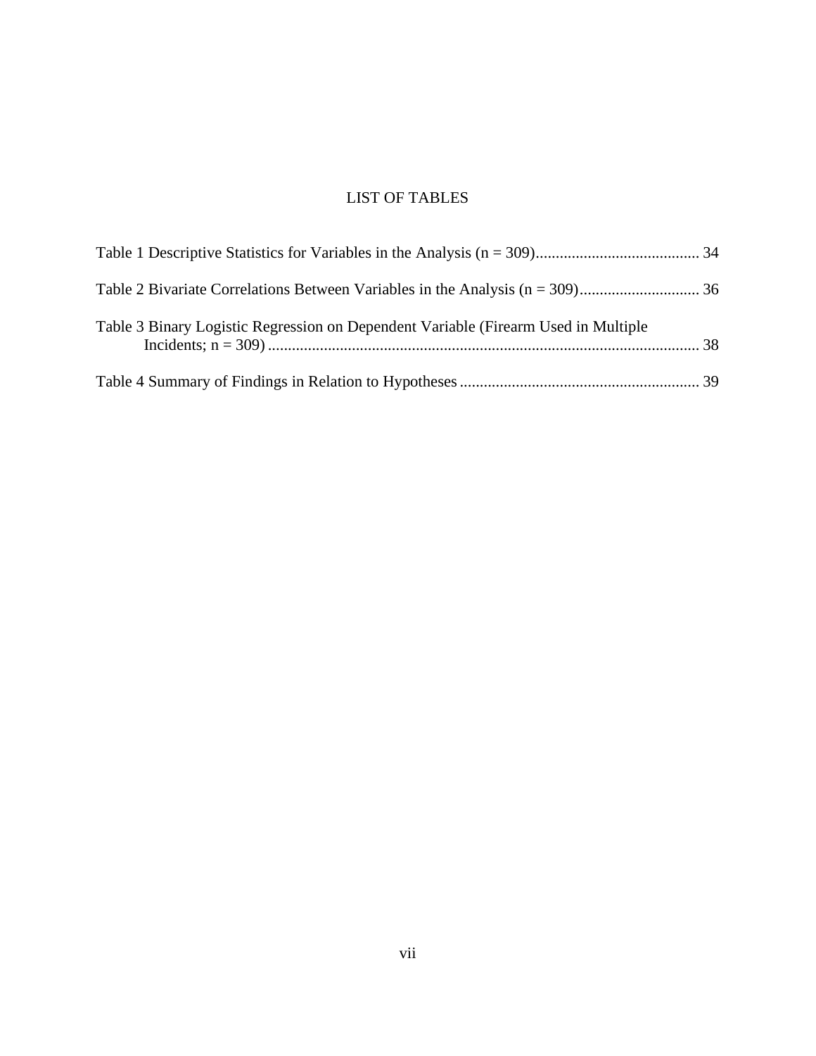# LIST OF TABLES

Table 1 Descriptive Statistics for Variables in the Analysis (n = 309)......................................... 34

Table 2 Bivariate Correlations Between Variables in the Analysis (n = 309).............................. 36

Table 3 Binary Logistic Regression on Dependent Variable (Firearm Used in Multiple Incidents; n = 309) ........................................................................................................... 38

Table 4 Summary of Findings in Relation to Hypotheses ........................................................... 39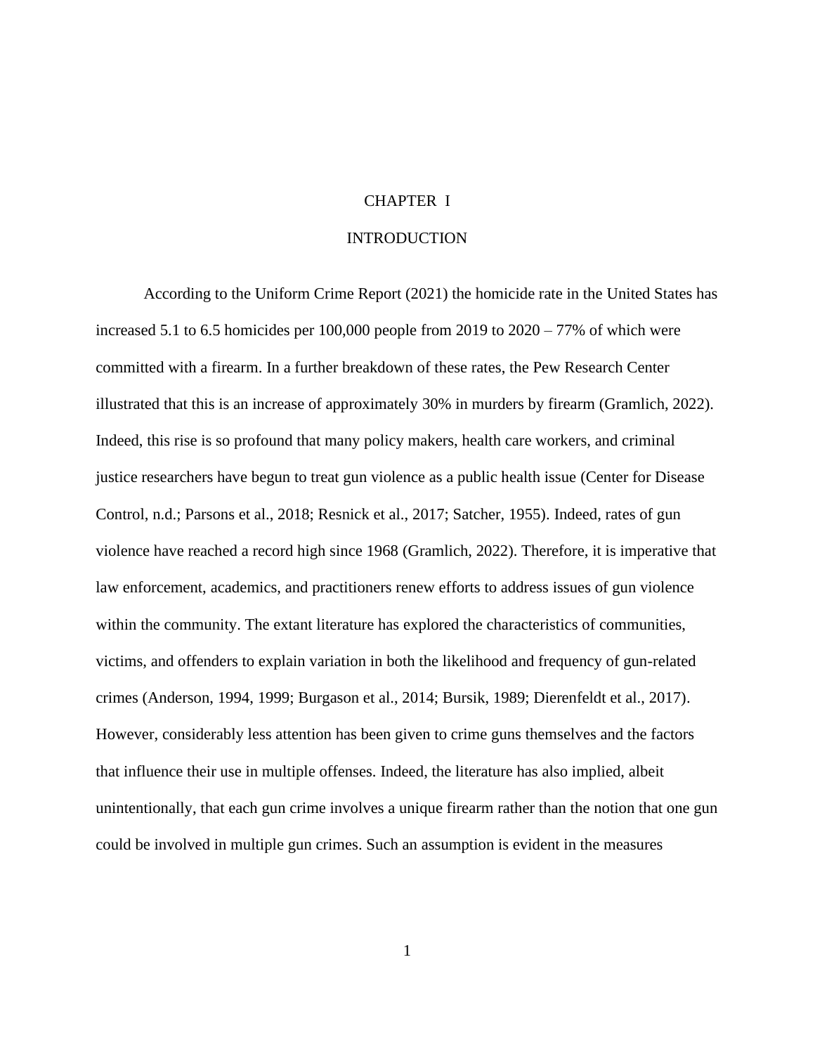# CHAPTER I

# INTRODUCTION

According to the Uniform Crime Report (2021) the homicide rate in the United States has increased 5.1 to 6.5 homicides per 100,000 people from 2019 to 2020 – 77% of which were committed with a firearm. In a further breakdown of these rates, the Pew Research Center illustrated that this is an increase of approximately 30% in murders by firearm (Gramlich, 2022). Indeed, this rise is so profound that many policy makers, health care workers, and criminal justice researchers have begun to treat gun violence as a public health issue (Center for Disease Control, n.d.; Parsons et al., 2018; Resnick et al., 2017; Satcher, 1955). Indeed, rates of gun violence have reached a record high since 1968 (Gramlich, 2022). Therefore, it is imperative that law enforcement, academics, and practitioners renew efforts to address issues of gun violence within the community. The extant literature has explored the characteristics of communities, victims, and offenders to explain variation in both the likelihood and frequency of gun-related crimes (Anderson, 1994, 1999; Burgason et al., 2014; Bursik, 1989; Dierenfeldt et al., 2017). However, considerably less attention has been given to crime guns themselves and the factors that influence their use in multiple offenses. Indeed, the literature has also implied, albeit unintentionally, that each gun crime involves a unique firearm rather than the notion that one gun could be involved in multiple gun crimes. Such an assumption is evident in the measures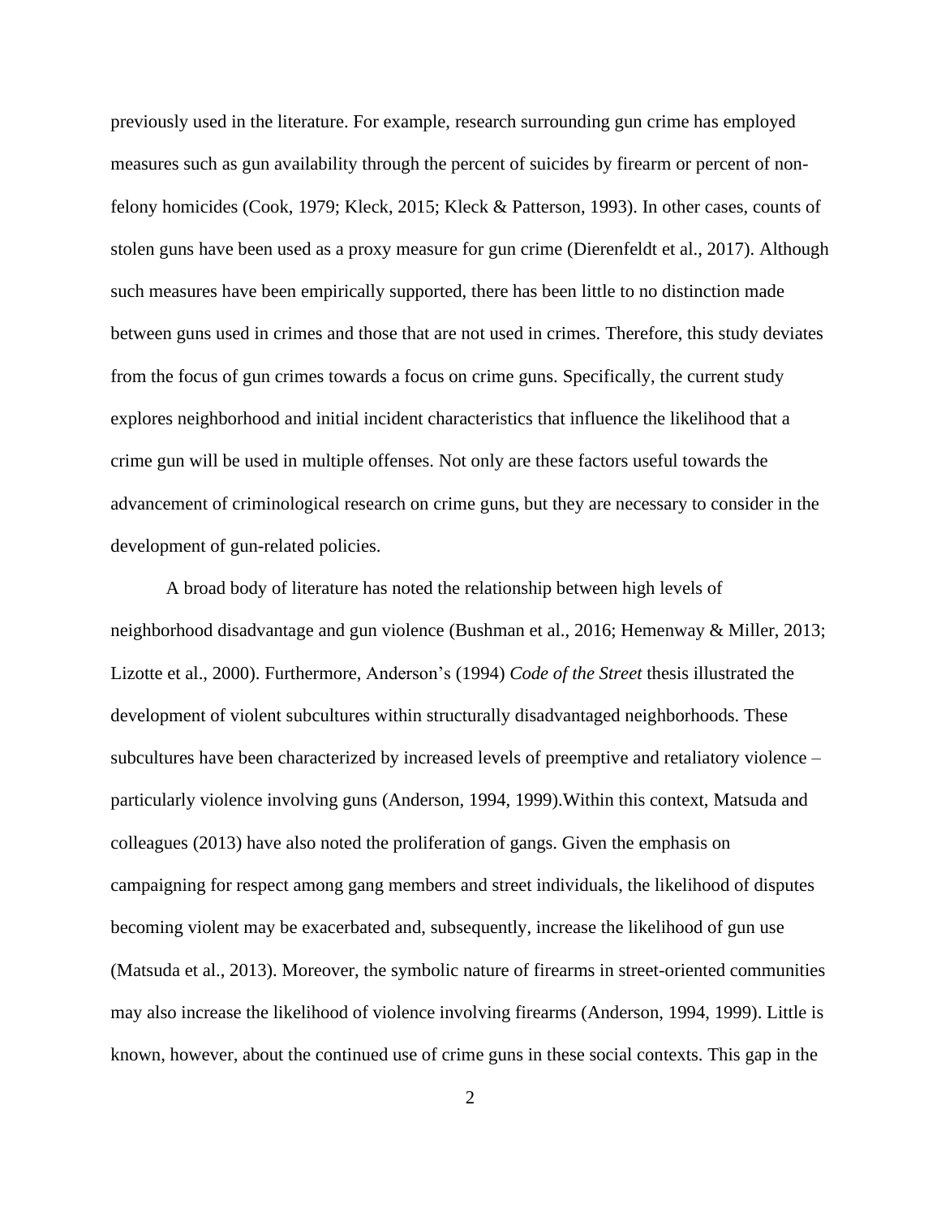previously used in the literature. For example, research surrounding gun crime has employed measures such as gun availability through the percent of suicides by firearm or percent of non-felony homicides (Cook, 1979; Kleck, 2015; Kleck & Patterson, 1993). In other cases, counts of stolen guns have been used as a proxy measure for gun crime (Dierenfeldt et al., 2017). Although such measures have been empirically supported, there has been little to no distinction made between guns used in crimes and those that are not used in crimes. Therefore, this study deviates from the focus of gun crimes towards a focus on crime guns. Specifically, the current study explores neighborhood and initial incident characteristics that influence the likelihood that a crime gun will be used in multiple offenses. Not only are these factors useful towards the advancement of criminological research on crime guns, but they are necessary to consider in the development of gun-related policies.

A broad body of literature has noted the relationship between high levels of neighborhood disadvantage and gun violence (Bushman et al., 2016; Hemenway & Miller, 2013; Lizotte et al., 2000). Furthermore, Anderson's (1994) *Code of the Street* thesis illustrated the development of violent subcultures within structurally disadvantaged neighborhoods. These subcultures have been characterized by increased levels of preemptive and retaliatory violence – particularly violence involving guns (Anderson, 1994, 1999).Within this context, Matsuda and colleagues (2013) have also noted the proliferation of gangs. Given the emphasis on campaigning for respect among gang members and street individuals, the likelihood of disputes becoming violent may be exacerbated and, subsequently, increase the likelihood of gun use (Matsuda et al., 2013). Moreover, the symbolic nature of firearms in street-oriented communities may also increase the likelihood of violence involving firearms (Anderson, 1994, 1999). Little is known, however, about the continued use of crime guns in these social contexts. This gap in the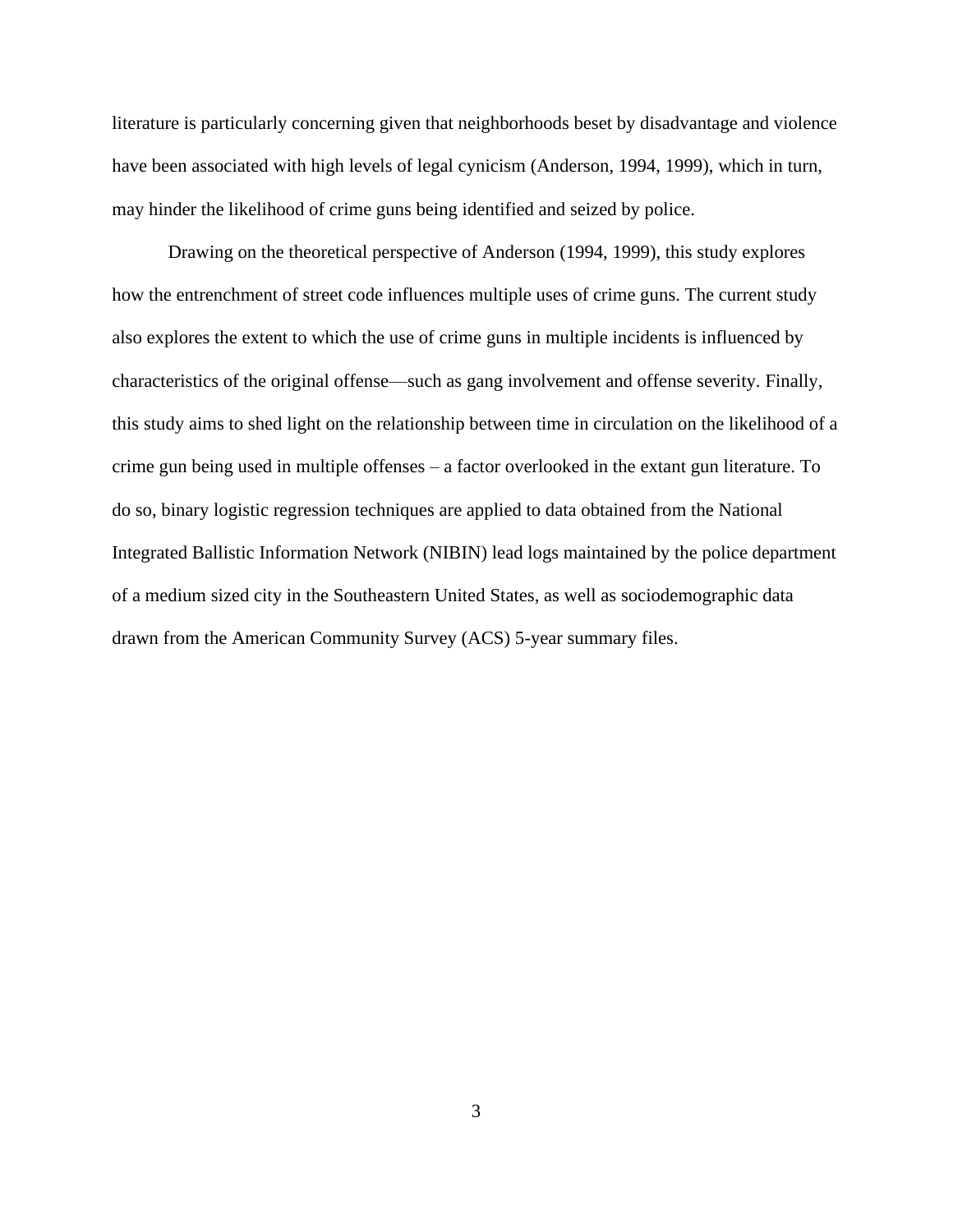literature is particularly concerning given that neighborhoods beset by disadvantage and violence have been associated with high levels of legal cynicism (Anderson, 1994, 1999), which in turn, may hinder the likelihood of crime guns being identified and seized by police.

Drawing on the theoretical perspective of Anderson (1994, 1999), this study explores how the entrenchment of street code influences multiple uses of crime guns. The current study also explores the extent to which the use of crime guns in multiple incidents is influenced by characteristics of the original offense—such as gang involvement and offense severity. Finally, this study aims to shed light on the relationship between time in circulation on the likelihood of a crime gun being used in multiple offenses – a factor overlooked in the extant gun literature. To do so, binary logistic regression techniques are applied to data obtained from the National Integrated Ballistic Information Network (NIBIN) lead logs maintained by the police department of a medium sized city in the Southeastern United States, as well as sociodemographic data drawn from the American Community Survey (ACS) 5-year summary files.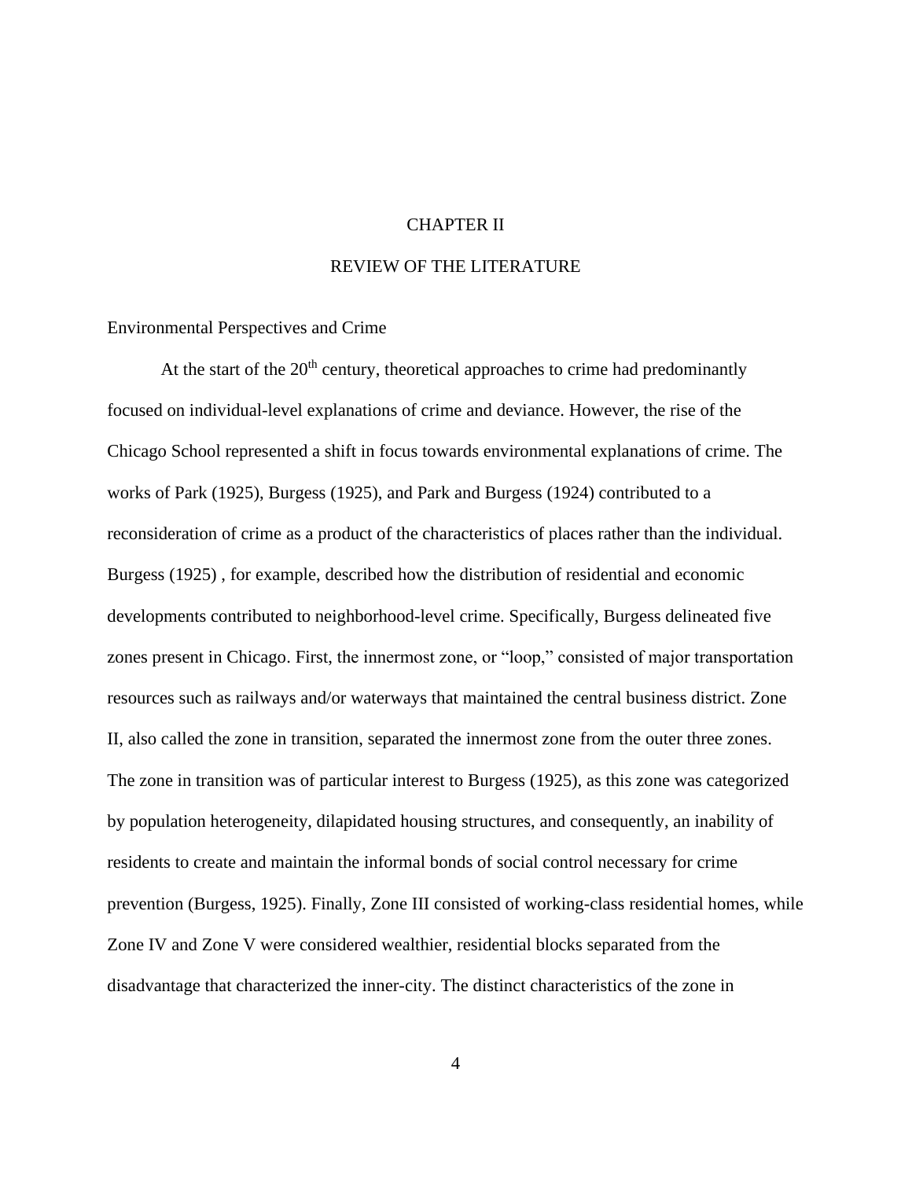# CHAPTER II

# REVIEW OF THE LITERATURE

## Environmental Perspectives and Crime

At the start of the 20th century, theoretical approaches to crime had predominantly focused on individual-level explanations of crime and deviance. However, the rise of the Chicago School represented a shift in focus towards environmental explanations of crime. The works of Park (1925), Burgess (1925), and Park and Burgess (1924) contributed to a reconsideration of crime as a product of the characteristics of places rather than the individual. Burgess (1925) , for example, described how the distribution of residential and economic developments contributed to neighborhood-level crime. Specifically, Burgess delineated five zones present in Chicago. First, the innermost zone, or "loop," consisted of major transportation resources such as railways and/or waterways that maintained the central business district. Zone II, also called the zone in transition, separated the innermost zone from the outer three zones. The zone in transition was of particular interest to Burgess (1925), as this zone was categorized by population heterogeneity, dilapidated housing structures, and consequently, an inability of residents to create and maintain the informal bonds of social control necessary for crime prevention (Burgess, 1925). Finally, Zone III consisted of working-class residential homes, while Zone IV and Zone V were considered wealthier, residential blocks separated from the disadvantage that characterized the inner-city. The distinct characteristics of the zone in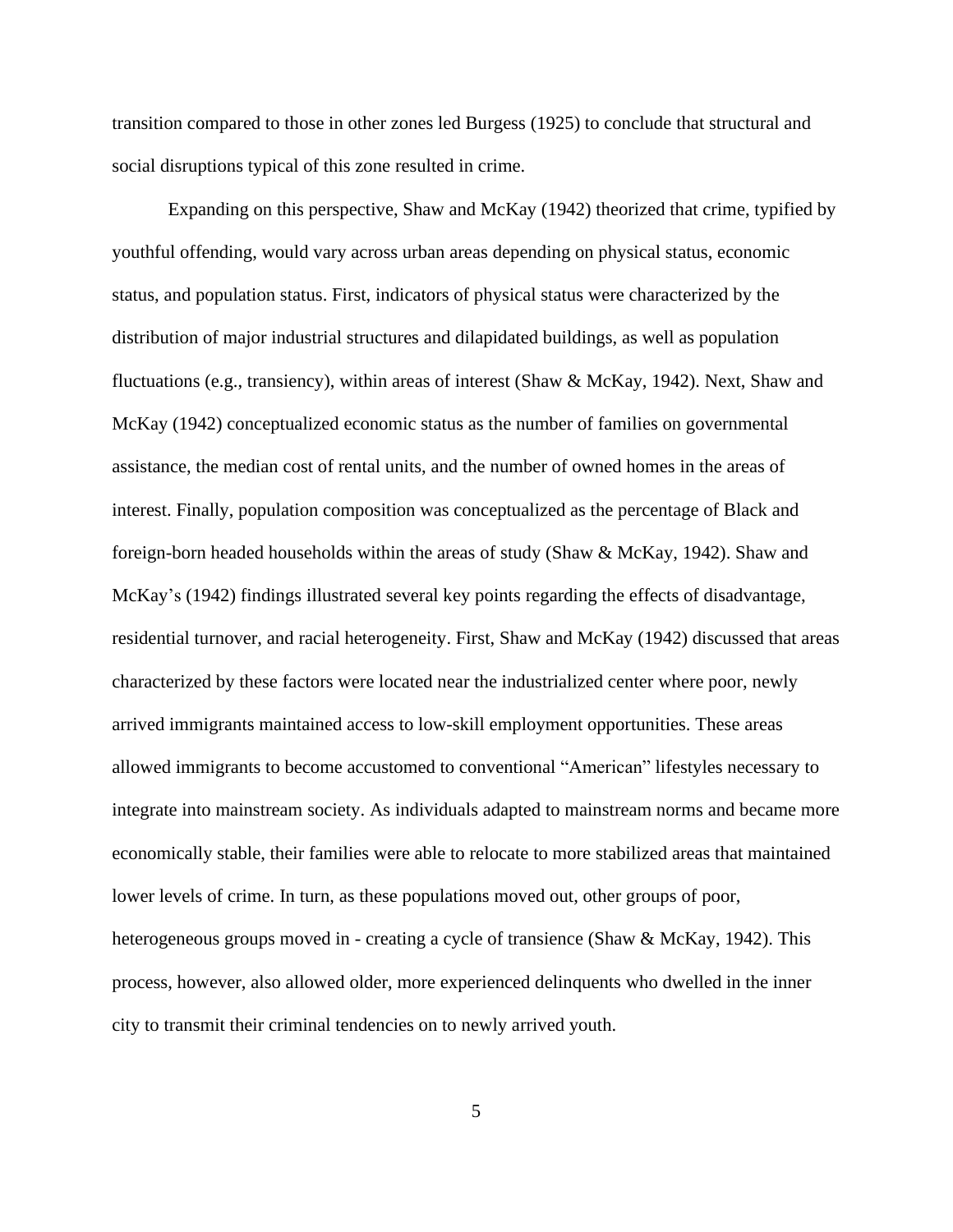transition compared to those in other zones led Burgess (1925) to conclude that structural and social disruptions typical of this zone resulted in crime.

Expanding on this perspective, Shaw and McKay (1942) theorized that crime, typified by youthful offending, would vary across urban areas depending on physical status, economic status, and population status. First, indicators of physical status were characterized by the distribution of major industrial structures and dilapidated buildings, as well as population fluctuations (e.g., transiency), within areas of interest (Shaw & McKay, 1942). Next, Shaw and McKay (1942) conceptualized economic status as the number of families on governmental assistance, the median cost of rental units, and the number of owned homes in the areas of interest. Finally, population composition was conceptualized as the percentage of Black and foreign-born headed households within the areas of study (Shaw & McKay, 1942). Shaw and McKay's (1942) findings illustrated several key points regarding the effects of disadvantage, residential turnover, and racial heterogeneity. First, Shaw and McKay (1942) discussed that areas characterized by these factors were located near the industrialized center where poor, newly arrived immigrants maintained access to low-skill employment opportunities. These areas allowed immigrants to become accustomed to conventional "American" lifestyles necessary to integrate into mainstream society. As individuals adapted to mainstream norms and became more economically stable, their families were able to relocate to more stabilized areas that maintained lower levels of crime. In turn, as these populations moved out, other groups of poor, heterogeneous groups moved in - creating a cycle of transience (Shaw & McKay, 1942). This process, however, also allowed older, more experienced delinquents who dwelled in the inner city to transmit their criminal tendencies on to newly arrived youth.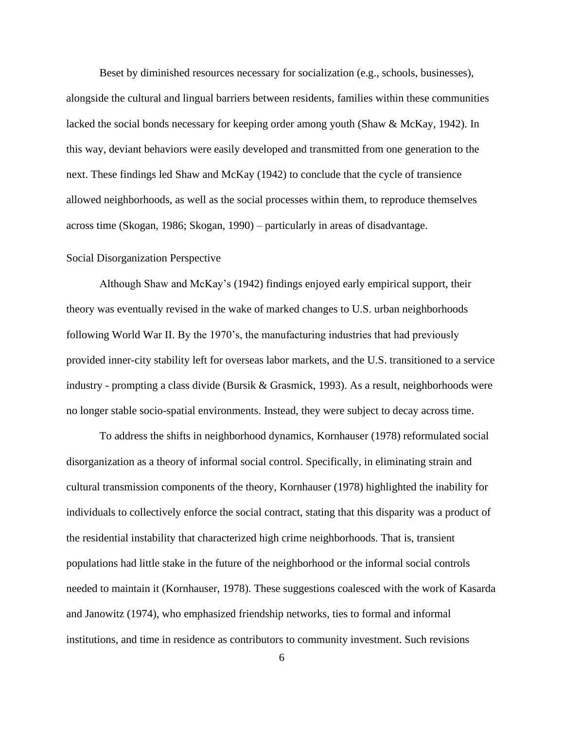Beset by diminished resources necessary for socialization (e.g., schools, businesses), alongside the cultural and lingual barriers between residents, families within these communities lacked the social bonds necessary for keeping order among youth (Shaw & McKay, 1942). In this way, deviant behaviors were easily developed and transmitted from one generation to the next. These findings led Shaw and McKay (1942) to conclude that the cycle of transience allowed neighborhoods, as well as the social processes within them, to reproduce themselves across time (Skogan, 1986; Skogan, 1990) – particularly in areas of disadvantage.

### Social Disorganization Perspective

Although Shaw and McKay's (1942) findings enjoyed early empirical support, their theory was eventually revised in the wake of marked changes to U.S. urban neighborhoods following World War II. By the 1970's, the manufacturing industries that had previously provided inner-city stability left for overseas labor markets, and the U.S. transitioned to a service industry - prompting a class divide (Bursik & Grasmick, 1993). As a result, neighborhoods were no longer stable socio-spatial environments. Instead, they were subject to decay across time.

To address the shifts in neighborhood dynamics, Kornhauser (1978) reformulated social disorganization as a theory of informal social control. Specifically, in eliminating strain and cultural transmission components of the theory, Kornhauser (1978) highlighted the inability for individuals to collectively enforce the social contract, stating that this disparity was a product of the residential instability that characterized high crime neighborhoods. That is, transient populations had little stake in the future of the neighborhood or the informal social controls needed to maintain it (Kornhauser, 1978). These suggestions coalesced with the work of Kasarda and Janowitz (1974), who emphasized friendship networks, ties to formal and informal institutions, and time in residence as contributors to community investment. Such revisions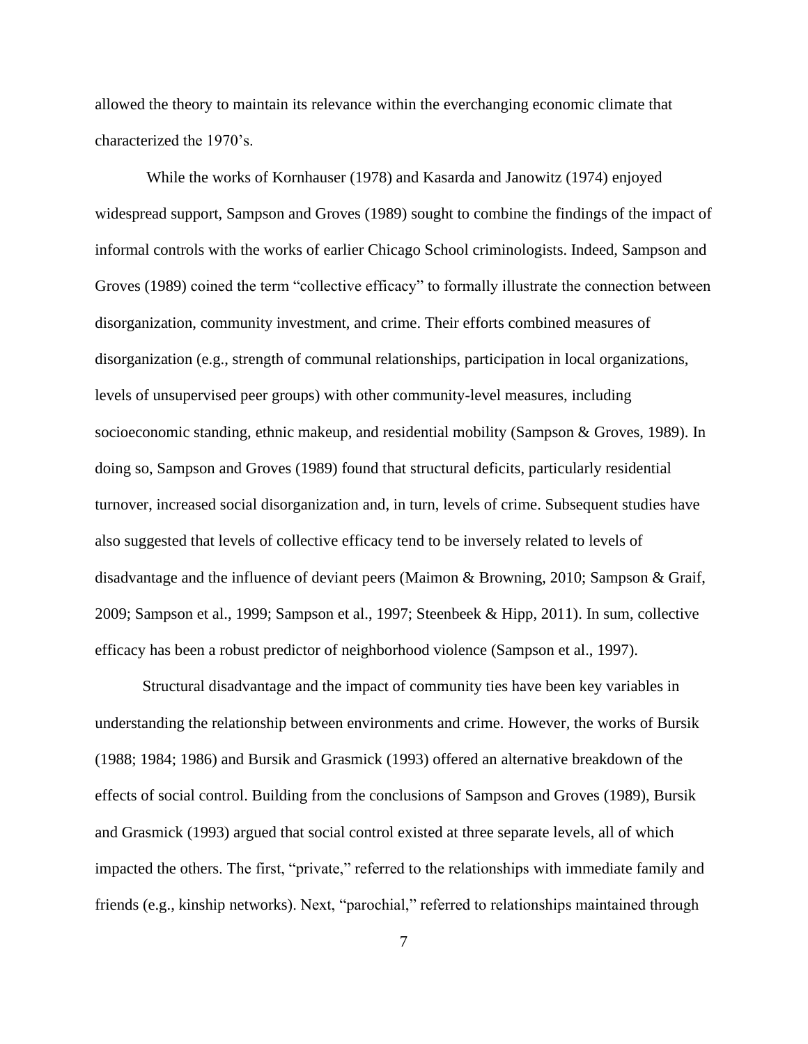allowed the theory to maintain its relevance within the everchanging economic climate that characterized the 1970's.

While the works of Kornhauser (1978) and Kasarda and Janowitz (1974) enjoyed widespread support, Sampson and Groves (1989) sought to combine the findings of the impact of informal controls with the works of earlier Chicago School criminologists. Indeed, Sampson and Groves (1989) coined the term "collective efficacy" to formally illustrate the connection between disorganization, community investment, and crime. Their efforts combined measures of disorganization (e.g., strength of communal relationships, participation in local organizations, levels of unsupervised peer groups) with other community-level measures, including socioeconomic standing, ethnic makeup, and residential mobility (Sampson & Groves, 1989). In doing so, Sampson and Groves (1989) found that structural deficits, particularly residential turnover, increased social disorganization and, in turn, levels of crime. Subsequent studies have also suggested that levels of collective efficacy tend to be inversely related to levels of disadvantage and the influence of deviant peers (Maimon & Browning, 2010; Sampson & Graif, 2009; Sampson et al., 1999; Sampson et al., 1997; Steenbeek & Hipp, 2011). In sum, collective efficacy has been a robust predictor of neighborhood violence (Sampson et al., 1997).

Structural disadvantage and the impact of community ties have been key variables in understanding the relationship between environments and crime. However, the works of Bursik (1988; 1984; 1986) and Bursik and Grasmick (1993) offered an alternative breakdown of the effects of social control. Building from the conclusions of Sampson and Groves (1989), Bursik and Grasmick (1993) argued that social control existed at three separate levels, all of which impacted the others. The first, "private," referred to the relationships with immediate family and friends (e.g., kinship networks). Next, "parochial," referred to relationships maintained through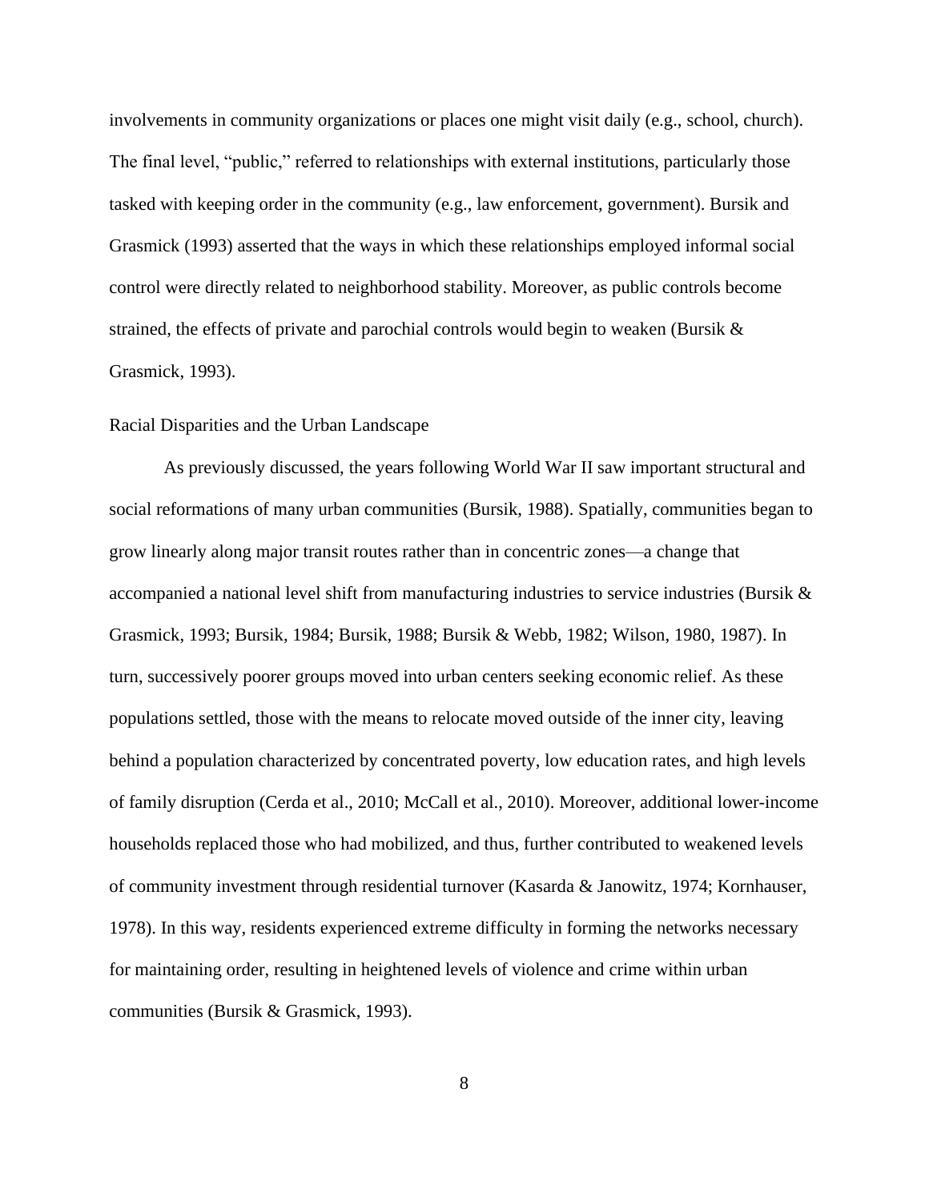involvements in community organizations or places one might visit daily (e.g., school, church). The final level, "public," referred to relationships with external institutions, particularly those tasked with keeping order in the community (e.g., law enforcement, government). Bursik and Grasmick (1993) asserted that the ways in which these relationships employed informal social control were directly related to neighborhood stability. Moreover, as public controls become strained, the effects of private and parochial controls would begin to weaken (Bursik & Grasmick, 1993).

### Racial Disparities and the Urban Landscape

As previously discussed, the years following World War II saw important structural and social reformations of many urban communities (Bursik, 1988). Spatially, communities began to grow linearly along major transit routes rather than in concentric zones—a change that accompanied a national level shift from manufacturing industries to service industries (Bursik & Grasmick, 1993; Bursik, 1984; Bursik, 1988; Bursik & Webb, 1982; Wilson, 1980, 1987). In turn, successively poorer groups moved into urban centers seeking economic relief. As these populations settled, those with the means to relocate moved outside of the inner city, leaving behind a population characterized by concentrated poverty, low education rates, and high levels of family disruption (Cerda et al., 2010; McCall et al., 2010). Moreover, additional lower-income households replaced those who had mobilized, and thus, further contributed to weakened levels of community investment through residential turnover (Kasarda & Janowitz, 1974; Kornhauser, 1978). In this way, residents experienced extreme difficulty in forming the networks necessary for maintaining order, resulting in heightened levels of violence and crime within urban communities (Bursik & Grasmick, 1993).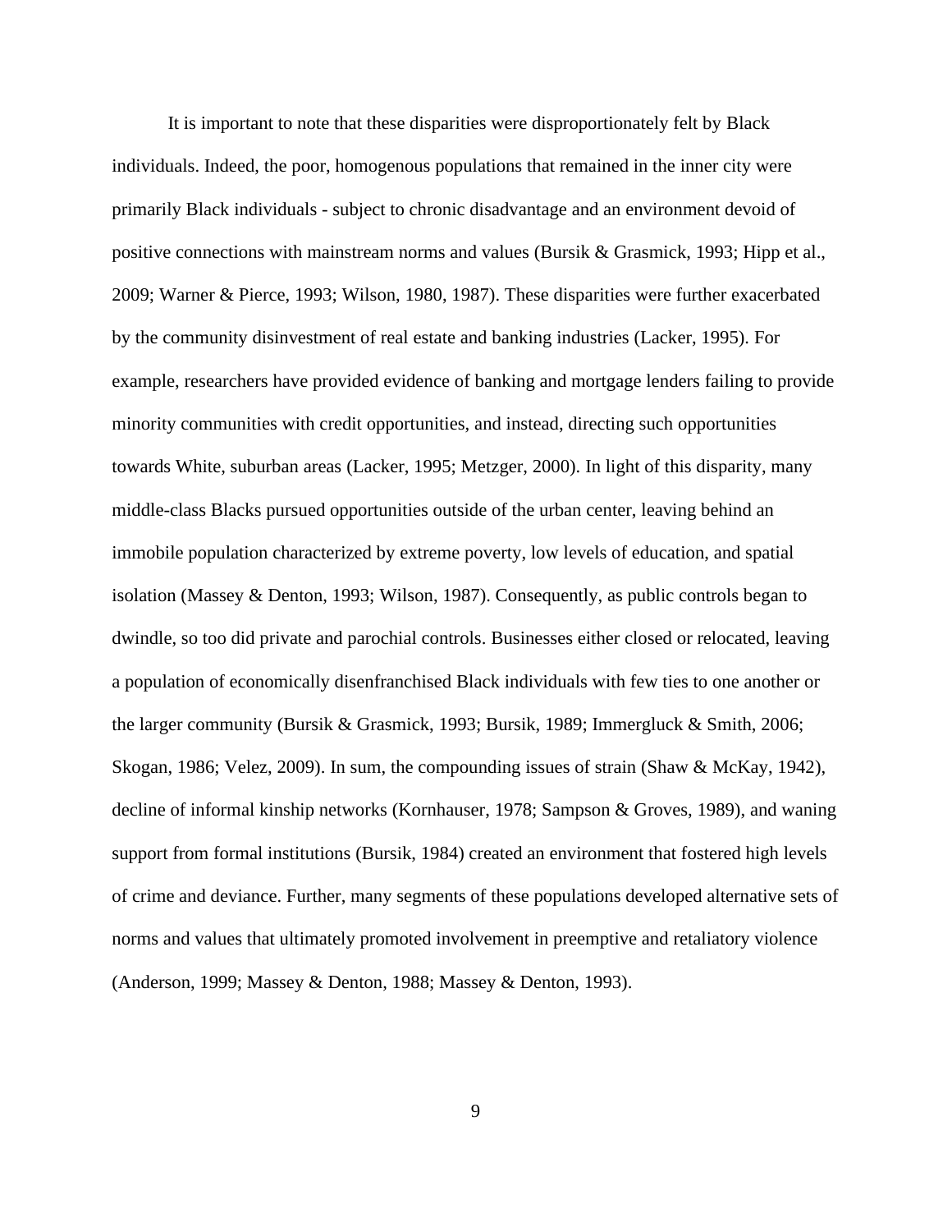It is important to note that these disparities were disproportionately felt by Black individuals. Indeed, the poor, homogenous populations that remained in the inner city were primarily Black individuals - subject to chronic disadvantage and an environment devoid of positive connections with mainstream norms and values (Bursik & Grasmick, 1993; Hipp et al., 2009; Warner & Pierce, 1993; Wilson, 1980, 1987). These disparities were further exacerbated by the community disinvestment of real estate and banking industries (Lacker, 1995). For example, researchers have provided evidence of banking and mortgage lenders failing to provide minority communities with credit opportunities, and instead, directing such opportunities towards White, suburban areas (Lacker, 1995; Metzger, 2000). In light of this disparity, many middle-class Blacks pursued opportunities outside of the urban center, leaving behind an immobile population characterized by extreme poverty, low levels of education, and spatial isolation (Massey & Denton, 1993; Wilson, 1987). Consequently, as public controls began to dwindle, so too did private and parochial controls. Businesses either closed or relocated, leaving a population of economically disenfranchised Black individuals with few ties to one another or the larger community (Bursik & Grasmick, 1993; Bursik, 1989; Immergluck & Smith, 2006; Skogan, 1986; Velez, 2009). In sum, the compounding issues of strain (Shaw & McKay, 1942), decline of informal kinship networks (Kornhauser, 1978; Sampson & Groves, 1989), and waning support from formal institutions (Bursik, 1984) created an environment that fostered high levels of crime and deviance. Further, many segments of these populations developed alternative sets of norms and values that ultimately promoted involvement in preemptive and retaliatory violence (Anderson, 1999; Massey & Denton, 1988; Massey & Denton, 1993).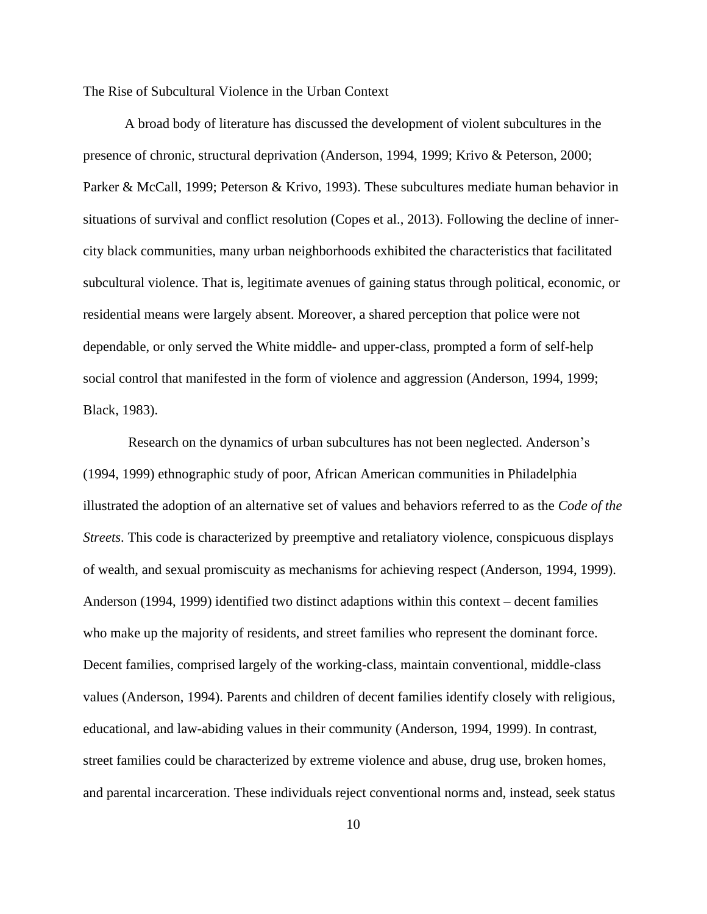## The Rise of Subcultural Violence in the Urban Context

A broad body of literature has discussed the development of violent subcultures in the presence of chronic, structural deprivation (Anderson, 1994, 1999; Krivo & Peterson, 2000; Parker & McCall, 1999; Peterson & Krivo, 1993). These subcultures mediate human behavior in situations of survival and conflict resolution (Copes et al., 2013). Following the decline of inner-city black communities, many urban neighborhoods exhibited the characteristics that facilitated subcultural violence. That is, legitimate avenues of gaining status through political, economic, or residential means were largely absent. Moreover, a shared perception that police were not dependable, or only served the White middle- and upper-class, prompted a form of self-help social control that manifested in the form of violence and aggression (Anderson, 1994, 1999; Black, 1983).

Research on the dynamics of urban subcultures has not been neglected. Anderson's (1994, 1999) ethnographic study of poor, African American communities in Philadelphia illustrated the adoption of an alternative set of values and behaviors referred to as the *Code of the Streets*. This code is characterized by preemptive and retaliatory violence, conspicuous displays of wealth, and sexual promiscuity as mechanisms for achieving respect (Anderson, 1994, 1999). Anderson (1994, 1999) identified two distinct adaptions within this context – decent families who make up the majority of residents, and street families who represent the dominant force. Decent families, comprised largely of the working-class, maintain conventional, middle-class values (Anderson, 1994). Parents and children of decent families identify closely with religious, educational, and law-abiding values in their community (Anderson, 1994, 1999). In contrast, street families could be characterized by extreme violence and abuse, drug use, broken homes, and parental incarceration. These individuals reject conventional norms and, instead, seek status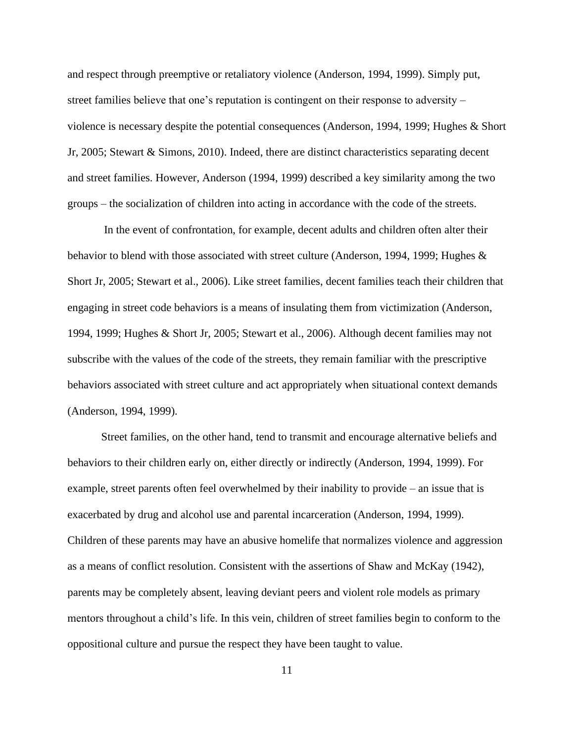and respect through preemptive or retaliatory violence (Anderson, 1994, 1999). Simply put, street families believe that one's reputation is contingent on their response to adversity – violence is necessary despite the potential consequences (Anderson, 1994, 1999; Hughes & Short Jr, 2005; Stewart & Simons, 2010). Indeed, there are distinct characteristics separating decent and street families. However, Anderson (1994, 1999) described a key similarity among the two groups – the socialization of children into acting in accordance with the code of the streets.

In the event of confrontation, for example, decent adults and children often alter their behavior to blend with those associated with street culture (Anderson, 1994, 1999; Hughes & Short Jr, 2005; Stewart et al., 2006). Like street families, decent families teach their children that engaging in street code behaviors is a means of insulating them from victimization (Anderson, 1994, 1999; Hughes & Short Jr, 2005; Stewart et al., 2006). Although decent families may not subscribe with the values of the code of the streets, they remain familiar with the prescriptive behaviors associated with street culture and act appropriately when situational context demands (Anderson, 1994, 1999).

Street families, on the other hand, tend to transmit and encourage alternative beliefs and behaviors to their children early on, either directly or indirectly (Anderson, 1994, 1999). For example, street parents often feel overwhelmed by their inability to provide – an issue that is exacerbated by drug and alcohol use and parental incarceration (Anderson, 1994, 1999). Children of these parents may have an abusive homelife that normalizes violence and aggression as a means of conflict resolution. Consistent with the assertions of Shaw and McKay (1942), parents may be completely absent, leaving deviant peers and violent role models as primary mentors throughout a child's life. In this vein, children of street families begin to conform to the oppositional culture and pursue the respect they have been taught to value.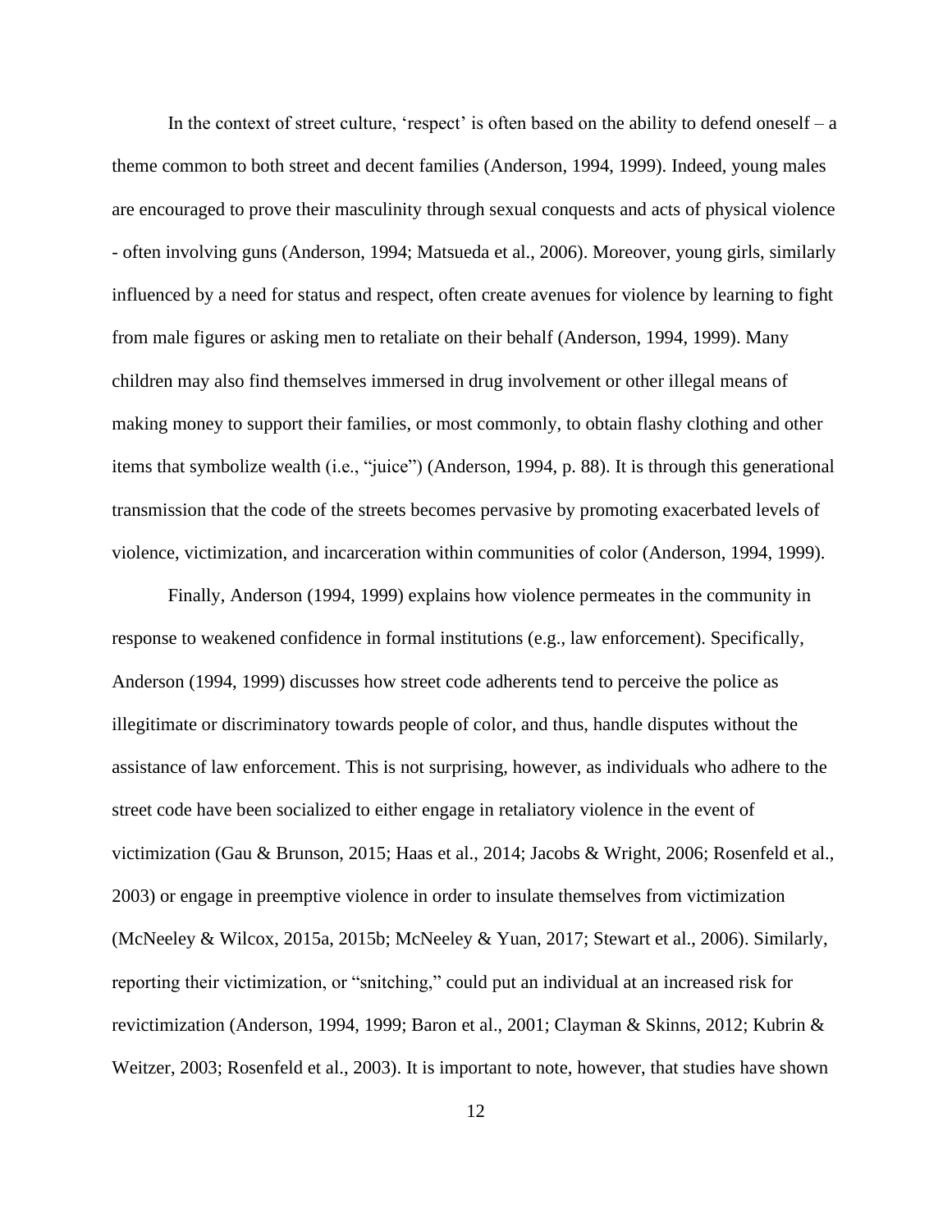In the context of street culture, 'respect' is often based on the ability to defend oneself – a theme common to both street and decent families (Anderson, 1994, 1999). Indeed, young males are encouraged to prove their masculinity through sexual conquests and acts of physical violence - often involving guns (Anderson, 1994; Matsueda et al., 2006). Moreover, young girls, similarly influenced by a need for status and respect, often create avenues for violence by learning to fight from male figures or asking men to retaliate on their behalf (Anderson, 1994, 1999). Many children may also find themselves immersed in drug involvement or other illegal means of making money to support their families, or most commonly, to obtain flashy clothing and other items that symbolize wealth (i.e., "juice") (Anderson, 1994, p. 88). It is through this generational transmission that the code of the streets becomes pervasive by promoting exacerbated levels of violence, victimization, and incarceration within communities of color (Anderson, 1994, 1999).

Finally, Anderson (1994, 1999) explains how violence permeates in the community in response to weakened confidence in formal institutions (e.g., law enforcement). Specifically, Anderson (1994, 1999) discusses how street code adherents tend to perceive the police as illegitimate or discriminatory towards people of color, and thus, handle disputes without the assistance of law enforcement. This is not surprising, however, as individuals who adhere to the street code have been socialized to either engage in retaliatory violence in the event of victimization (Gau & Brunson, 2015; Haas et al., 2014; Jacobs & Wright, 2006; Rosenfeld et al., 2003) or engage in preemptive violence in order to insulate themselves from victimization (McNeeley & Wilcox, 2015a, 2015b; McNeeley & Yuan, 2017; Stewart et al., 2006). Similarly, reporting their victimization, or "snitching," could put an individual at an increased risk for revictimization (Anderson, 1994, 1999; Baron et al., 2001; Clayman & Skinns, 2012; Kubrin & Weitzer, 2003; Rosenfeld et al., 2003). It is important to note, however, that studies have shown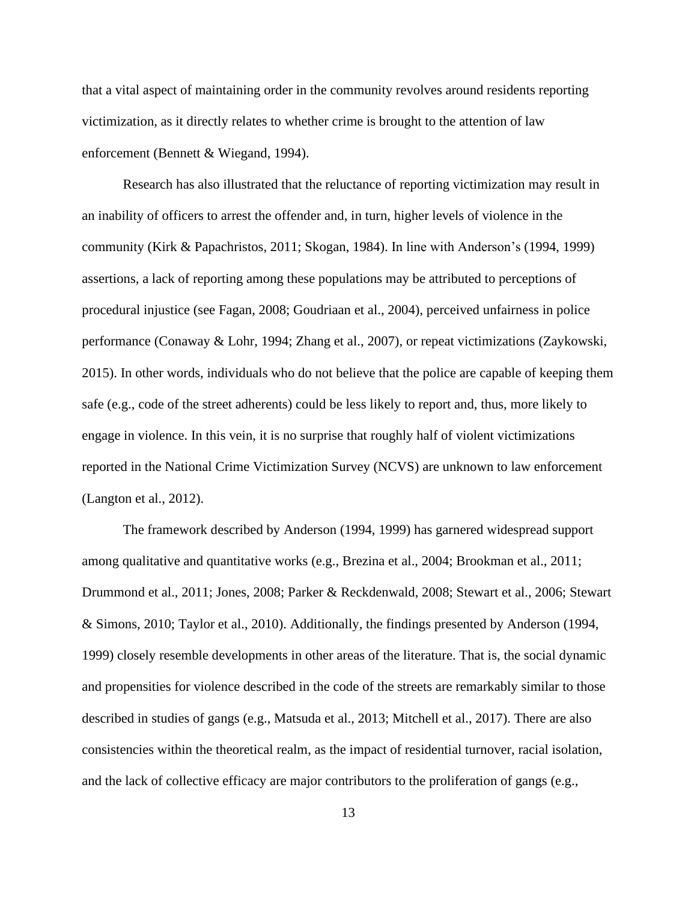that a vital aspect of maintaining order in the community revolves around residents reporting victimization, as it directly relates to whether crime is brought to the attention of law enforcement (Bennett & Wiegand, 1994).

Research has also illustrated that the reluctance of reporting victimization may result in an inability of officers to arrest the offender and, in turn, higher levels of violence in the community (Kirk & Papachristos, 2011; Skogan, 1984). In line with Anderson's (1994, 1999) assertions, a lack of reporting among these populations may be attributed to perceptions of procedural injustice (see Fagan, 2008; Goudriaan et al., 2004), perceived unfairness in police performance (Conaway & Lohr, 1994; Zhang et al., 2007), or repeat victimizations (Zaykowski, 2015). In other words, individuals who do not believe that the police are capable of keeping them safe (e.g., code of the street adherents) could be less likely to report and, thus, more likely to engage in violence. In this vein, it is no surprise that roughly half of violent victimizations reported in the National Crime Victimization Survey (NCVS) are unknown to law enforcement (Langton et al., 2012).

The framework described by Anderson (1994, 1999) has garnered widespread support among qualitative and quantitative works (e.g., Brezina et al., 2004; Brookman et al., 2011; Drummond et al., 2011; Jones, 2008; Parker & Reckdenwald, 2008; Stewart et al., 2006; Stewart & Simons, 2010; Taylor et al., 2010). Additionally, the findings presented by Anderson (1994, 1999) closely resemble developments in other areas of the literature. That is, the social dynamic and propensities for violence described in the code of the streets are remarkably similar to those described in studies of gangs (e.g., Matsuda et al., 2013; Mitchell et al., 2017). There are also consistencies within the theoretical realm, as the impact of residential turnover, racial isolation, and the lack of collective efficacy are major contributors to the proliferation of gangs (e.g.,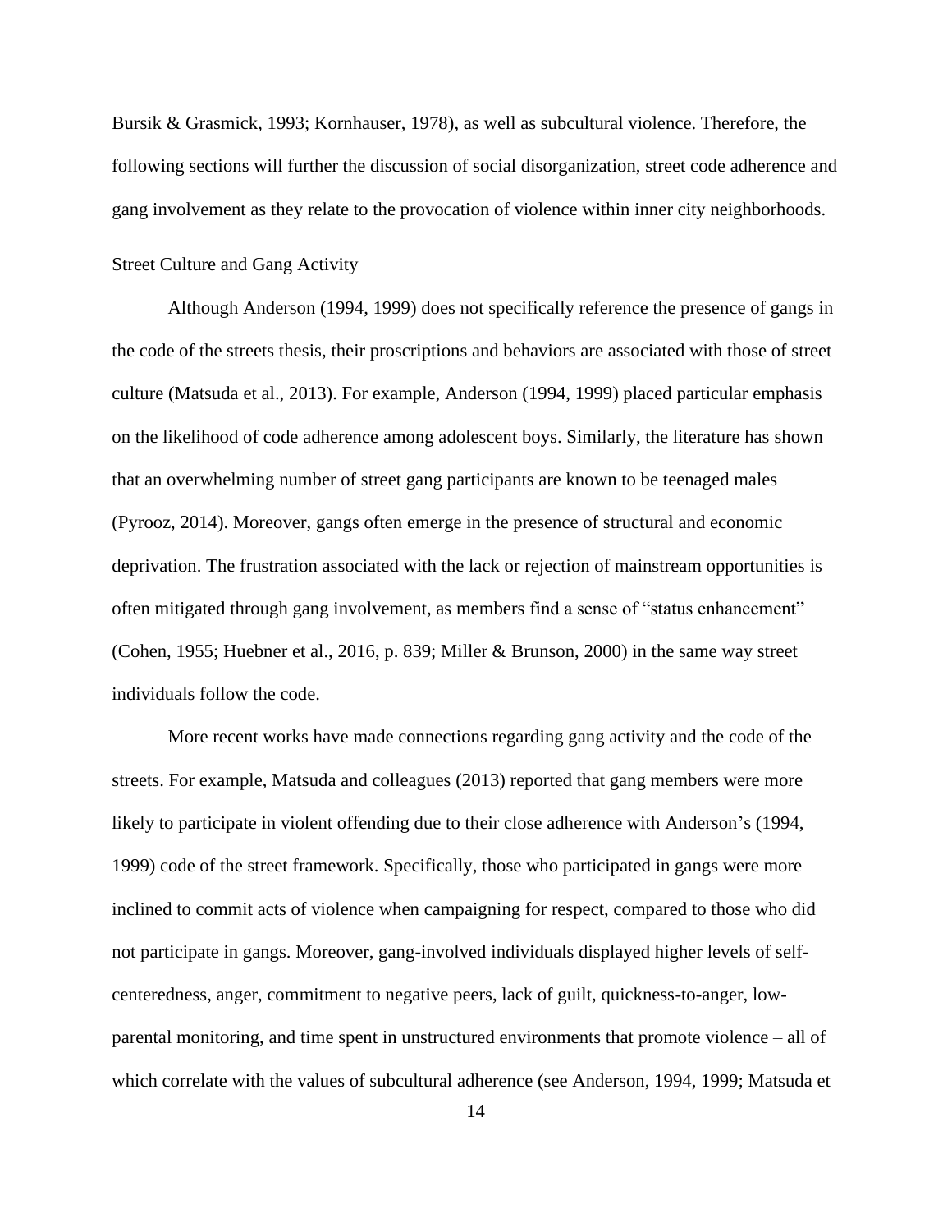Bursik & Grasmick, 1993; Kornhauser, 1978), as well as subcultural violence. Therefore, the following sections will further the discussion of social disorganization, street code adherence and gang involvement as they relate to the provocation of violence within inner city neighborhoods.

## Street Culture and Gang Activity

Although Anderson (1994, 1999) does not specifically reference the presence of gangs in the code of the streets thesis, their proscriptions and behaviors are associated with those of street culture (Matsuda et al., 2013). For example, Anderson (1994, 1999) placed particular emphasis on the likelihood of code adherence among adolescent boys. Similarly, the literature has shown that an overwhelming number of street gang participants are known to be teenaged males (Pyrooz, 2014). Moreover, gangs often emerge in the presence of structural and economic deprivation. The frustration associated with the lack or rejection of mainstream opportunities is often mitigated through gang involvement, as members find a sense of "status enhancement" (Cohen, 1955; Huebner et al., 2016, p. 839; Miller & Brunson, 2000) in the same way street individuals follow the code.

More recent works have made connections regarding gang activity and the code of the streets. For example, Matsuda and colleagues (2013) reported that gang members were more likely to participate in violent offending due to their close adherence with Anderson's (1994, 1999) code of the street framework. Specifically, those who participated in gangs were more inclined to commit acts of violence when campaigning for respect, compared to those who did not participate in gangs. Moreover, gang-involved individuals displayed higher levels of self-centeredness, anger, commitment to negative peers, lack of guilt, quickness-to-anger, low-parental monitoring, and time spent in unstructured environments that promote violence – all of which correlate with the values of subcultural adherence (see Anderson, 1994, 1999; Matsuda et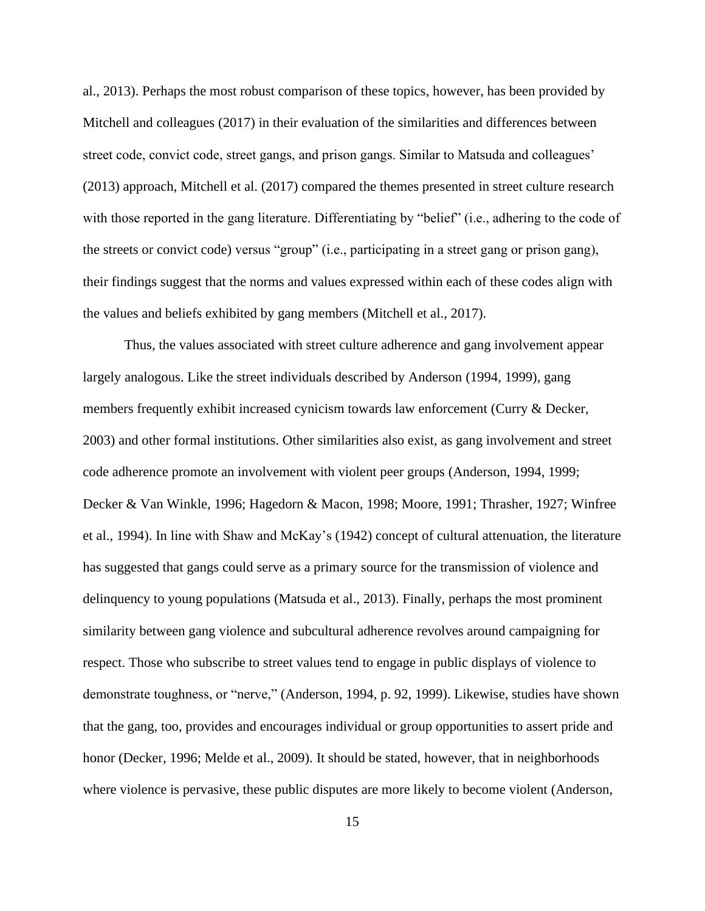al., 2013). Perhaps the most robust comparison of these topics, however, has been provided by Mitchell and colleagues (2017) in their evaluation of the similarities and differences between street code, convict code, street gangs, and prison gangs. Similar to Matsuda and colleagues' (2013) approach, Mitchell et al. (2017) compared the themes presented in street culture research with those reported in the gang literature. Differentiating by "belief" (i.e., adhering to the code of the streets or convict code) versus "group" (i.e., participating in a street gang or prison gang), their findings suggest that the norms and values expressed within each of these codes align with the values and beliefs exhibited by gang members (Mitchell et al., 2017).

Thus, the values associated with street culture adherence and gang involvement appear largely analogous. Like the street individuals described by Anderson (1994, 1999), gang members frequently exhibit increased cynicism towards law enforcement (Curry & Decker, 2003) and other formal institutions. Other similarities also exist, as gang involvement and street code adherence promote an involvement with violent peer groups (Anderson, 1994, 1999; Decker & Van Winkle, 1996; Hagedorn & Macon, 1998; Moore, 1991; Thrasher, 1927; Winfree et al., 1994). In line with Shaw and McKay's (1942) concept of cultural attenuation, the literature has suggested that gangs could serve as a primary source for the transmission of violence and delinquency to young populations (Matsuda et al., 2013). Finally, perhaps the most prominent similarity between gang violence and subcultural adherence revolves around campaigning for respect. Those who subscribe to street values tend to engage in public displays of violence to demonstrate toughness, or "nerve," (Anderson, 1994, p. 92, 1999). Likewise, studies have shown that the gang, too, provides and encourages individual or group opportunities to assert pride and honor (Decker, 1996; Melde et al., 2009). It should be stated, however, that in neighborhoods where violence is pervasive, these public disputes are more likely to become violent (Anderson,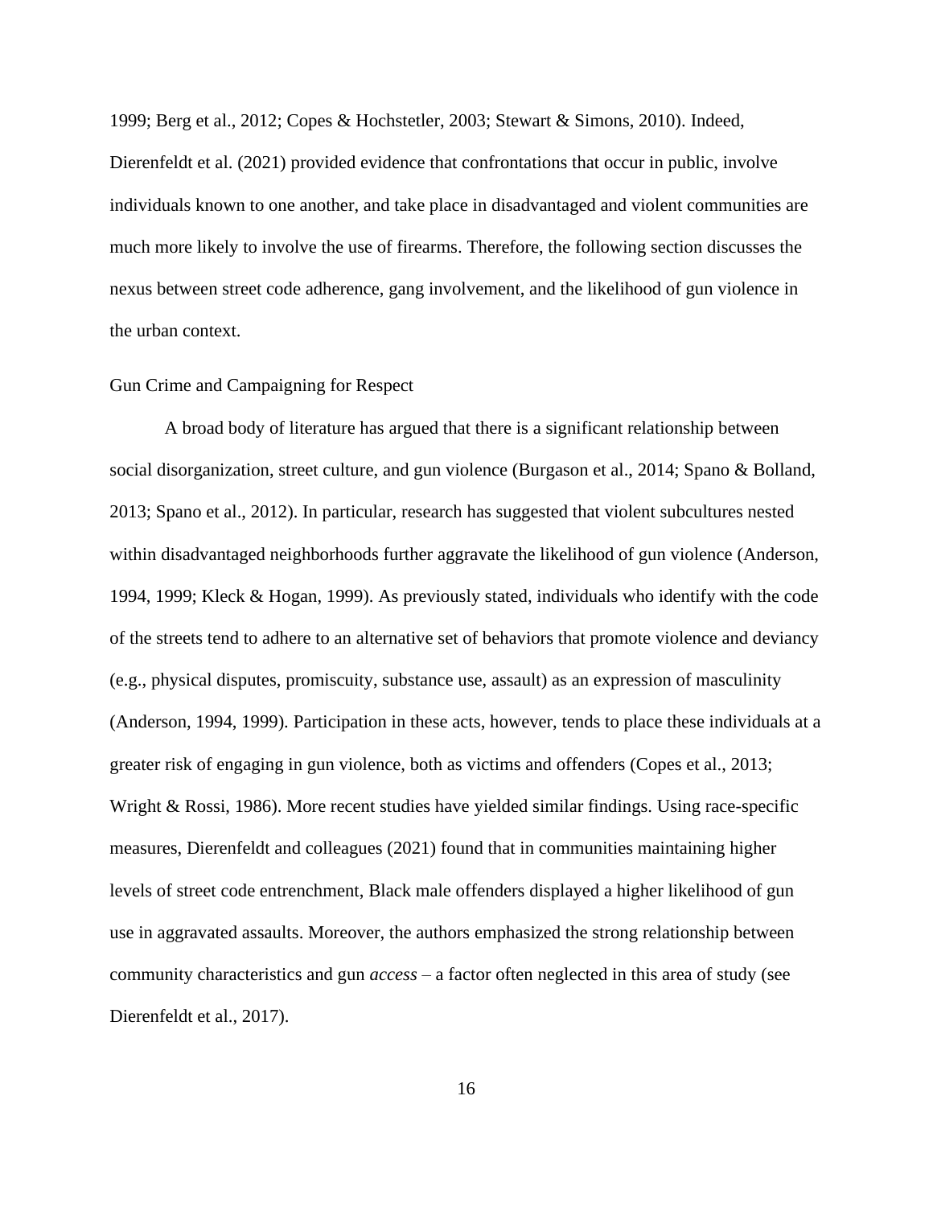1999; Berg et al., 2012; Copes & Hochstetler, 2003; Stewart & Simons, 2010). Indeed, Dierenfeldt et al. (2021) provided evidence that confrontations that occur in public, involve individuals known to one another, and take place in disadvantaged and violent communities are much more likely to involve the use of firearms. Therefore, the following section discusses the nexus between street code adherence, gang involvement, and the likelihood of gun violence in the urban context.

### Gun Crime and Campaigning for Respect

A broad body of literature has argued that there is a significant relationship between social disorganization, street culture, and gun violence (Burgason et al., 2014; Spano & Bolland, 2013; Spano et al., 2012). In particular, research has suggested that violent subcultures nested within disadvantaged neighborhoods further aggravate the likelihood of gun violence (Anderson, 1994, 1999; Kleck & Hogan, 1999). As previously stated, individuals who identify with the code of the streets tend to adhere to an alternative set of behaviors that promote violence and deviancy (e.g., physical disputes, promiscuity, substance use, assault) as an expression of masculinity (Anderson, 1994, 1999). Participation in these acts, however, tends to place these individuals at a greater risk of engaging in gun violence, both as victims and offenders (Copes et al., 2013; Wright & Rossi, 1986). More recent studies have yielded similar findings. Using race-specific measures, Dierenfeldt and colleagues (2021) found that in communities maintaining higher levels of street code entrenchment, Black male offenders displayed a higher likelihood of gun use in aggravated assaults. Moreover, the authors emphasized the strong relationship between community characteristics and gun *access* – a factor often neglected in this area of study (see Dierenfeldt et al., 2017).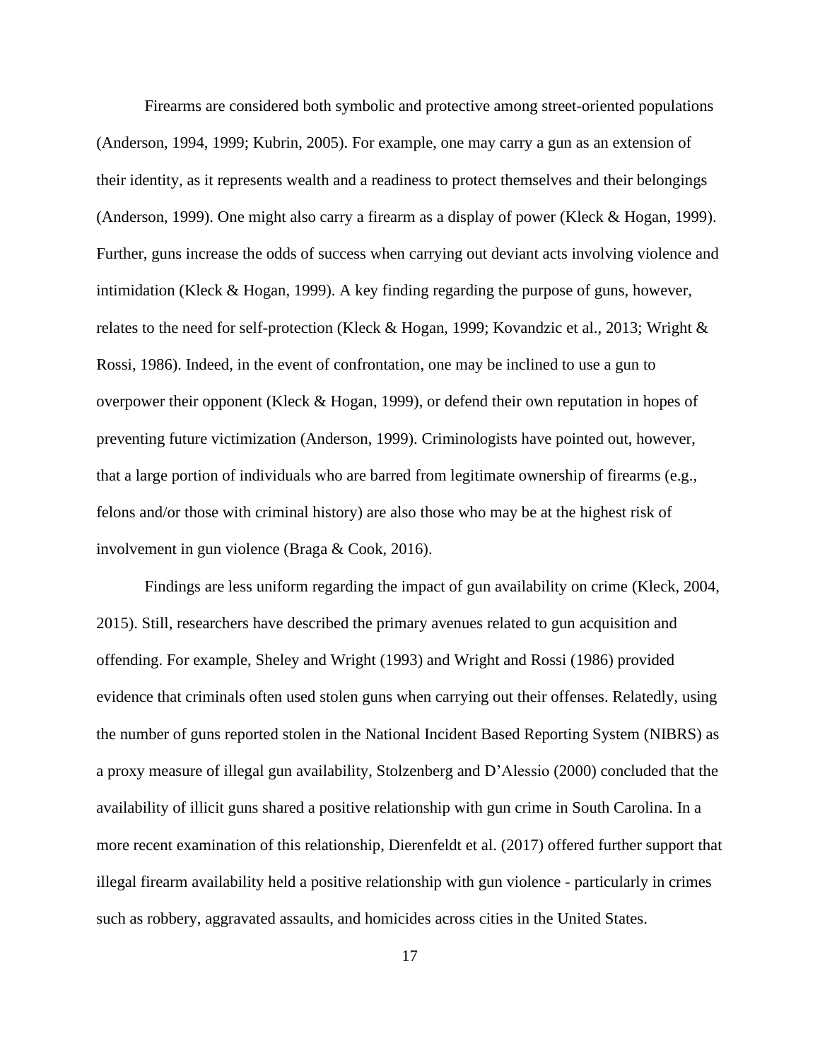Firearms are considered both symbolic and protective among street-oriented populations (Anderson, 1994, 1999; Kubrin, 2005). For example, one may carry a gun as an extension of their identity, as it represents wealth and a readiness to protect themselves and their belongings (Anderson, 1999). One might also carry a firearm as a display of power (Kleck & Hogan, 1999). Further, guns increase the odds of success when carrying out deviant acts involving violence and intimidation (Kleck & Hogan, 1999). A key finding regarding the purpose of guns, however, relates to the need for self-protection (Kleck & Hogan, 1999; Kovandzic et al., 2013; Wright & Rossi, 1986). Indeed, in the event of confrontation, one may be inclined to use a gun to overpower their opponent (Kleck & Hogan, 1999), or defend their own reputation in hopes of preventing future victimization (Anderson, 1999). Criminologists have pointed out, however, that a large portion of individuals who are barred from legitimate ownership of firearms (e.g., felons and/or those with criminal history) are also those who may be at the highest risk of involvement in gun violence (Braga & Cook, 2016).

Findings are less uniform regarding the impact of gun availability on crime (Kleck, 2004, 2015). Still, researchers have described the primary avenues related to gun acquisition and offending. For example, Sheley and Wright (1993) and Wright and Rossi (1986) provided evidence that criminals often used stolen guns when carrying out their offenses. Relatedly, using the number of guns reported stolen in the National Incident Based Reporting System (NIBRS) as a proxy measure of illegal gun availability, Stolzenberg and D'Alessio (2000) concluded that the availability of illicit guns shared a positive relationship with gun crime in South Carolina. In a more recent examination of this relationship, Dierenfeldt et al. (2017) offered further support that illegal firearm availability held a positive relationship with gun violence - particularly in crimes such as robbery, aggravated assaults, and homicides across cities in the United States.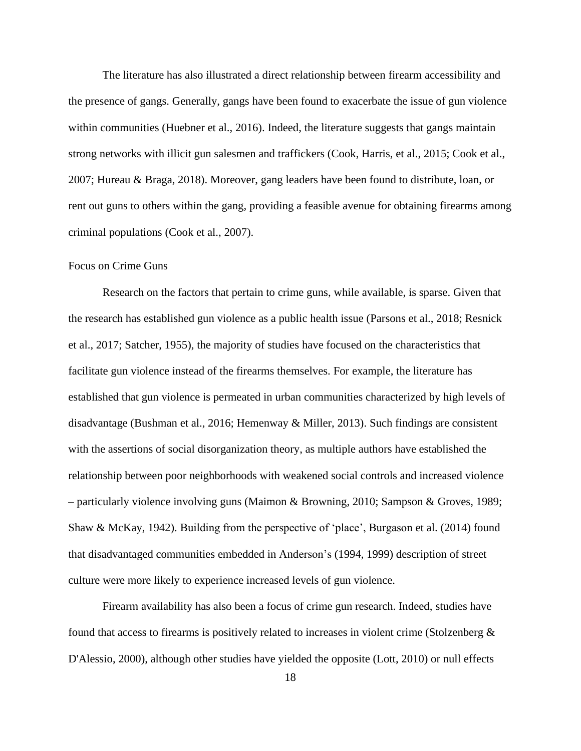The literature has also illustrated a direct relationship between firearm accessibility and the presence of gangs. Generally, gangs have been found to exacerbate the issue of gun violence within communities (Huebner et al., 2016). Indeed, the literature suggests that gangs maintain strong networks with illicit gun salesmen and traffickers (Cook, Harris, et al., 2015; Cook et al., 2007; Hureau & Braga, 2018). Moreover, gang leaders have been found to distribute, loan, or rent out guns to others within the gang, providing a feasible avenue for obtaining firearms among criminal populations (Cook et al., 2007).

## Focus on Crime Guns

Research on the factors that pertain to crime guns, while available, is sparse. Given that the research has established gun violence as a public health issue (Parsons et al., 2018; Resnick et al., 2017; Satcher, 1955), the majority of studies have focused on the characteristics that facilitate gun violence instead of the firearms themselves. For example, the literature has established that gun violence is permeated in urban communities characterized by high levels of disadvantage (Bushman et al., 2016; Hemenway & Miller, 2013). Such findings are consistent with the assertions of social disorganization theory, as multiple authors have established the relationship between poor neighborhoods with weakened social controls and increased violence – particularly violence involving guns (Maimon & Browning, 2010; Sampson & Groves, 1989; Shaw & McKay, 1942). Building from the perspective of 'place', Burgason et al. (2014) found that disadvantaged communities embedded in Anderson's (1994, 1999) description of street culture were more likely to experience increased levels of gun violence.

Firearm availability has also been a focus of crime gun research. Indeed, studies have found that access to firearms is positively related to increases in violent crime (Stolzenberg & D'Alessio, 2000), although other studies have yielded the opposite (Lott, 2010) or null effects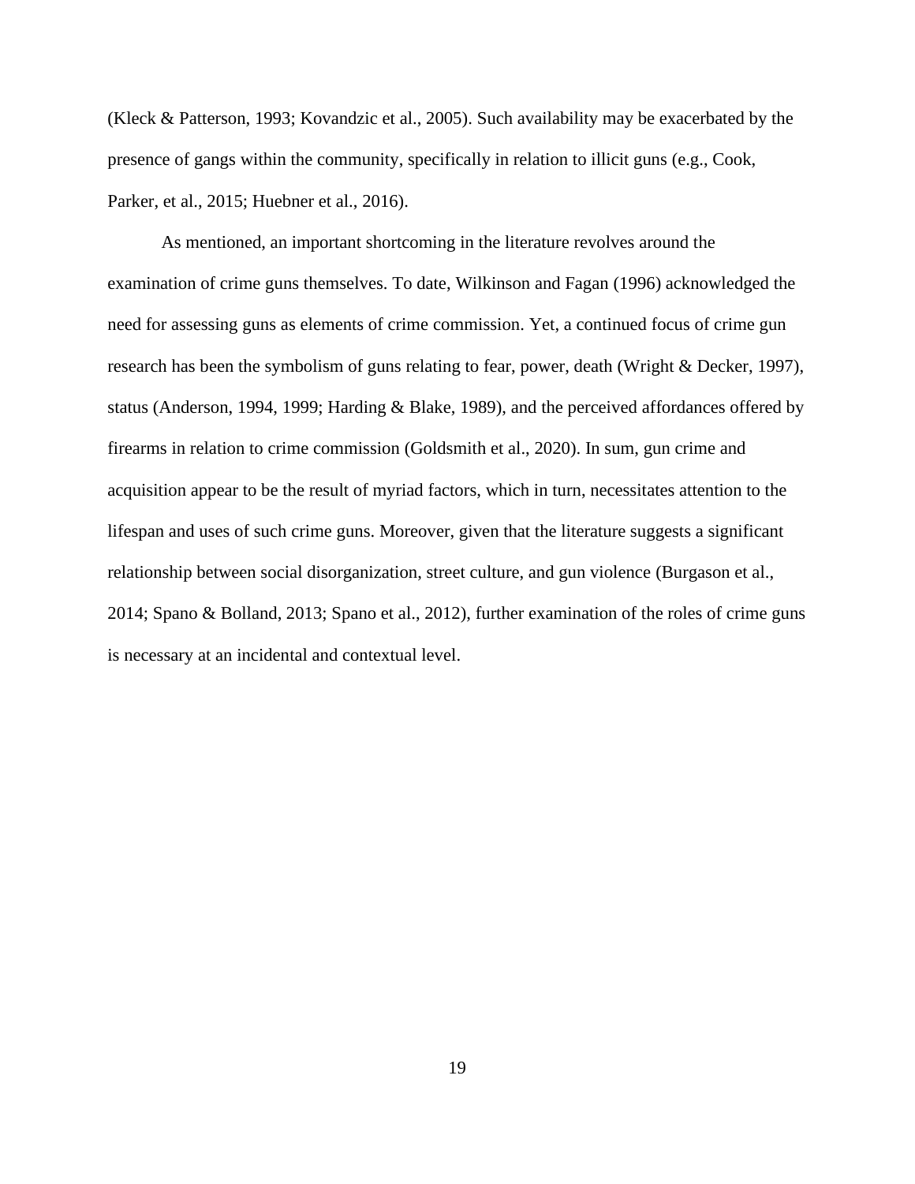(Kleck & Patterson, 1993; Kovandzic et al., 2005). Such availability may be exacerbated by the presence of gangs within the community, specifically in relation to illicit guns (e.g., Cook, Parker, et al., 2015; Huebner et al., 2016).

As mentioned, an important shortcoming in the literature revolves around the examination of crime guns themselves. To date, Wilkinson and Fagan (1996) acknowledged the need for assessing guns as elements of crime commission. Yet, a continued focus of crime gun research has been the symbolism of guns relating to fear, power, death (Wright & Decker, 1997), status (Anderson, 1994, 1999; Harding & Blake, 1989), and the perceived affordances offered by firearms in relation to crime commission (Goldsmith et al., 2020). In sum, gun crime and acquisition appear to be the result of myriad factors, which in turn, necessitates attention to the lifespan and uses of such crime guns. Moreover, given that the literature suggests a significant relationship between social disorganization, street culture, and gun violence (Burgason et al., 2014; Spano & Bolland, 2013; Spano et al., 2012), further examination of the roles of crime guns is necessary at an incidental and contextual level.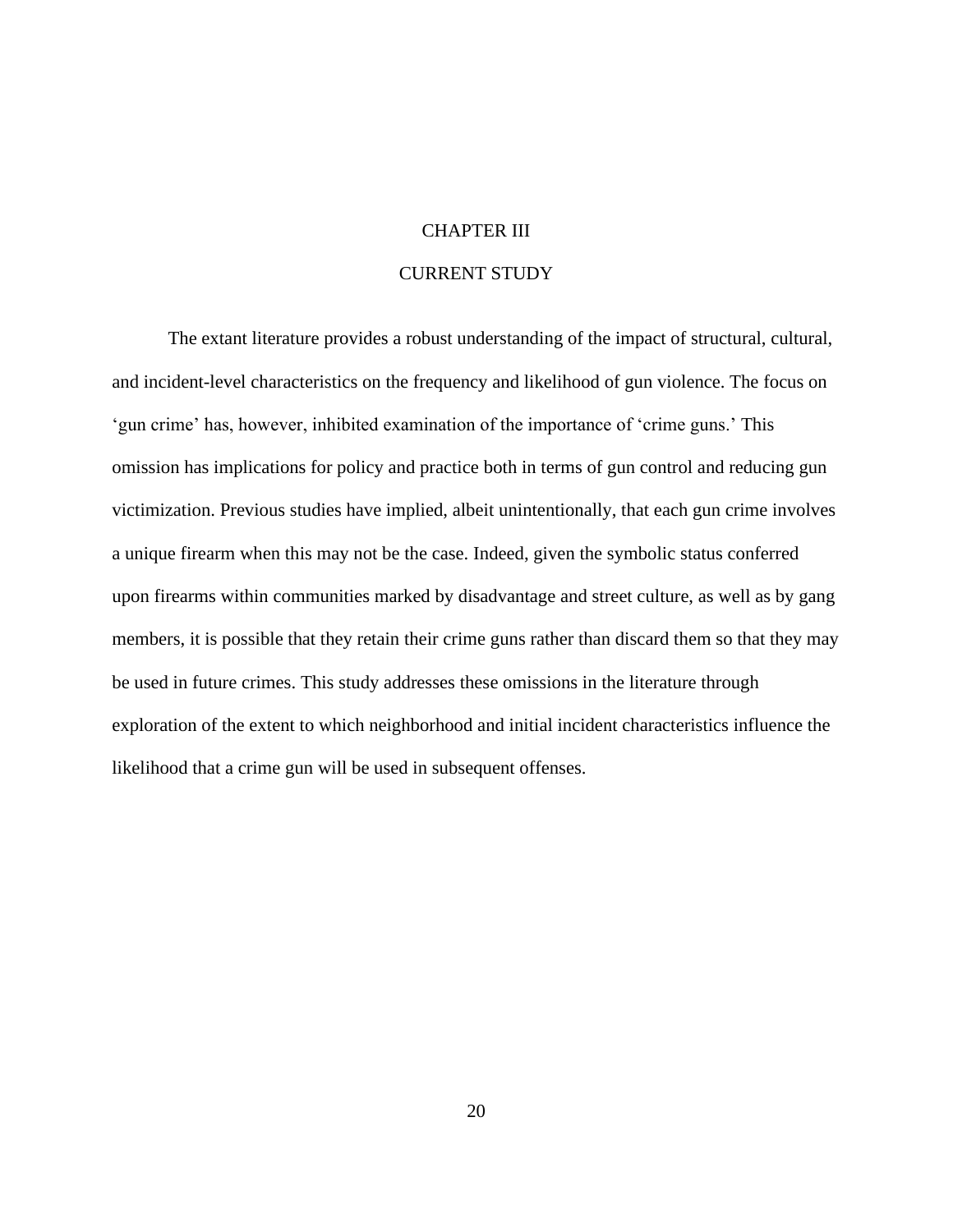# CHAPTER III

# CURRENT STUDY

The extant literature provides a robust understanding of the impact of structural, cultural, and incident-level characteristics on the frequency and likelihood of gun violence. The focus on 'gun crime' has, however, inhibited examination of the importance of 'crime guns.' This omission has implications for policy and practice both in terms of gun control and reducing gun victimization. Previous studies have implied, albeit unintentionally, that each gun crime involves a unique firearm when this may not be the case. Indeed, given the symbolic status conferred upon firearms within communities marked by disadvantage and street culture, as well as by gang members, it is possible that they retain their crime guns rather than discard them so that they may be used in future crimes. This study addresses these omissions in the literature through exploration of the extent to which neighborhood and initial incident characteristics influence the likelihood that a crime gun will be used in subsequent offenses.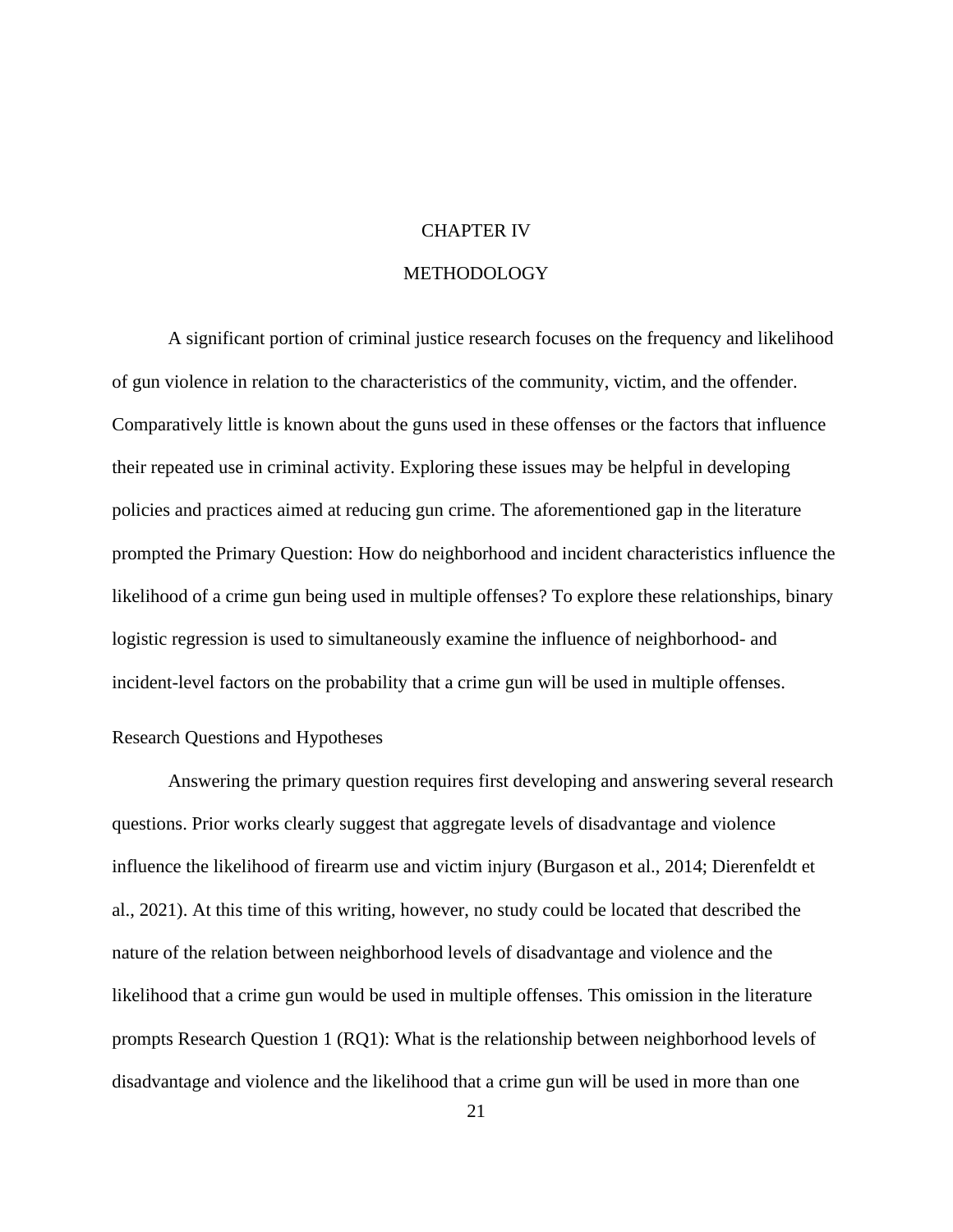# CHAPTER IV

# METHODOLOGY

A significant portion of criminal justice research focuses on the frequency and likelihood of gun violence in relation to the characteristics of the community, victim, and the offender. Comparatively little is known about the guns used in these offenses or the factors that influence their repeated use in criminal activity. Exploring these issues may be helpful in developing policies and practices aimed at reducing gun crime. The aforementioned gap in the literature prompted the Primary Question: How do neighborhood and incident characteristics influence the likelihood of a crime gun being used in multiple offenses? To explore these relationships, binary logistic regression is used to simultaneously examine the influence of neighborhood- and incident-level factors on the probability that a crime gun will be used in multiple offenses.

## Research Questions and Hypotheses

Answering the primary question requires first developing and answering several research questions. Prior works clearly suggest that aggregate levels of disadvantage and violence influence the likelihood of firearm use and victim injury (Burgason et al., 2014; Dierenfeldt et al., 2021). At this time of this writing, however, no study could be located that described the nature of the relation between neighborhood levels of disadvantage and violence and the likelihood that a crime gun would be used in multiple offenses. This omission in the literature prompts Research Question 1 (RQ1): What is the relationship between neighborhood levels of disadvantage and violence and the likelihood that a crime gun will be used in more than one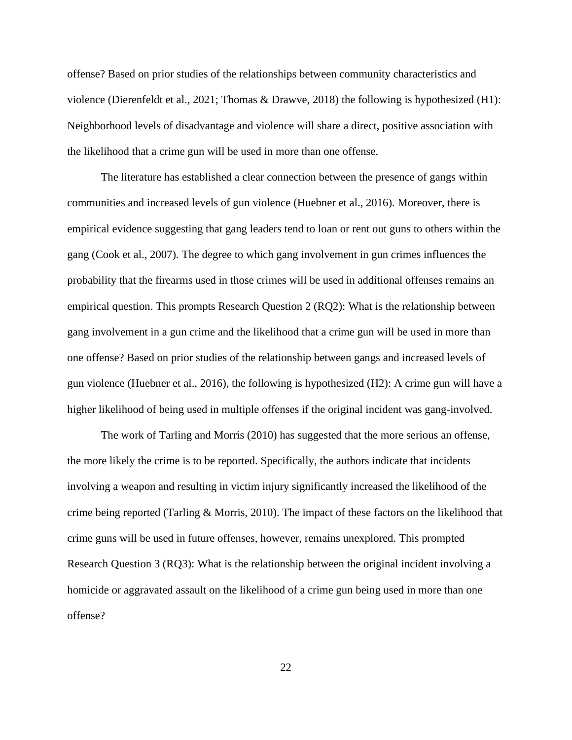offense? Based on prior studies of the relationships between community characteristics and violence (Dierenfeldt et al., 2021; Thomas & Drawve, 2018) the following is hypothesized (H1): Neighborhood levels of disadvantage and violence will share a direct, positive association with the likelihood that a crime gun will be used in more than one offense.

The literature has established a clear connection between the presence of gangs within communities and increased levels of gun violence (Huebner et al., 2016). Moreover, there is empirical evidence suggesting that gang leaders tend to loan or rent out guns to others within the gang (Cook et al., 2007). The degree to which gang involvement in gun crimes influences the probability that the firearms used in those crimes will be used in additional offenses remains an empirical question. This prompts Research Question 2 (RQ2): What is the relationship between gang involvement in a gun crime and the likelihood that a crime gun will be used in more than one offense? Based on prior studies of the relationship between gangs and increased levels of gun violence (Huebner et al., 2016), the following is hypothesized (H2): A crime gun will have a higher likelihood of being used in multiple offenses if the original incident was gang-involved.

The work of Tarling and Morris (2010) has suggested that the more serious an offense, the more likely the crime is to be reported. Specifically, the authors indicate that incidents involving a weapon and resulting in victim injury significantly increased the likelihood of the crime being reported (Tarling & Morris, 2010). The impact of these factors on the likelihood that crime guns will be used in future offenses, however, remains unexplored. This prompted Research Question 3 (RQ3): What is the relationship between the original incident involving a homicide or aggravated assault on the likelihood of a crime gun being used in more than one offense?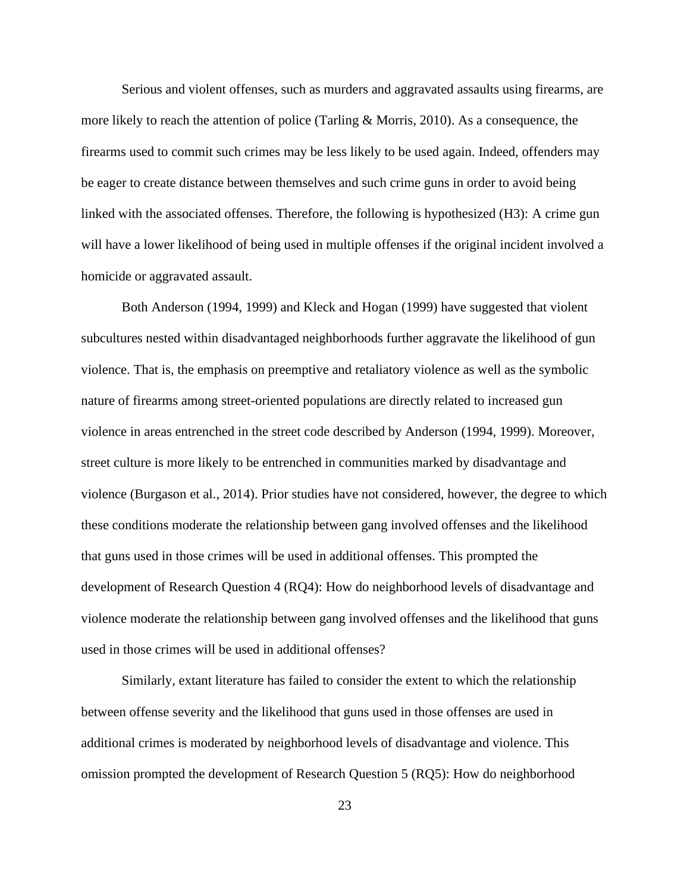Serious and violent offenses, such as murders and aggravated assaults using firearms, are more likely to reach the attention of police (Tarling & Morris, 2010). As a consequence, the firearms used to commit such crimes may be less likely to be used again. Indeed, offenders may be eager to create distance between themselves and such crime guns in order to avoid being linked with the associated offenses. Therefore, the following is hypothesized (H3): A crime gun will have a lower likelihood of being used in multiple offenses if the original incident involved a homicide or aggravated assault.

Both Anderson (1994, 1999) and Kleck and Hogan (1999) have suggested that violent subcultures nested within disadvantaged neighborhoods further aggravate the likelihood of gun violence. That is, the emphasis on preemptive and retaliatory violence as well as the symbolic nature of firearms among street-oriented populations are directly related to increased gun violence in areas entrenched in the street code described by Anderson (1994, 1999). Moreover, street culture is more likely to be entrenched in communities marked by disadvantage and violence (Burgason et al., 2014). Prior studies have not considered, however, the degree to which these conditions moderate the relationship between gang involved offenses and the likelihood that guns used in those crimes will be used in additional offenses. This prompted the development of Research Question 4 (RQ4): How do neighborhood levels of disadvantage and violence moderate the relationship between gang involved offenses and the likelihood that guns used in those crimes will be used in additional offenses?

Similarly, extant literature has failed to consider the extent to which the relationship between offense severity and the likelihood that guns used in those offenses are used in additional crimes is moderated by neighborhood levels of disadvantage and violence. This omission prompted the development of Research Question 5 (RQ5): How do neighborhood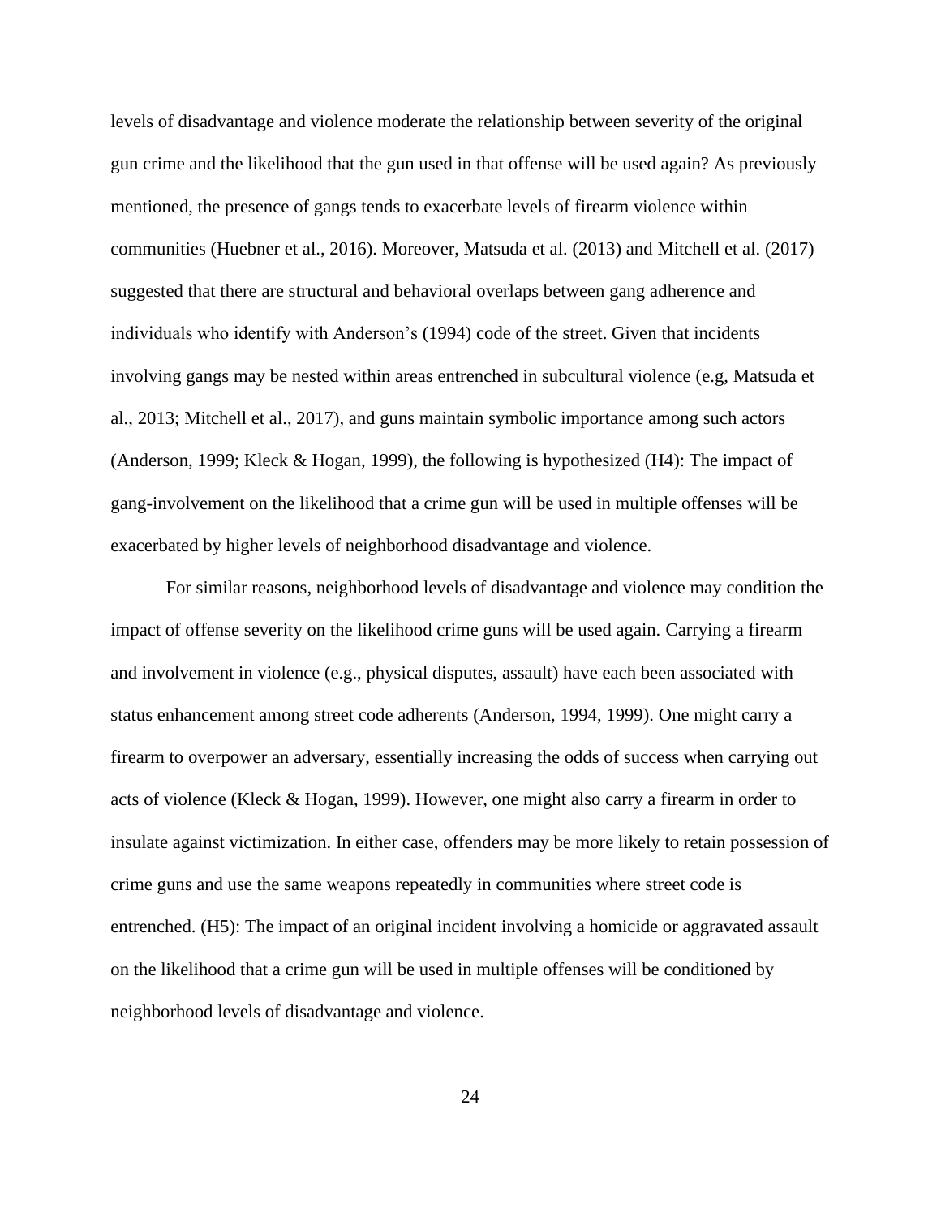levels of disadvantage and violence moderate the relationship between severity of the original gun crime and the likelihood that the gun used in that offense will be used again? As previously mentioned, the presence of gangs tends to exacerbate levels of firearm violence within communities (Huebner et al., 2016). Moreover, Matsuda et al. (2013) and Mitchell et al. (2017) suggested that there are structural and behavioral overlaps between gang adherence and individuals who identify with Anderson's (1994) code of the street. Given that incidents involving gangs may be nested within areas entrenched in subcultural violence (e.g, Matsuda et al., 2013; Mitchell et al., 2017), and guns maintain symbolic importance among such actors (Anderson, 1999; Kleck & Hogan, 1999), the following is hypothesized (H4): The impact of gang-involvement on the likelihood that a crime gun will be used in multiple offenses will be exacerbated by higher levels of neighborhood disadvantage and violence.

For similar reasons, neighborhood levels of disadvantage and violence may condition the impact of offense severity on the likelihood crime guns will be used again. Carrying a firearm and involvement in violence (e.g., physical disputes, assault) have each been associated with status enhancement among street code adherents (Anderson, 1994, 1999). One might carry a firearm to overpower an adversary, essentially increasing the odds of success when carrying out acts of violence (Kleck & Hogan, 1999). However, one might also carry a firearm in order to insulate against victimization. In either case, offenders may be more likely to retain possession of crime guns and use the same weapons repeatedly in communities where street code is entrenched. (H5): The impact of an original incident involving a homicide or aggravated assault on the likelihood that a crime gun will be used in multiple offenses will be conditioned by neighborhood levels of disadvantage and violence.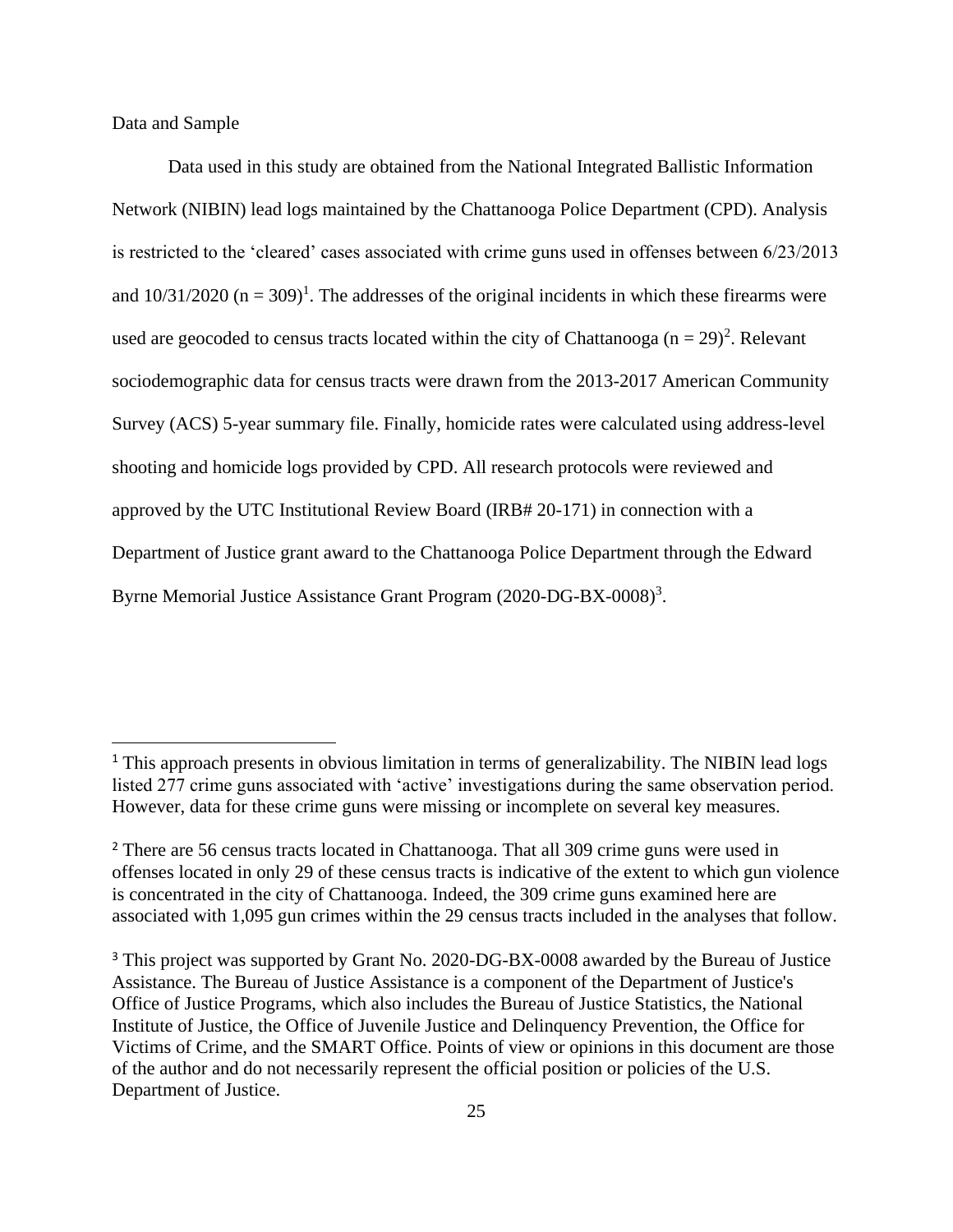Data and Sample

Data used in this study are obtained from the National Integrated Ballistic Information Network (NIBIN) lead logs maintained by the Chattanooga Police Department (CPD). Analysis is restricted to the 'cleared' cases associated with crime guns used in offenses between 6/23/2013 and 10/31/2020 ($n = 309$)[1]. The addresses of the original incidents in which these firearms were used are geocoded to census tracts located within the city of Chattanooga ($n = 29$)[2]. Relevant sociodemographic data for census tracts were drawn from the 2013-2017 American Community Survey (ACS) 5-year summary file. Finally, homicide rates were calculated using address-level shooting and homicide logs provided by CPD. All research protocols were reviewed and approved by the UTC Institutional Review Board (IRB# 20-171) in connection with a Department of Justice grant award to the Chattanooga Police Department through the Edward Byrne Memorial Justice Assistance Grant Program (2020-DG-BX-0008)[3].

---

[1] This approach presents in obvious limitation in terms of generalizability. The NIBIN lead logs listed 277 crime guns associated with 'active' investigations during the same observation period. However, data for these crime guns were missing or incomplete on several key measures.

[2] There are 56 census tracts located in Chattanooga. That all 309 crime guns were used in offenses located in only 29 of these census tracts is indicative of the extent to which gun violence is concentrated in the city of Chattanooga. Indeed, the 309 crime guns examined here are associated with 1,095 gun crimes within the 29 census tracts included in the analyses that follow.

[3] This project was supported by Grant No. 2020-DG-BX-0008 awarded by the Bureau of Justice Assistance. The Bureau of Justice Assistance is a component of the Department of Justice's Office of Justice Programs, which also includes the Bureau of Justice Statistics, the National Institute of Justice, the Office of Juvenile Justice and Delinquency Prevention, the Office for Victims of Crime, and the SMART Office. Points of view or opinions in this document are those of the author and do not necessarily represent the official position or policies of the U.S. Department of Justice.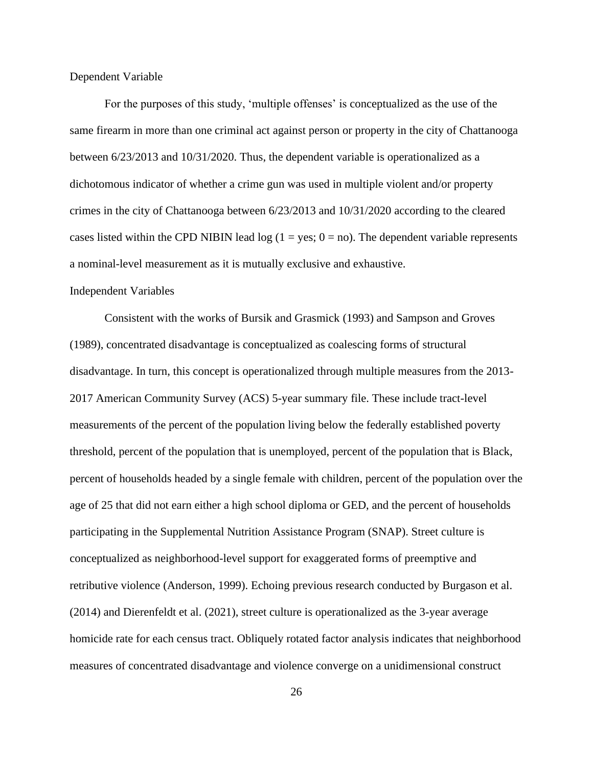### Dependent Variable

For the purposes of this study, 'multiple offenses' is conceptualized as the use of the same firearm in more than one criminal act against person or property in the city of Chattanooga between 6/23/2013 and 10/31/2020. Thus, the dependent variable is operationalized as a dichotomous indicator of whether a crime gun was used in multiple violent and/or property crimes in the city of Chattanooga between 6/23/2013 and 10/31/2020 according to the cleared cases listed within the CPD NIBIN lead log (1 = yes; 0 = no). The dependent variable represents a nominal-level measurement as it is mutually exclusive and exhaustive.

### Independent Variables

Consistent with the works of Bursik and Grasmick (1993) and Sampson and Groves (1989), concentrated disadvantage is conceptualized as coalescing forms of structural disadvantage. In turn, this concept is operationalized through multiple measures from the 2013-2017 American Community Survey (ACS) 5-year summary file. These include tract-level measurements of the percent of the population living below the federally established poverty threshold, percent of the population that is unemployed, percent of the population that is Black, percent of households headed by a single female with children, percent of the population over the age of 25 that did not earn either a high school diploma or GED, and the percent of households participating in the Supplemental Nutrition Assistance Program (SNAP). Street culture is conceptualized as neighborhood-level support for exaggerated forms of preemptive and retributive violence (Anderson, 1999). Echoing previous research conducted by Burgason et al. (2014) and Dierenfeldt et al. (2021), street culture is operationalized as the 3-year average homicide rate for each census tract. Obliquely rotated factor analysis indicates that neighborhood measures of concentrated disadvantage and violence converge on a unidimensional construct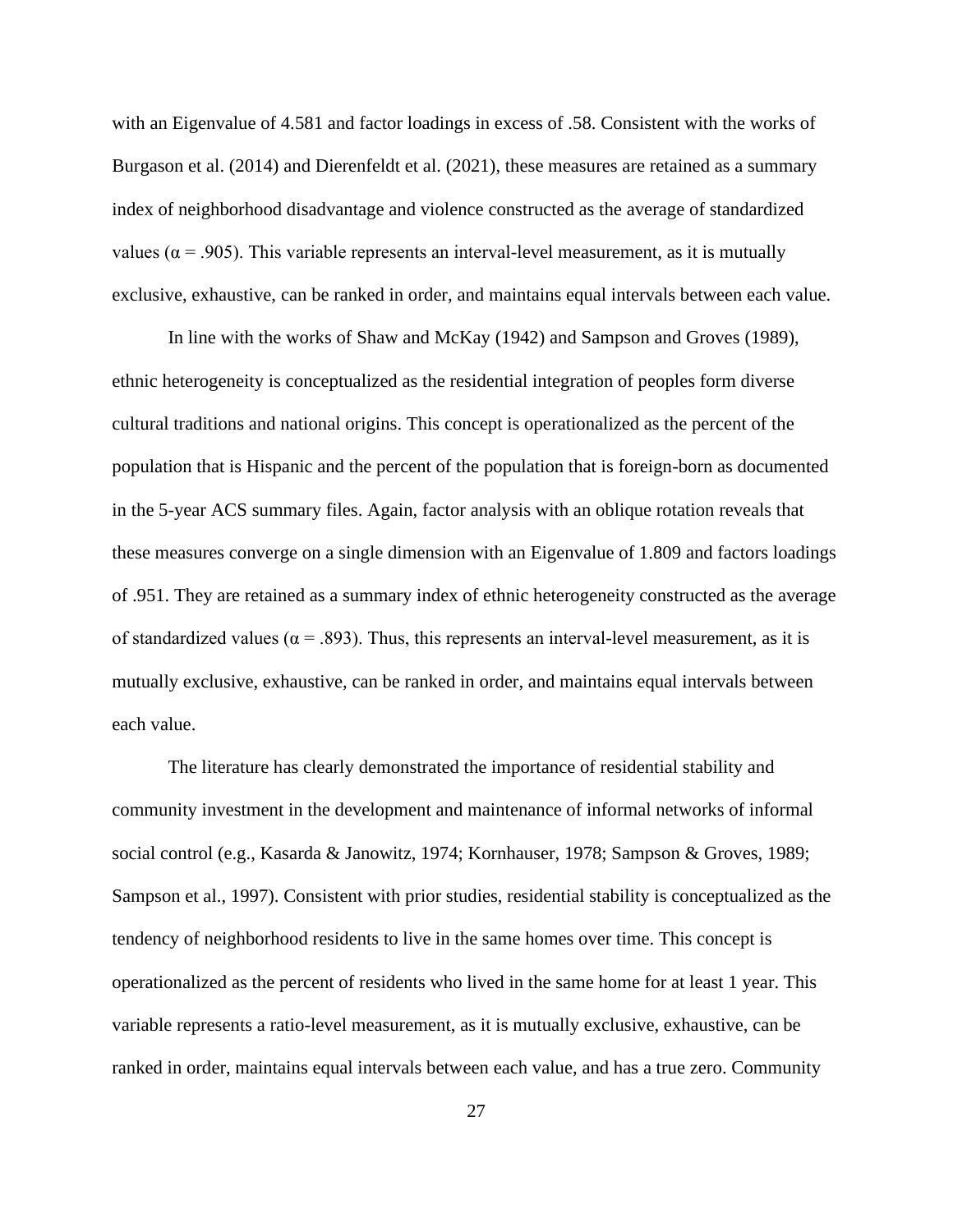with an Eigenvalue of 4.581 and factor loadings in excess of .58. Consistent with the works of Burgason et al. (2014) and Dierenfeldt et al. (2021), these measures are retained as a summary index of neighborhood disadvantage and violence constructed as the average of standardized values ($\alpha = .905$). This variable represents an interval-level measurement, as it is mutually exclusive, exhaustive, can be ranked in order, and maintains equal intervals between each value.

In line with the works of Shaw and McKay (1942) and Sampson and Groves (1989), ethnic heterogeneity is conceptualized as the residential integration of peoples form diverse cultural traditions and national origins. This concept is operationalized as the percent of the population that is Hispanic and the percent of the population that is foreign-born as documented in the 5-year ACS summary files. Again, factor analysis with an oblique rotation reveals that these measures converge on a single dimension with an Eigenvalue of 1.809 and factors loadings of .951. They are retained as a summary index of ethnic heterogeneity constructed as the average of standardized values ($\alpha = .893$). Thus, this represents an interval-level measurement, as it is mutually exclusive, exhaustive, can be ranked in order, and maintains equal intervals between each value.

The literature has clearly demonstrated the importance of residential stability and community investment in the development and maintenance of informal networks of informal social control (e.g., Kasarda & Janowitz, 1974; Kornhauser, 1978; Sampson & Groves, 1989; Sampson et al., 1997). Consistent with prior studies, residential stability is conceptualized as the tendency of neighborhood residents to live in the same homes over time. This concept is operationalized as the percent of residents who lived in the same home for at least 1 year. This variable represents a ratio-level measurement, as it is mutually exclusive, exhaustive, can be ranked in order, maintains equal intervals between each value, and has a true zero. Community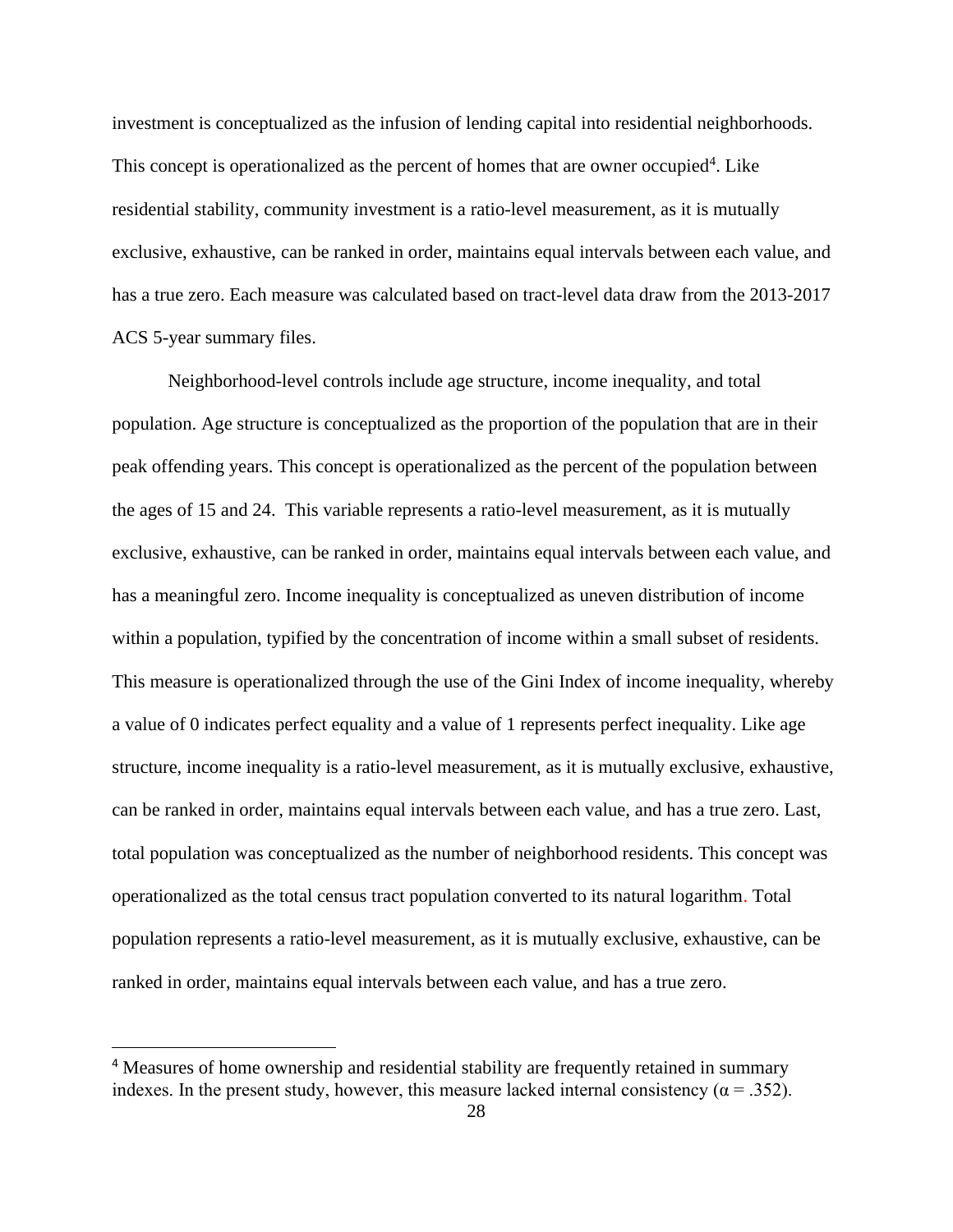investment is conceptualized as the infusion of lending capital into residential neighborhoods. This concept is operationalized as the percent of homes that are owner occupied[4]. Like residential stability, community investment is a ratio-level measurement, as it is mutually exclusive, exhaustive, can be ranked in order, maintains equal intervals between each value, and has a true zero. Each measure was calculated based on tract-level data draw from the 2013-2017 ACS 5-year summary files.

Neighborhood-level controls include age structure, income inequality, and total population. Age structure is conceptualized as the proportion of the population that are in their peak offending years. This concept is operationalized as the percent of the population between the ages of 15 and 24. This variable represents a ratio-level measurement, as it is mutually exclusive, exhaustive, can be ranked in order, maintains equal intervals between each value, and has a meaningful zero. Income inequality is conceptualized as uneven distribution of income within a population, typified by the concentration of income within a small subset of residents. This measure is operationalized through the use of the Gini Index of income inequality, whereby a value of 0 indicates perfect equality and a value of 1 represents perfect inequality. Like age structure, income inequality is a ratio-level measurement, as it is mutually exclusive, exhaustive, can be ranked in order, maintains equal intervals between each value, and has a true zero. Last, total population was conceptualized as the number of neighborhood residents. This concept was operationalized as the total census tract population converted to its natural logarithm. Total population represents a ratio-level measurement, as it is mutually exclusive, exhaustive, can be ranked in order, maintains equal intervals between each value, and has a true zero.

---

[4] Measures of home ownership and residential stability are frequently retained in summary indexes. In the present study, however, this measure lacked internal consistency ($\alpha = .352$).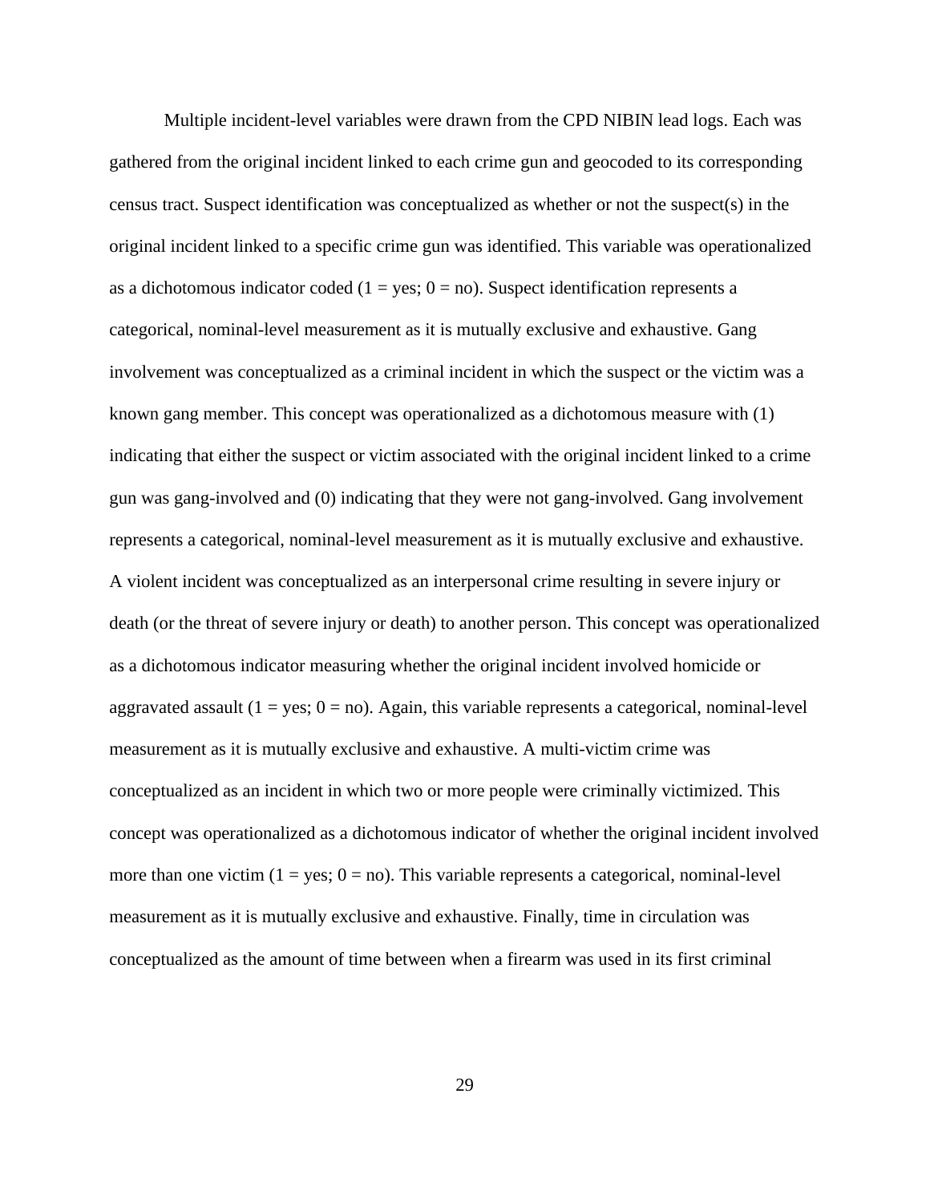Multiple incident-level variables were drawn from the CPD NIBIN lead logs. Each was gathered from the original incident linked to each crime gun and geocoded to its corresponding census tract. Suspect identification was conceptualized as whether or not the suspect(s) in the original incident linked to a specific crime gun was identified. This variable was operationalized as a dichotomous indicator coded (1 = yes; 0 = no). Suspect identification represents a categorical, nominal-level measurement as it is mutually exclusive and exhaustive. Gang involvement was conceptualized as a criminal incident in which the suspect or the victim was a known gang member. This concept was operationalized as a dichotomous measure with (1) indicating that either the suspect or victim associated with the original incident linked to a crime gun was gang-involved and (0) indicating that they were not gang-involved. Gang involvement represents a categorical, nominal-level measurement as it is mutually exclusive and exhaustive. A violent incident was conceptualized as an interpersonal crime resulting in severe injury or death (or the threat of severe injury or death) to another person. This concept was operationalized as a dichotomous indicator measuring whether the original incident involved homicide or aggravated assault (1 = yes; 0 = no). Again, this variable represents a categorical, nominal-level measurement as it is mutually exclusive and exhaustive. A multi-victim crime was conceptualized as an incident in which two or more people were criminally victimized. This concept was operationalized as a dichotomous indicator of whether the original incident involved more than one victim (1 = yes; 0 = no). This variable represents a categorical, nominal-level measurement as it is mutually exclusive and exhaustive. Finally, time in circulation was conceptualized as the amount of time between when a firearm was used in its first criminal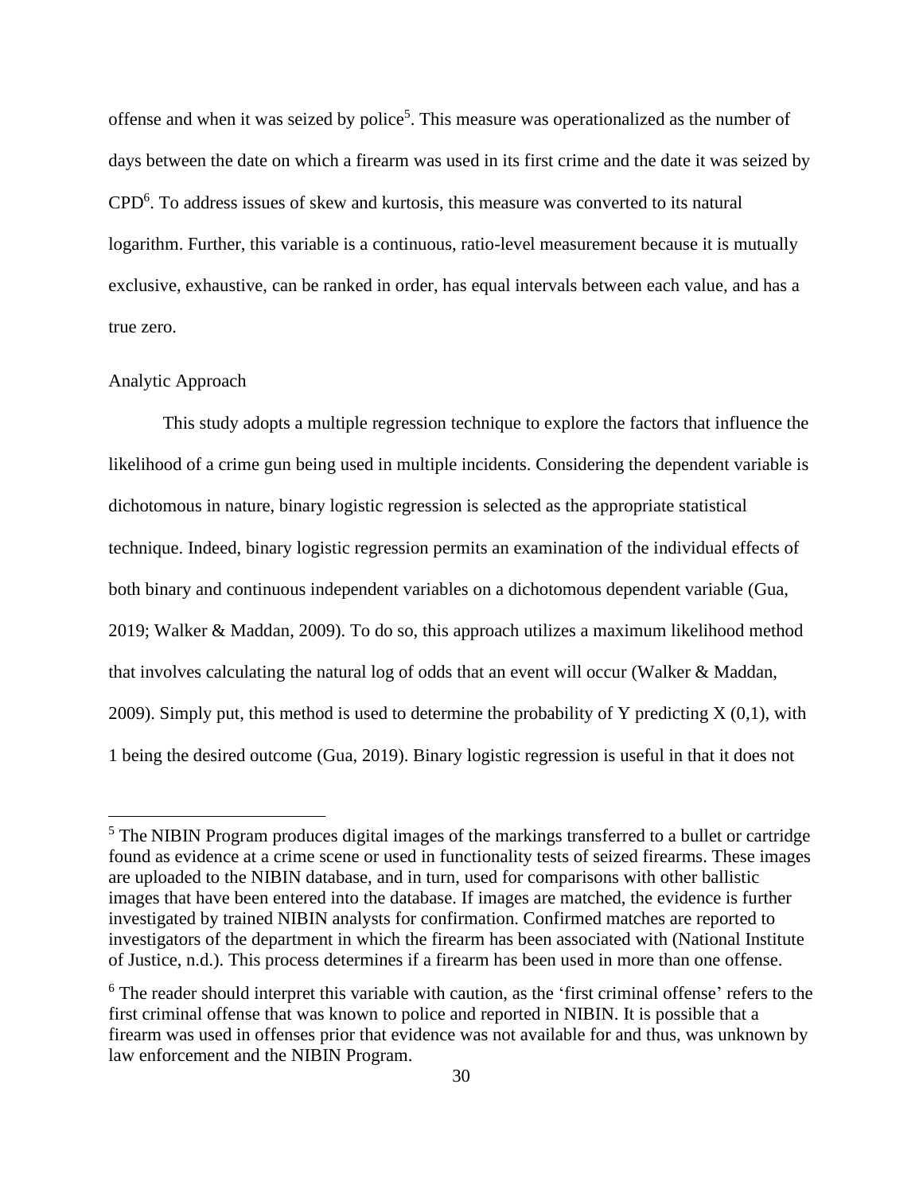offense and when it was seized by police[5]. This measure was operationalized as the number of days between the date on which a firearm was used in its first crime and the date it was seized by CPD[6]. To address issues of skew and kurtosis, this measure was converted to its natural logarithm. Further, this variable is a continuous, ratio-level measurement because it is mutually exclusive, exhaustive, can be ranked in order, has equal intervals between each value, and has a true zero.

## Analytic Approach

This study adopts a multiple regression technique to explore the factors that influence the likelihood of a crime gun being used in multiple incidents. Considering the dependent variable is dichotomous in nature, binary logistic regression is selected as the appropriate statistical technique. Indeed, binary logistic regression permits an examination of the individual effects of both binary and continuous independent variables on a dichotomous dependent variable (Gua, 2019; Walker & Maddan, 2009). To do so, this approach utilizes a maximum likelihood method that involves calculating the natural log of odds that an event will occur (Walker & Maddan, 2009). Simply put, this method is used to determine the probability of Y predicting X (0,1), with 1 being the desired outcome (Gua, 2019). Binary logistic regression is useful in that it does not

---

[5] The NIBIN Program produces digital images of the markings transferred to a bullet or cartridge found as evidence at a crime scene or used in functionality tests of seized firearms. These images are uploaded to the NIBIN database, and in turn, used for comparisons with other ballistic images that have been entered into the database. If images are matched, the evidence is further investigated by trained NIBIN analysts for confirmation. Confirmed matches are reported to investigators of the department in which the firearm has been associated with (National Institute of Justice, n.d.). This process determines if a firearm has been used in more than one offense.

[6] The reader should interpret this variable with caution, as the 'first criminal offense' refers to the first criminal offense that was known to police and reported in NIBIN. It is possible that a firearm was used in offenses prior that evidence was not available for and thus, was unknown by law enforcement and the NIBIN Program.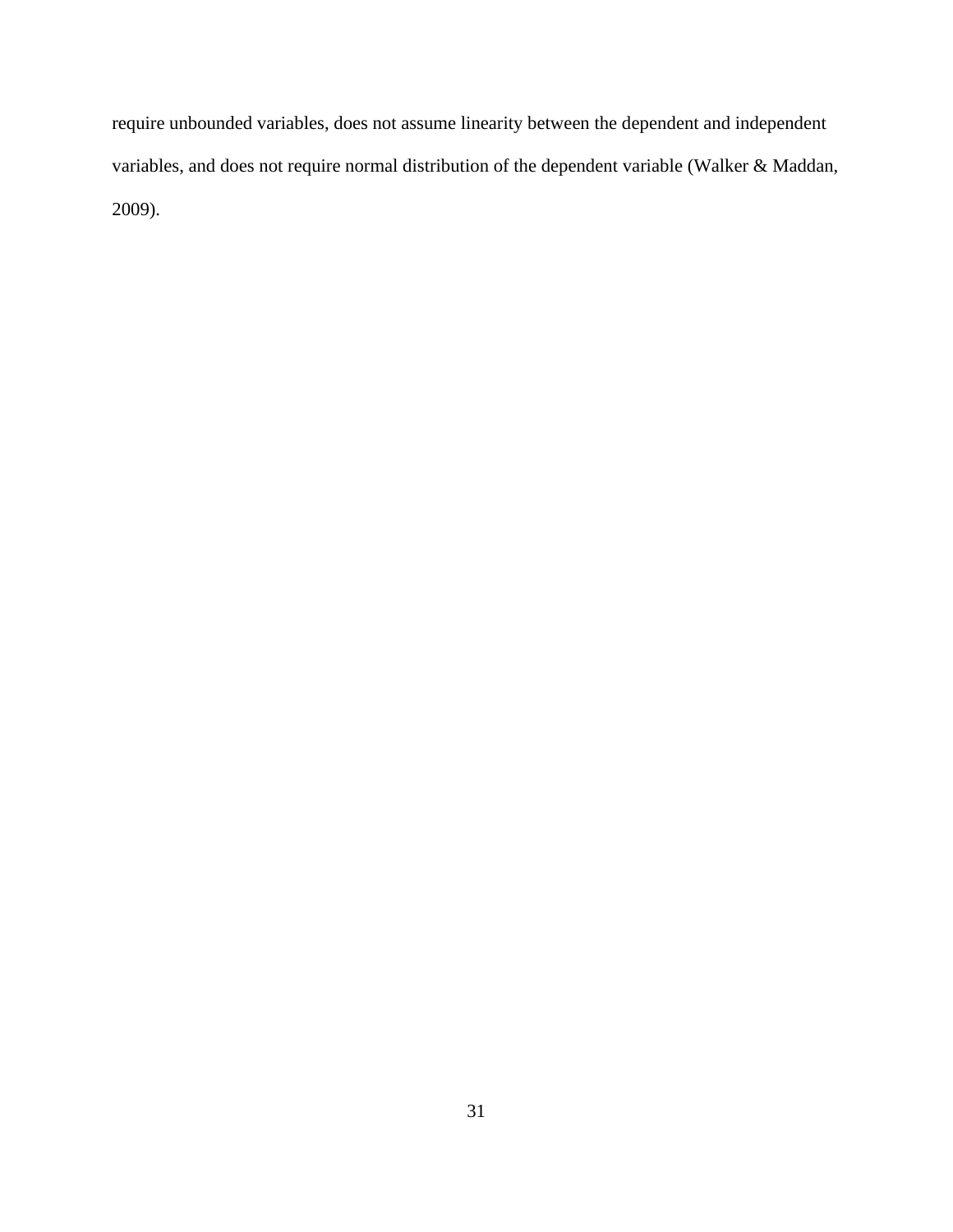require unbounded variables, does not assume linearity between the dependent and independent variables, and does not require normal distribution of the dependent variable (Walker & Maddan, 2009).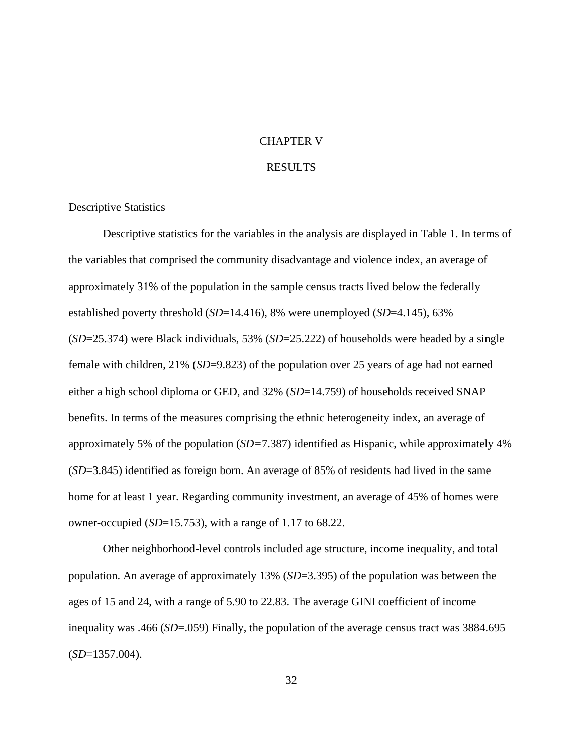# CHAPTER V

# RESULTS

## Descriptive Statistics

Descriptive statistics for the variables in the analysis are displayed in Table 1. In terms of the variables that comprised the community disadvantage and violence index, an average of approximately 31% of the population in the sample census tracts lived below the federally established poverty threshold (*SD*=14.416), 8% were unemployed (*SD*=4.145), 63% (*SD*=25.374) were Black individuals, 53% (*SD*=25.222) of households were headed by a single female with children, 21% (*SD*=9.823) of the population over 25 years of age had not earned either a high school diploma or GED, and 32% (*SD*=14.759) of households received SNAP benefits. In terms of the measures comprising the ethnic heterogeneity index, an average of approximately 5% of the population (*SD=*7.387) identified as Hispanic, while approximately 4% (*SD*=3.845) identified as foreign born. An average of 85% of residents had lived in the same home for at least 1 year. Regarding community investment, an average of 45% of homes were owner-occupied (*SD*=15.753), with a range of 1.17 to 68.22.

Other neighborhood-level controls included age structure, income inequality, and total population. An average of approximately 13% (*SD*=3.395) of the population was between the ages of 15 and 24, with a range of 5.90 to 22.83. The average GINI coefficient of income inequality was .466 (*SD*=.059) Finally, the population of the average census tract was 3884.695 (*SD*=1357.004).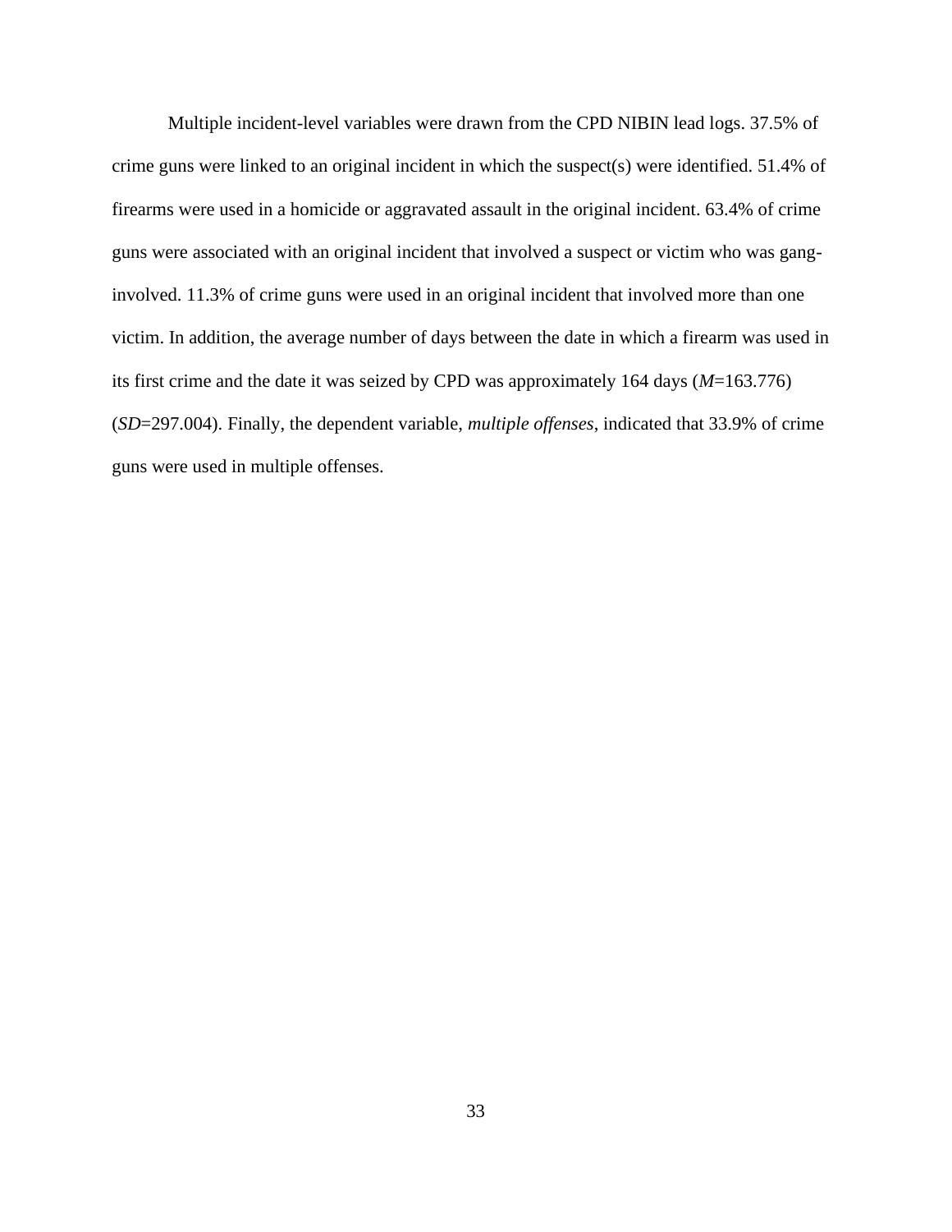Multiple incident-level variables were drawn from the CPD NIBIN lead logs. 37.5% of crime guns were linked to an original incident in which the suspect(s) were identified. 51.4% of firearms were used in a homicide or aggravated assault in the original incident. 63.4% of crime guns were associated with an original incident that involved a suspect or victim who was gang-involved. 11.3% of crime guns were used in an original incident that involved more than one victim. In addition, the average number of days between the date in which a firearm was used in its first crime and the date it was seized by CPD was approximately 164 days ($M$=163.776) ($SD$=297.004). Finally, the dependent variable, *multiple offenses*, indicated that 33.9% of crime guns were used in multiple offenses.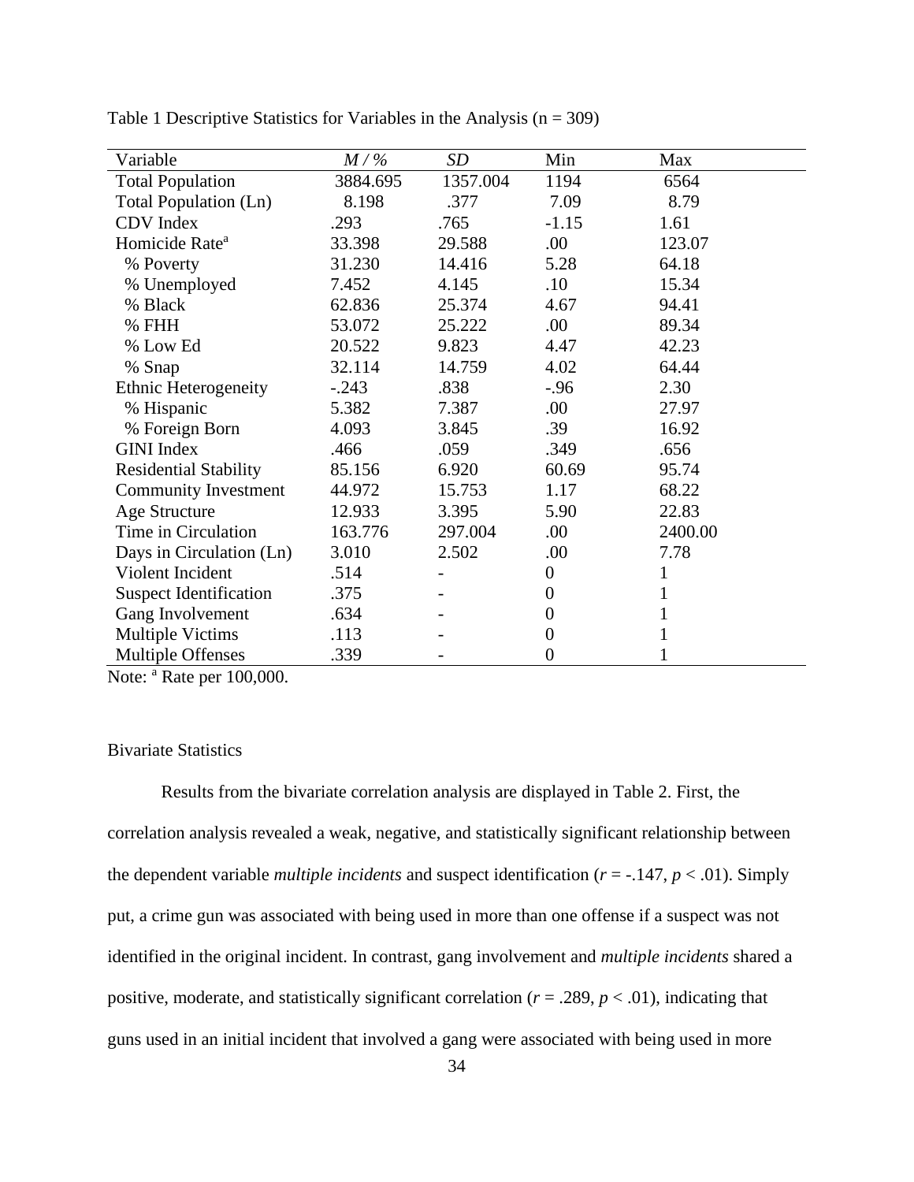Table 1 Descriptive Statistics for Variables in the Analysis (n = 309)

| Variable | *M / %* | *SD* | Min | Max |
|---|---|---|---|---|
| Total Population | 3884.695 | 1357.004 | 1194 | 6564 |
| Total Population (Ln) | 8.198 | .377 | 7.09 | 8.79 |
| CDV Index | .293 | .765 | -1.15 | 1.61 |
| Homicide Rate[a] | 33.398 | 29.588 | .00 | 123.07 |
| % Poverty | 31.230 | 14.416 | 5.28 | 64.18 |
| % Unemployed | 7.452 | 4.145 | .10 | 15.34 |
| % Black | 62.836 | 25.374 | 4.67 | 94.41 |
| % FHH | 53.072 | 25.222 | .00 | 89.34 |
| % Low Ed | 20.522 | 9.823 | 4.47 | 42.23 |
| % Snap | 32.114 | 14.759 | 4.02 | 64.44 |
| Ethnic Heterogeneity | -.243 | .838 | -.96 | 2.30 |
| % Hispanic | 5.382 | 7.387 | .00 | 27.97 |
| % Foreign Born | 4.093 | 3.845 | .39 | 16.92 |
| GINI Index | .466 | .059 | .349 | .656 |
| Residential Stability | 85.156 | 6.920 | 60.69 | 95.74 |
| Community Investment | 44.972 | 15.753 | 1.17 | 68.22 |
| Age Structure | 12.933 | 3.395 | 5.90 | 22.83 |
| Time in Circulation | 163.776 | 297.004 | .00 | 2400.00 |
| Days in Circulation (Ln) | 3.010 | 2.502 | .00 | 7.78 |
| Violent Incident | .514 | - | 0 | 1 |
| Suspect Identification | .375 | - | 0 | 1 |
| Gang Involvement | .634 | - | 0 | 1 |
| Multiple Victims | .113 | - | 0 | 1 |
| Multiple Offenses | .339 | - | 0 | 1 |

Note: [a] Rate per 100,000.

## Bivariate Statistics

Results from the bivariate correlation analysis are displayed in Table 2. First, the correlation analysis revealed a weak, negative, and statistically significant relationship between the dependent variable *multiple incidents* and suspect identification ($r = -.147$, $p < .01$). Simply put, a crime gun was associated with being used in more than one offense if a suspect was not identified in the original incident. In contrast, gang involvement and *multiple incidents* shared a positive, moderate, and statistically significant correlation ($r = .289$, $p < .01$), indicating that guns used in an initial incident that involved a gang were associated with being used in more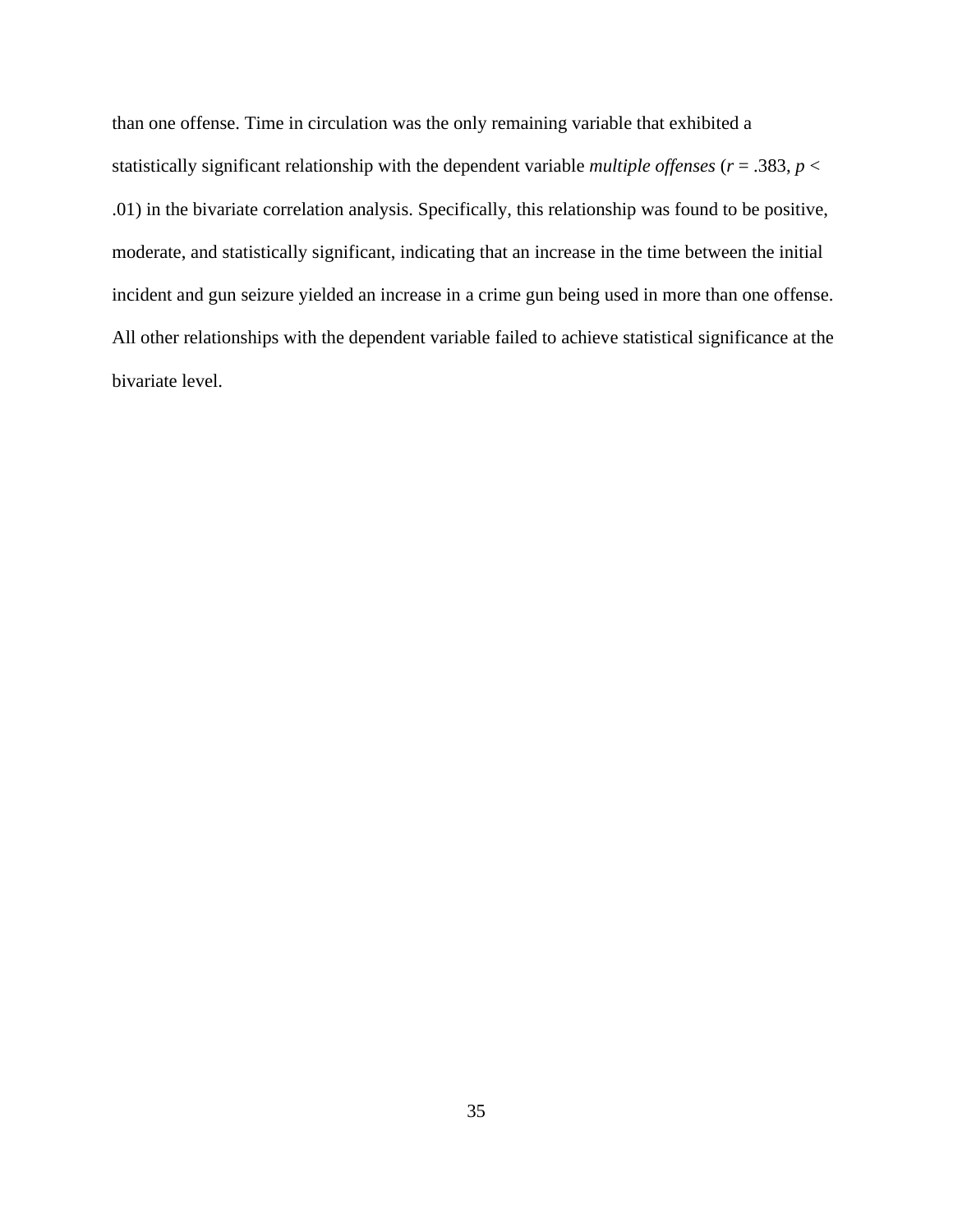than one offense. Time in circulation was the only remaining variable that exhibited a statistically significant relationship with the dependent variable *multiple offenses* ($r = .383$, $p < .01$) in the bivariate correlation analysis. Specifically, this relationship was found to be positive, moderate, and statistically significant, indicating that an increase in the time between the initial incident and gun seizure yielded an increase in a crime gun being used in more than one offense. All other relationships with the dependent variable failed to achieve statistical significance at the bivariate level.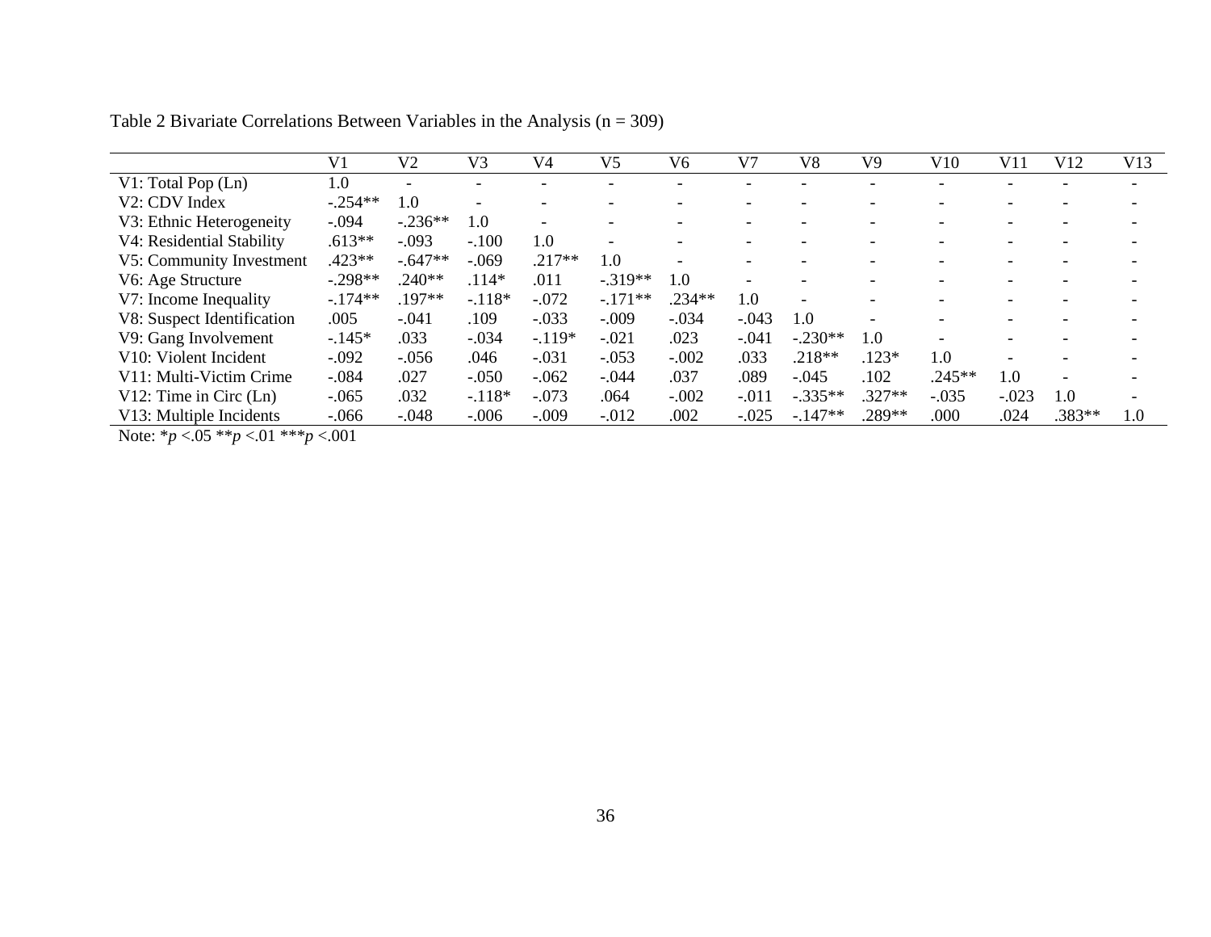Table 2 Bivariate Correlations Between Variables in the Analysis (n = 309)

| | V1 | V2 | V3 | V4 | V5 | V6 | V7 | V8 | V9 | V10 | V11 | V12 | V13 |
|---|---|---|---|---|---|---|---|---|---|---|---|---|---|
| V1: Total Pop (Ln) | 1.0 | - | - | - | - | - | - | - | - | - | - | - | - |
| V2: CDV Index | -.254** | 1.0 | - | - | - | - | - | - | - | - | - | - | - |
| V3: Ethnic Heterogeneity | -.094 | -.236** | 1.0 | - | - | - | - | - | - | - | - | - | - |
| V4: Residential Stability | .613** | -.093 | -.100 | 1.0 | - | - | - | - | - | - | - | - | - |
| V5: Community Investment | .423** | -.647** | -.069 | .217** | 1.0 | - | - | - | - | - | - | - | - |
| V6: Age Structure | -.298** | .240** | .114* | .011 | -.319** | 1.0 | - | - | - | - | - | - | - |
| V7: Income Inequality | -.174** | .197** | -.118* | -.072 | -.171** | .234** | 1.0 | - | - | - | - | - | - |
| V8: Suspect Identification | .005 | -.041 | .109 | -.033 | -.009 | -.034 | -.043 | 1.0 | - | - | - | - | - |
| V9: Gang Involvement | -.145* | .033 | -.034 | -.119* | -.021 | .023 | -.041 | -.230** | 1.0 | - | - | - | - |
| V10: Violent Incident | -.092 | -.056 | .046 | -.031 | -.053 | -.002 | .033 | .218** | .123* | 1.0 | - | - | - |
| V11: Multi-Victim Crime | -.084 | .027 | -.050 | -.062 | -.044 | .037 | .089 | -.045 | .102 | .245** | 1.0 | - | - |
| V12: Time in Circ (Ln) | -.065 | .032 | -.118* | -.073 | .064 | -.002 | -.011 | -.335** | .327** | -.035 | -.023 | 1.0 | - |
| V13: Multiple Incidents | -.066 | -.048 | -.006 | -.009 | -.012 | .002 | -.025 | -.147** | .289** | .000 | .024 | .383** | 1.0 |

Note: \**p* <.05 \*\**p* <.01 \*\*\**p* <.001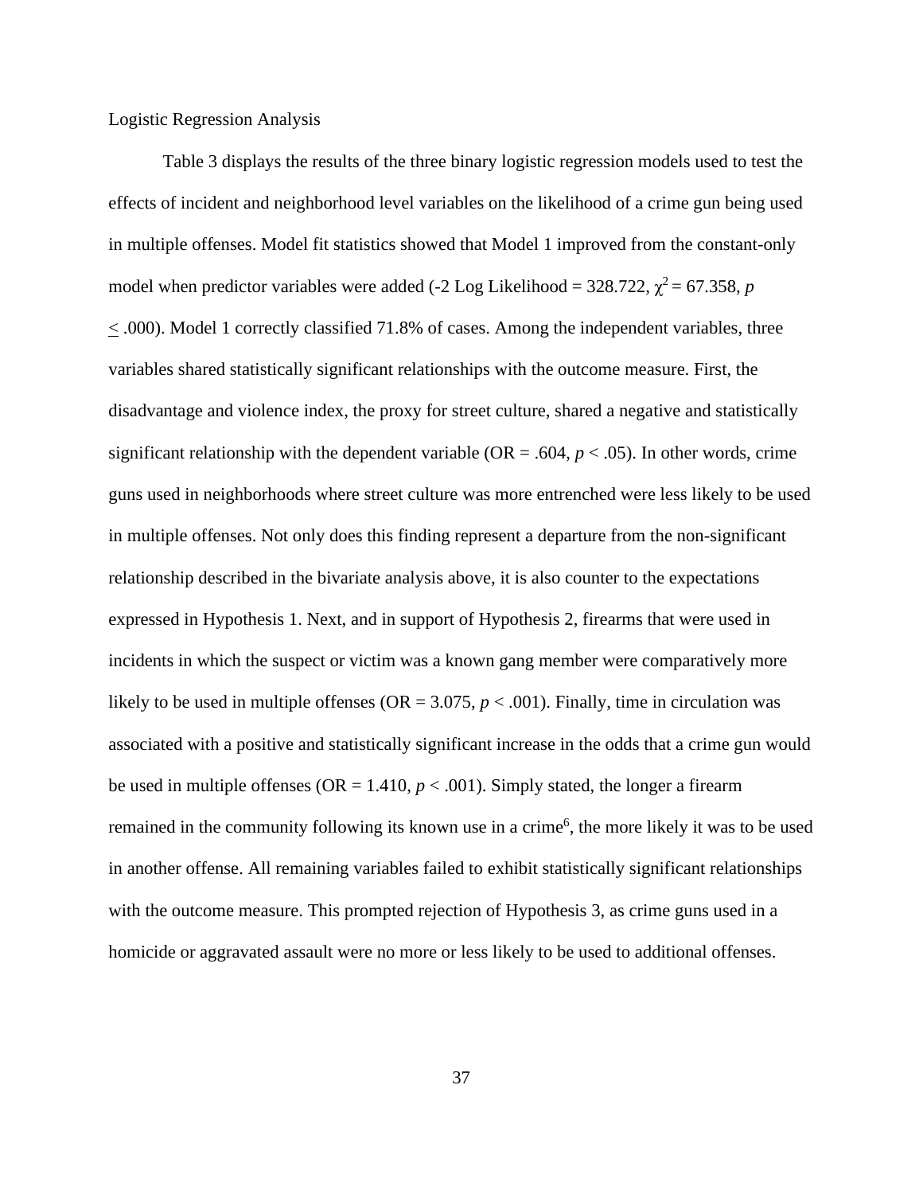Logistic Regression Analysis

Table 3 displays the results of the three binary logistic regression models used to test the effects of incident and neighborhood level variables on the likelihood of a crime gun being used in multiple offenses. Model fit statistics showed that Model 1 improved from the constant-only model when predictor variables were added (-2 Log Likelihood = 328.722, $\chi^2 = 67.358$, $p \leq .000$). Model 1 correctly classified 71.8% of cases. Among the independent variables, three variables shared statistically significant relationships with the outcome measure. First, the disadvantage and violence index, the proxy for street culture, shared a negative and statistically significant relationship with the dependent variable (OR = .604, $p < .05$). In other words, crime guns used in neighborhoods where street culture was more entrenched were less likely to be used in multiple offenses. Not only does this finding represent a departure from the non-significant relationship described in the bivariate analysis above, it is also counter to the expectations expressed in Hypothesis 1. Next, and in support of Hypothesis 2, firearms that were used in incidents in which the suspect or victim was a known gang member were comparatively more likely to be used in multiple offenses (OR = 3.075, $p < .001$). Finally, time in circulation was associated with a positive and statistically significant increase in the odds that a crime gun would be used in multiple offenses (OR = 1.410, $p < .001$). Simply stated, the longer a firearm remained in the community following its known use in a crime[6], the more likely it was to be used in another offense. All remaining variables failed to exhibit statistically significant relationships with the outcome measure. This prompted rejection of Hypothesis 3, as crime guns used in a homicide or aggravated assault were no more or less likely to be used to additional offenses.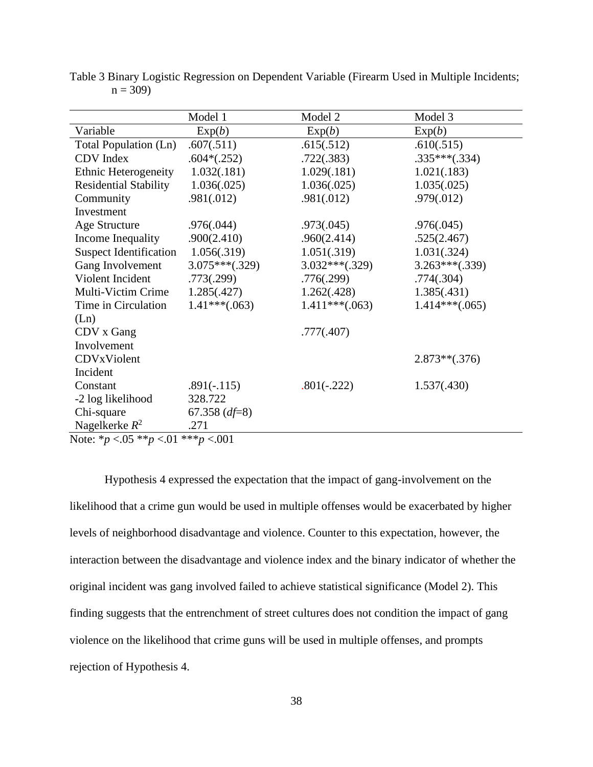Table 3 Binary Logistic Regression on Dependent Variable (Firearm Used in Multiple Incidents; n = 309)

| Variable | Model 1 Exp(*b*) | Model 2 Exp(*b*) | Model 3 Exp(*b*) |
|---|---|---|---|
| Total Population (Ln) | .607(.511) | .615(.512) | .610(.515) |
| CDV Index | .604*(.252) | .722(.383) | .335***(.334) |
| Ethnic Heterogeneity | 1.032(.181) | 1.029(.181) | 1.021(.183) |
| Residential Stability | 1.036(.025) | 1.036(.025) | 1.035(.025) |
| Community Investment | .981(.012) | .981(.012) | .979(.012) |
| Age Structure | .976(.044) | .973(.045) | .976(.045) |
| Income Inequality | .900(2.410) | .960(2.414) | .525(2.467) |
| Suspect Identification | 1.056(.319) | 1.051(.319) | 1.031(.324) |
| Gang Involvement | 3.075***(.329) | 3.032***(.329) | 3.263***(.339) |
| Violent Incident | .773(.299) | .776(.299) | .774(.304) |
| Multi-Victim Crime | 1.285(.427) | 1.262(.428) | 1.385(.431) |
| Time in Circulation (Ln) | 1.41***(.063) | 1.411***(.063) | 1.414***(.065) |
| CDV x Gang Involvement | | .777(.407) | |
| CDVxViolent Incident | | | 2.873**(.376) |
| Constant | .891(-.115) | .801(-.222) | 1.537(.430) |
| -2 log likelihood | 328.722 | | |
| Chi-square | 67.358 (*df*=8) | | |
| Nagelkerke $R^2$ | .271 | | |

Note: *$p$ <.05 **$p$ <.01 ***$p$ <.001

Hypothesis 4 expressed the expectation that the impact of gang-involvement on the likelihood that a crime gun would be used in multiple offenses would be exacerbated by higher levels of neighborhood disadvantage and violence. Counter to this expectation, however, the interaction between the disadvantage and violence index and the binary indicator of whether the original incident was gang involved failed to achieve statistical significance (Model 2). This finding suggests that the entrenchment of street cultures does not condition the impact of gang violence on the likelihood that crime guns will be used in multiple offenses, and prompts rejection of Hypothesis 4.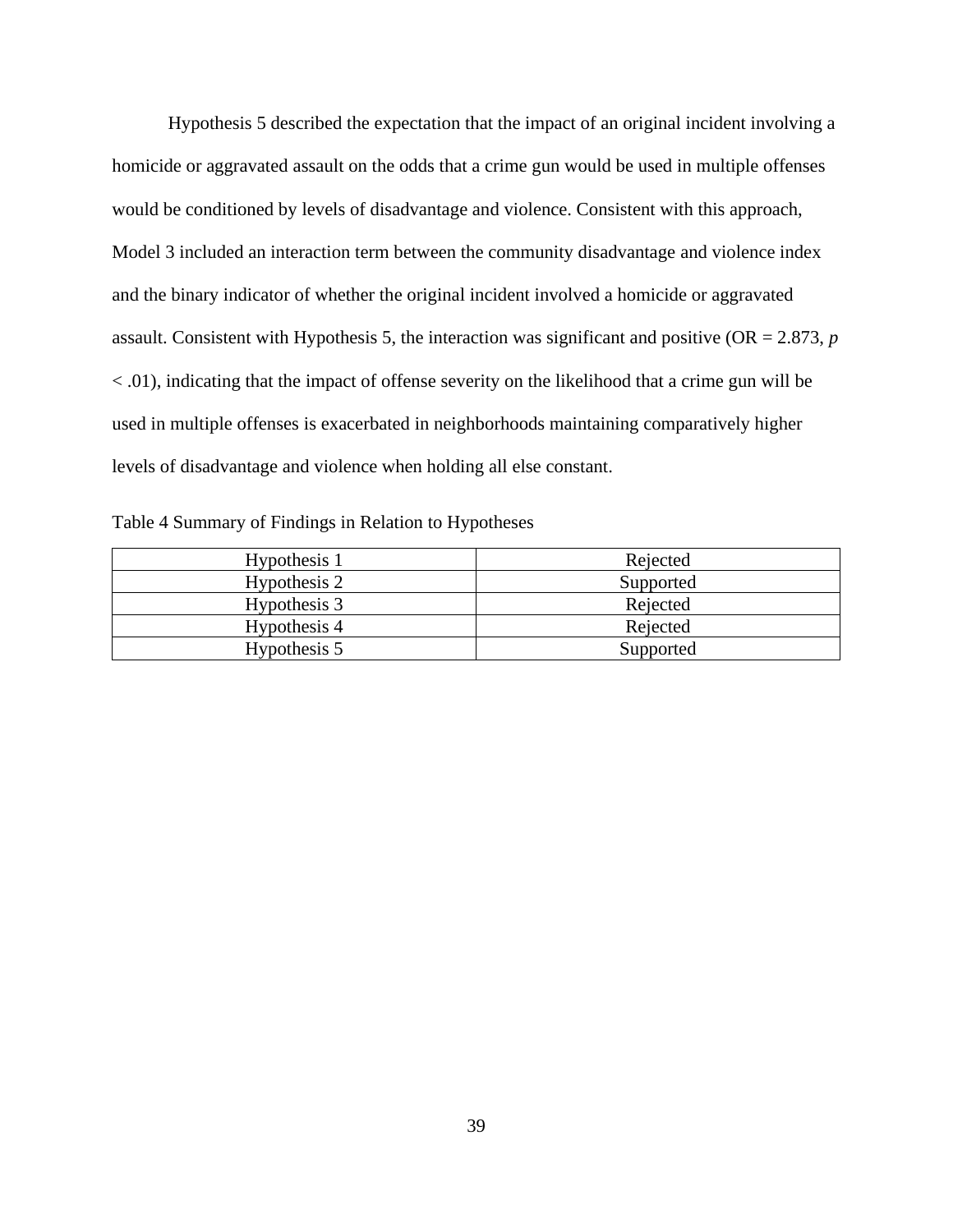Hypothesis 5 described the expectation that the impact of an original incident involving a homicide or aggravated assault on the odds that a crime gun would be used in multiple offenses would be conditioned by levels of disadvantage and violence. Consistent with this approach, Model 3 included an interaction term between the community disadvantage and violence index and the binary indicator of whether the original incident involved a homicide or aggravated assault. Consistent with Hypothesis 5, the interaction was significant and positive (OR = 2.873, $p < .01$), indicating that the impact of offense severity on the likelihood that a crime gun will be used in multiple offenses is exacerbated in neighborhoods maintaining comparatively higher levels of disadvantage and violence when holding all else constant.

Table 4 Summary of Findings in Relation to Hypotheses

| | |
|---|---|
| Hypothesis 1 | Rejected |
| Hypothesis 2 | Supported |
| Hypothesis 3 | Rejected |
| Hypothesis 4 | Rejected |
| Hypothesis 5 | Supported |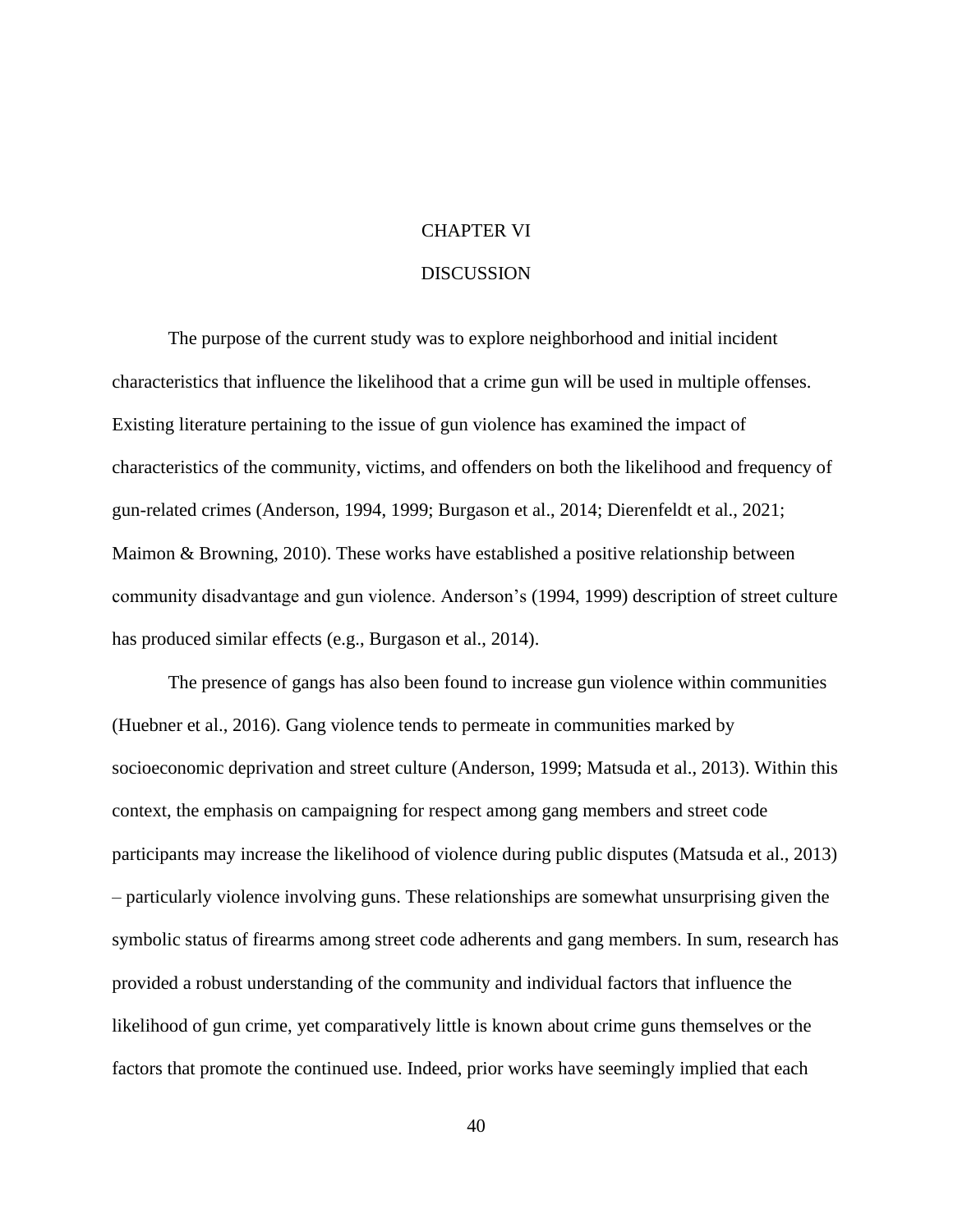# CHAPTER VI

# DISCUSSION

The purpose of the current study was to explore neighborhood and initial incident characteristics that influence the likelihood that a crime gun will be used in multiple offenses. Existing literature pertaining to the issue of gun violence has examined the impact of characteristics of the community, victims, and offenders on both the likelihood and frequency of gun-related crimes (Anderson, 1994, 1999; Burgason et al., 2014; Dierenfeldt et al., 2021; Maimon & Browning, 2010). These works have established a positive relationship between community disadvantage and gun violence. Anderson's (1994, 1999) description of street culture has produced similar effects (e.g., Burgason et al., 2014).

The presence of gangs has also been found to increase gun violence within communities (Huebner et al., 2016). Gang violence tends to permeate in communities marked by socioeconomic deprivation and street culture (Anderson, 1999; Matsuda et al., 2013). Within this context, the emphasis on campaigning for respect among gang members and street code participants may increase the likelihood of violence during public disputes (Matsuda et al., 2013) – particularly violence involving guns. These relationships are somewhat unsurprising given the symbolic status of firearms among street code adherents and gang members. In sum, research has provided a robust understanding of the community and individual factors that influence the likelihood of gun crime, yet comparatively little is known about crime guns themselves or the factors that promote the continued use. Indeed, prior works have seemingly implied that each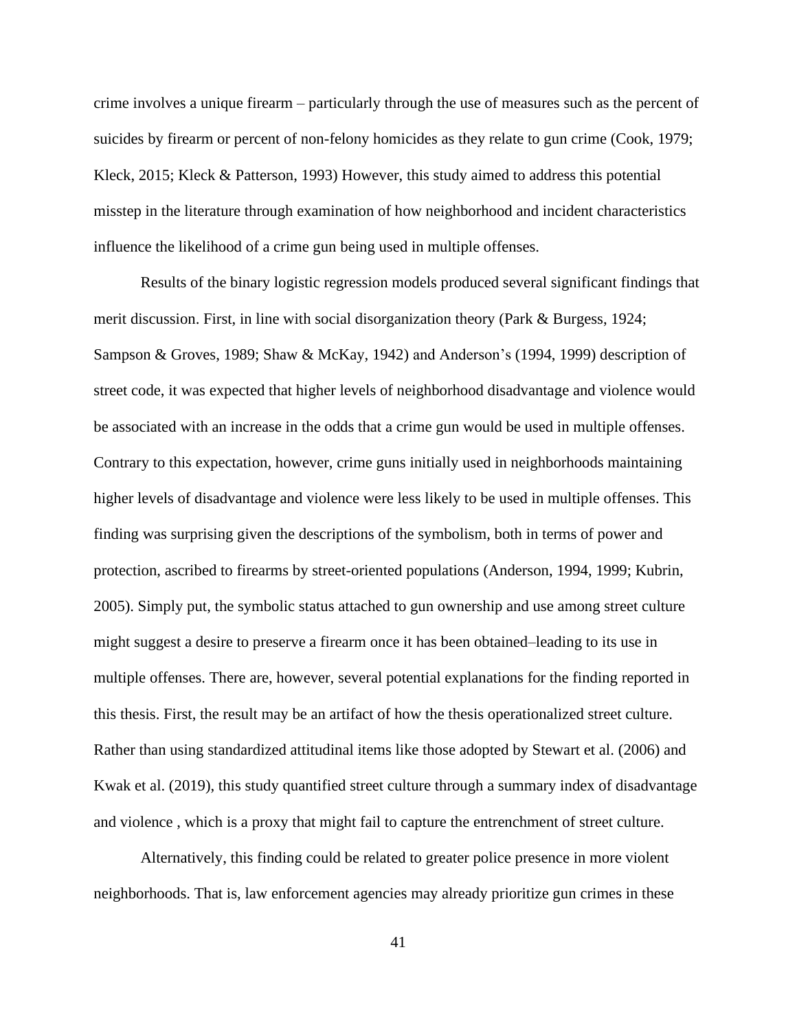crime involves a unique firearm – particularly through the use of measures such as the percent of suicides by firearm or percent of non-felony homicides as they relate to gun crime (Cook, 1979; Kleck, 2015; Kleck & Patterson, 1993) However, this study aimed to address this potential misstep in the literature through examination of how neighborhood and incident characteristics influence the likelihood of a crime gun being used in multiple offenses.

Results of the binary logistic regression models produced several significant findings that merit discussion. First, in line with social disorganization theory (Park & Burgess, 1924; Sampson & Groves, 1989; Shaw & McKay, 1942) and Anderson's (1994, 1999) description of street code, it was expected that higher levels of neighborhood disadvantage and violence would be associated with an increase in the odds that a crime gun would be used in multiple offenses. Contrary to this expectation, however, crime guns initially used in neighborhoods maintaining higher levels of disadvantage and violence were less likely to be used in multiple offenses. This finding was surprising given the descriptions of the symbolism, both in terms of power and protection, ascribed to firearms by street-oriented populations (Anderson, 1994, 1999; Kubrin, 2005). Simply put, the symbolic status attached to gun ownership and use among street culture might suggest a desire to preserve a firearm once it has been obtained–leading to its use in multiple offenses. There are, however, several potential explanations for the finding reported in this thesis. First, the result may be an artifact of how the thesis operationalized street culture. Rather than using standardized attitudinal items like those adopted by Stewart et al. (2006) and Kwak et al. (2019), this study quantified street culture through a summary index of disadvantage and violence , which is a proxy that might fail to capture the entrenchment of street culture.

Alternatively, this finding could be related to greater police presence in more violent neighborhoods. That is, law enforcement agencies may already prioritize gun crimes in these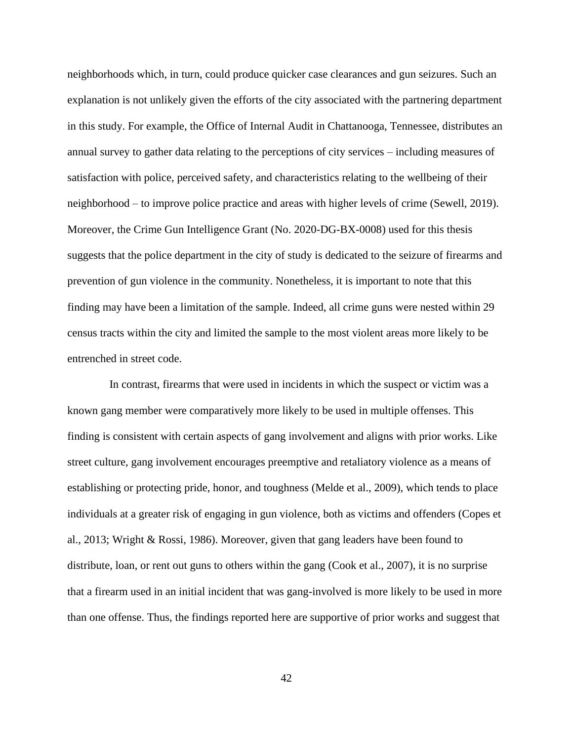neighborhoods which, in turn, could produce quicker case clearances and gun seizures. Such an explanation is not unlikely given the efforts of the city associated with the partnering department in this study. For example, the Office of Internal Audit in Chattanooga, Tennessee, distributes an annual survey to gather data relating to the perceptions of city services – including measures of satisfaction with police, perceived safety, and characteristics relating to the wellbeing of their neighborhood – to improve police practice and areas with higher levels of crime (Sewell, 2019). Moreover, the Crime Gun Intelligence Grant (No. 2020-DG-BX-0008) used for this thesis suggests that the police department in the city of study is dedicated to the seizure of firearms and prevention of gun violence in the community. Nonetheless, it is important to note that this finding may have been a limitation of the sample. Indeed, all crime guns were nested within 29 census tracts within the city and limited the sample to the most violent areas more likely to be entrenched in street code.

In contrast, firearms that were used in incidents in which the suspect or victim was a known gang member were comparatively more likely to be used in multiple offenses. This finding is consistent with certain aspects of gang involvement and aligns with prior works. Like street culture, gang involvement encourages preemptive and retaliatory violence as a means of establishing or protecting pride, honor, and toughness (Melde et al., 2009), which tends to place individuals at a greater risk of engaging in gun violence, both as victims and offenders (Copes et al., 2013; Wright & Rossi, 1986). Moreover, given that gang leaders have been found to distribute, loan, or rent out guns to others within the gang (Cook et al., 2007), it is no surprise that a firearm used in an initial incident that was gang-involved is more likely to be used in more than one offense. Thus, the findings reported here are supportive of prior works and suggest that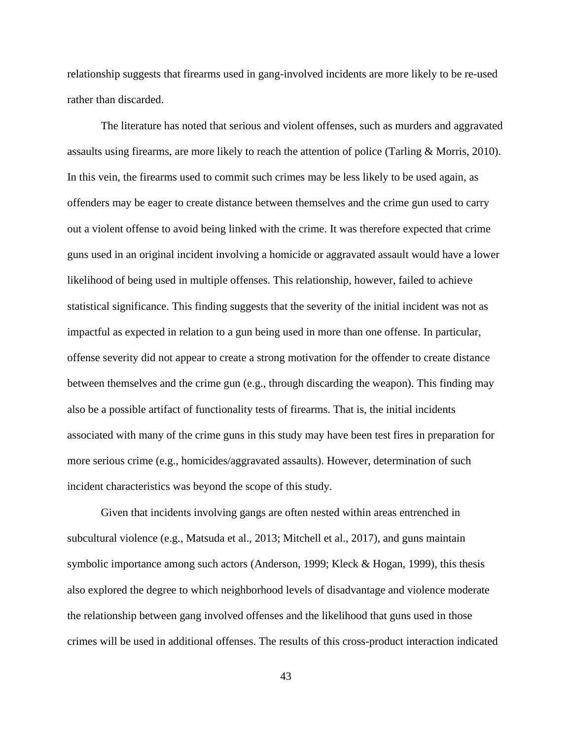relationship suggests that firearms used in gang-involved incidents are more likely to be re-used rather than discarded.

The literature has noted that serious and violent offenses, such as murders and aggravated assaults using firearms, are more likely to reach the attention of police (Tarling & Morris, 2010). In this vein, the firearms used to commit such crimes may be less likely to be used again, as offenders may be eager to create distance between themselves and the crime gun used to carry out a violent offense to avoid being linked with the crime. It was therefore expected that crime guns used in an original incident involving a homicide or aggravated assault would have a lower likelihood of being used in multiple offenses. This relationship, however, failed to achieve statistical significance. This finding suggests that the severity of the initial incident was not as impactful as expected in relation to a gun being used in more than one offense. In particular, offense severity did not appear to create a strong motivation for the offender to create distance between themselves and the crime gun (e.g., through discarding the weapon). This finding may also be a possible artifact of functionality tests of firearms. That is, the initial incidents associated with many of the crime guns in this study may have been test fires in preparation for more serious crime (e.g., homicides/aggravated assaults). However, determination of such incident characteristics was beyond the scope of this study.

Given that incidents involving gangs are often nested within areas entrenched in subcultural violence (e.g., Matsuda et al., 2013; Mitchell et al., 2017), and guns maintain symbolic importance among such actors (Anderson, 1999; Kleck & Hogan, 1999), this thesis also explored the degree to which neighborhood levels of disadvantage and violence moderate the relationship between gang involved offenses and the likelihood that guns used in those crimes will be used in additional offenses. The results of this cross-product interaction indicated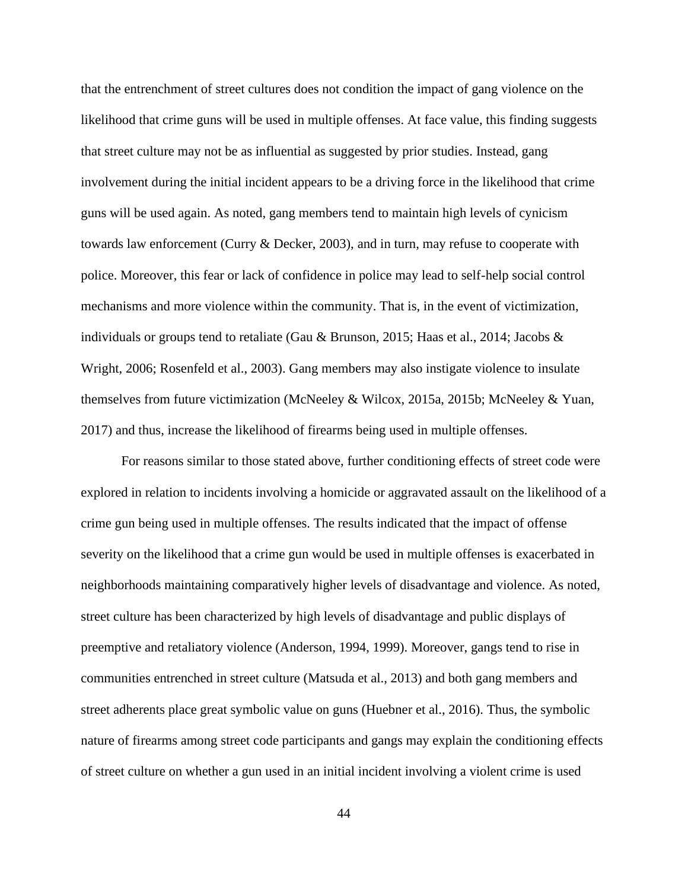that the entrenchment of street cultures does not condition the impact of gang violence on the likelihood that crime guns will be used in multiple offenses. At face value, this finding suggests that street culture may not be as influential as suggested by prior studies. Instead, gang involvement during the initial incident appears to be a driving force in the likelihood that crime guns will be used again. As noted, gang members tend to maintain high levels of cynicism towards law enforcement (Curry & Decker, 2003), and in turn, may refuse to cooperate with police. Moreover, this fear or lack of confidence in police may lead to self-help social control mechanisms and more violence within the community. That is, in the event of victimization, individuals or groups tend to retaliate (Gau & Brunson, 2015; Haas et al., 2014; Jacobs & Wright, 2006; Rosenfeld et al., 2003). Gang members may also instigate violence to insulate themselves from future victimization (McNeeley & Wilcox, 2015a, 2015b; McNeeley & Yuan, 2017) and thus, increase the likelihood of firearms being used in multiple offenses.

For reasons similar to those stated above, further conditioning effects of street code were explored in relation to incidents involving a homicide or aggravated assault on the likelihood of a crime gun being used in multiple offenses. The results indicated that the impact of offense severity on the likelihood that a crime gun would be used in multiple offenses is exacerbated in neighborhoods maintaining comparatively higher levels of disadvantage and violence. As noted, street culture has been characterized by high levels of disadvantage and public displays of preemptive and retaliatory violence (Anderson, 1994, 1999). Moreover, gangs tend to rise in communities entrenched in street culture (Matsuda et al., 2013) and both gang members and street adherents place great symbolic value on guns (Huebner et al., 2016). Thus, the symbolic nature of firearms among street code participants and gangs may explain the conditioning effects of street culture on whether a gun used in an initial incident involving a violent crime is used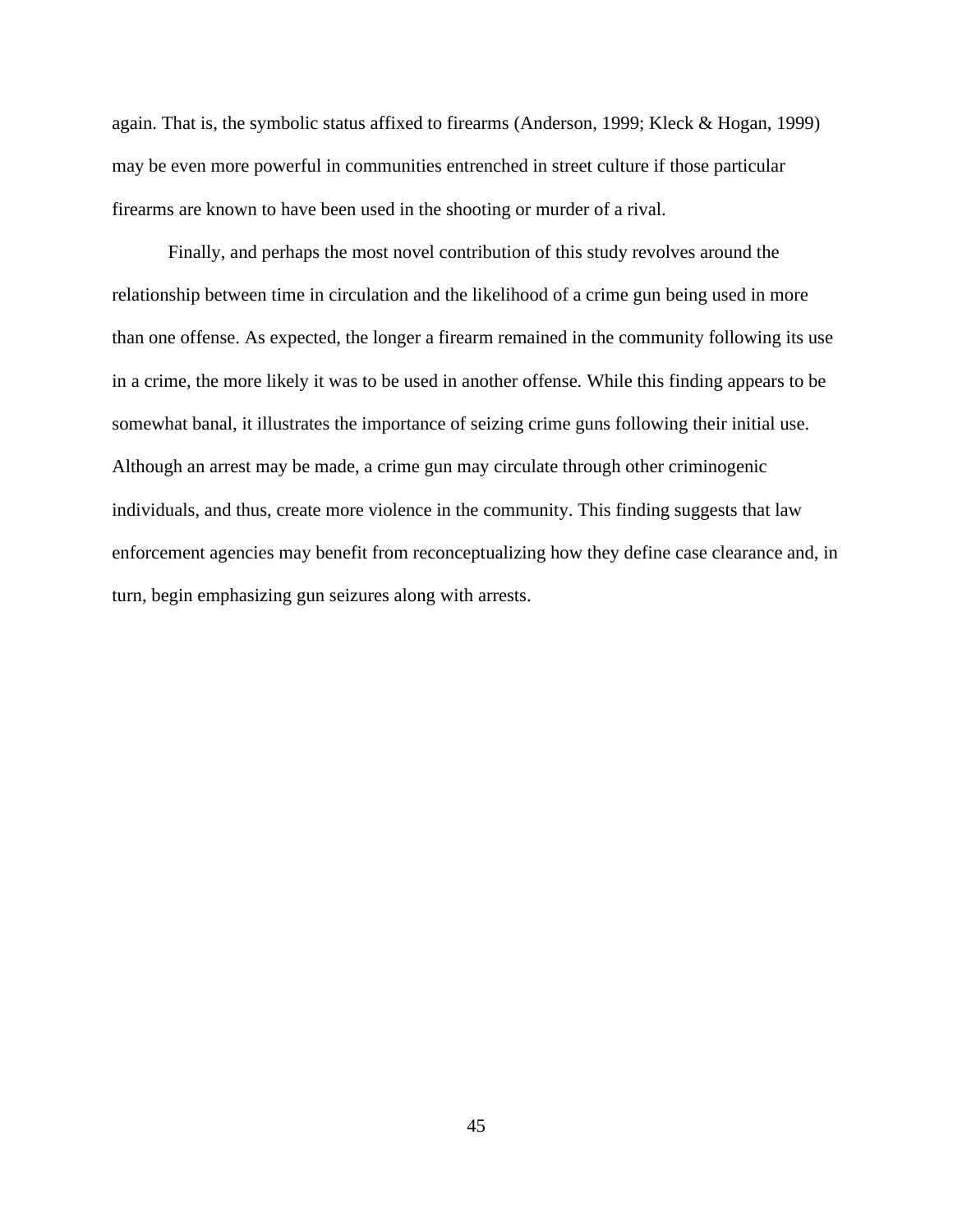again. That is, the symbolic status affixed to firearms (Anderson, 1999; Kleck & Hogan, 1999) may be even more powerful in communities entrenched in street culture if those particular firearms are known to have been used in the shooting or murder of a rival.

Finally, and perhaps the most novel contribution of this study revolves around the relationship between time in circulation and the likelihood of a crime gun being used in more than one offense. As expected, the longer a firearm remained in the community following its use in a crime, the more likely it was to be used in another offense. While this finding appears to be somewhat banal, it illustrates the importance of seizing crime guns following their initial use. Although an arrest may be made, a crime gun may circulate through other criminogenic individuals, and thus, create more violence in the community. This finding suggests that law enforcement agencies may benefit from reconceptualizing how they define case clearance and, in turn, begin emphasizing gun seizures along with arrests.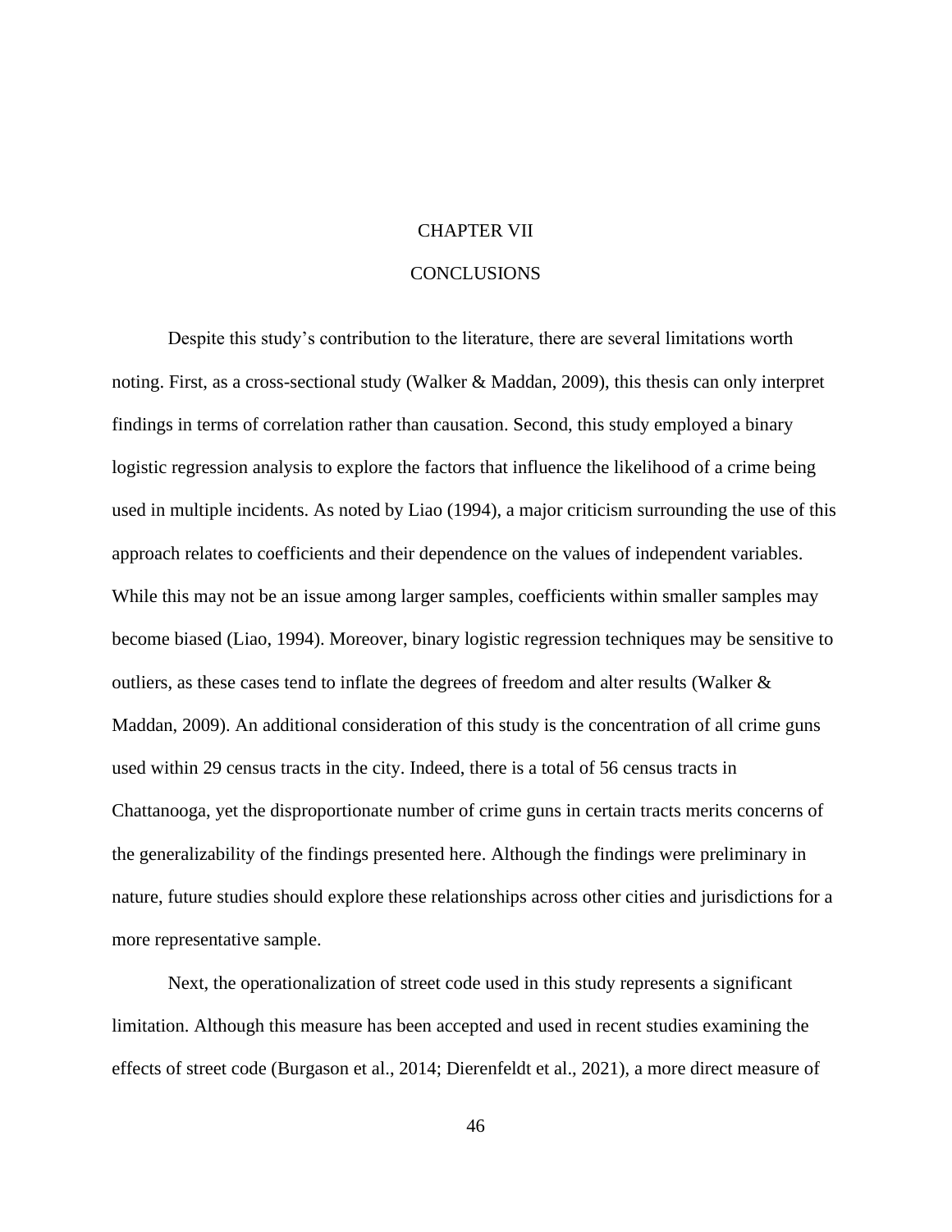# CHAPTER VII

# CONCLUSIONS

Despite this study's contribution to the literature, there are several limitations worth noting. First, as a cross-sectional study (Walker & Maddan, 2009), this thesis can only interpret findings in terms of correlation rather than causation. Second, this study employed a binary logistic regression analysis to explore the factors that influence the likelihood of a crime being used in multiple incidents. As noted by Liao (1994), a major criticism surrounding the use of this approach relates to coefficients and their dependence on the values of independent variables. While this may not be an issue among larger samples, coefficients within smaller samples may become biased (Liao, 1994). Moreover, binary logistic regression techniques may be sensitive to outliers, as these cases tend to inflate the degrees of freedom and alter results (Walker & Maddan, 2009). An additional consideration of this study is the concentration of all crime guns used within 29 census tracts in the city. Indeed, there is a total of 56 census tracts in Chattanooga, yet the disproportionate number of crime guns in certain tracts merits concerns of the generalizability of the findings presented here. Although the findings were preliminary in nature, future studies should explore these relationships across other cities and jurisdictions for a more representative sample.

Next, the operationalization of street code used in this study represents a significant limitation. Although this measure has been accepted and used in recent studies examining the effects of street code (Burgason et al., 2014; Dierenfeldt et al., 2021), a more direct measure of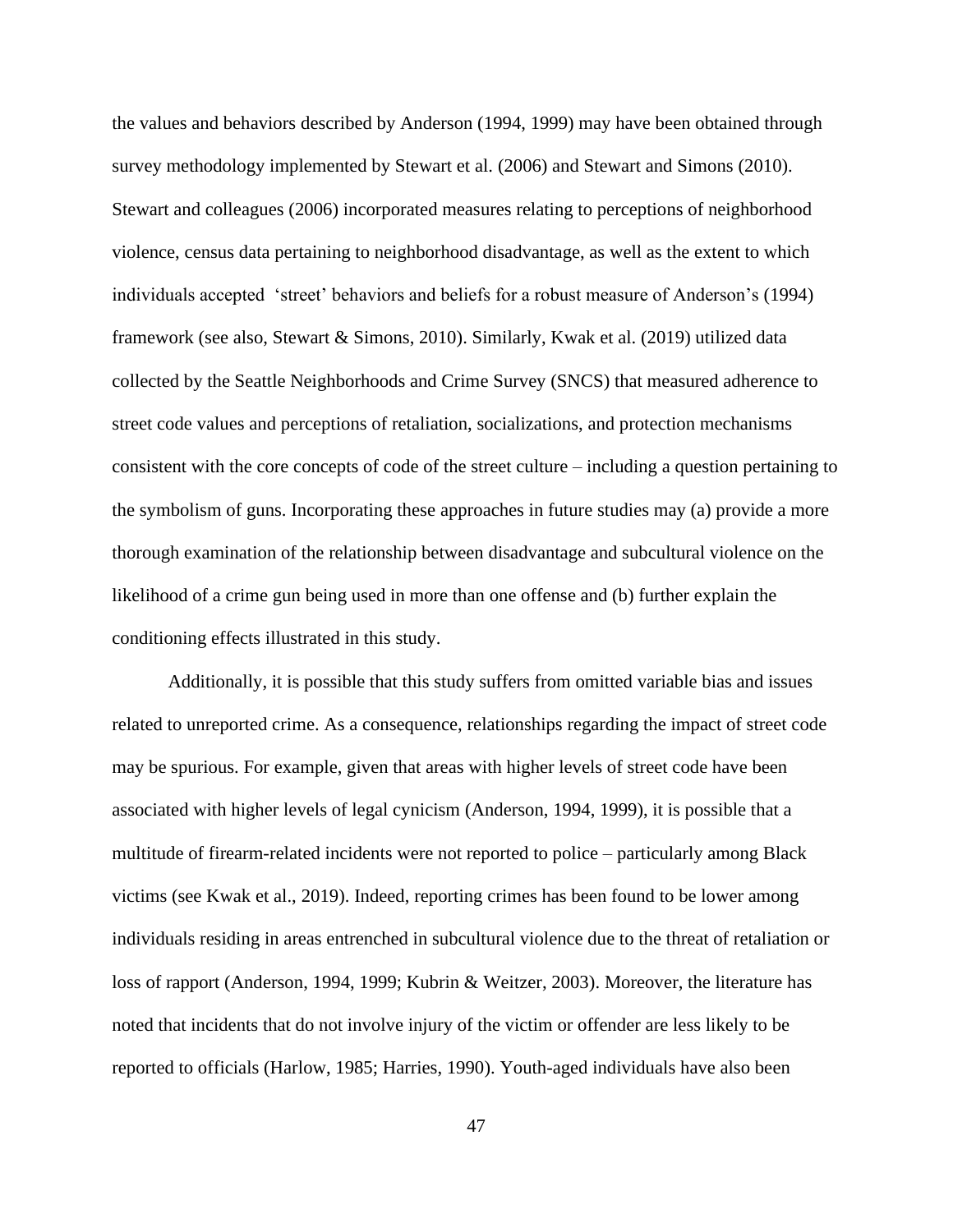the values and behaviors described by Anderson (1994, 1999) may have been obtained through survey methodology implemented by Stewart et al. (2006) and Stewart and Simons (2010). Stewart and colleagues (2006) incorporated measures relating to perceptions of neighborhood violence, census data pertaining to neighborhood disadvantage, as well as the extent to which individuals accepted 'street' behaviors and beliefs for a robust measure of Anderson's (1994) framework (see also, Stewart & Simons, 2010). Similarly, Kwak et al. (2019) utilized data collected by the Seattle Neighborhoods and Crime Survey (SNCS) that measured adherence to street code values and perceptions of retaliation, socializations, and protection mechanisms consistent with the core concepts of code of the street culture – including a question pertaining to the symbolism of guns. Incorporating these approaches in future studies may (a) provide a more thorough examination of the relationship between disadvantage and subcultural violence on the likelihood of a crime gun being used in more than one offense and (b) further explain the conditioning effects illustrated in this study.

Additionally, it is possible that this study suffers from omitted variable bias and issues related to unreported crime. As a consequence, relationships regarding the impact of street code may be spurious. For example, given that areas with higher levels of street code have been associated with higher levels of legal cynicism (Anderson, 1994, 1999), it is possible that a multitude of firearm-related incidents were not reported to police – particularly among Black victims (see Kwak et al., 2019). Indeed, reporting crimes has been found to be lower among individuals residing in areas entrenched in subcultural violence due to the threat of retaliation or loss of rapport (Anderson, 1994, 1999; Kubrin & Weitzer, 2003). Moreover, the literature has noted that incidents that do not involve injury of the victim or offender are less likely to be reported to officials (Harlow, 1985; Harries, 1990). Youth-aged individuals have also been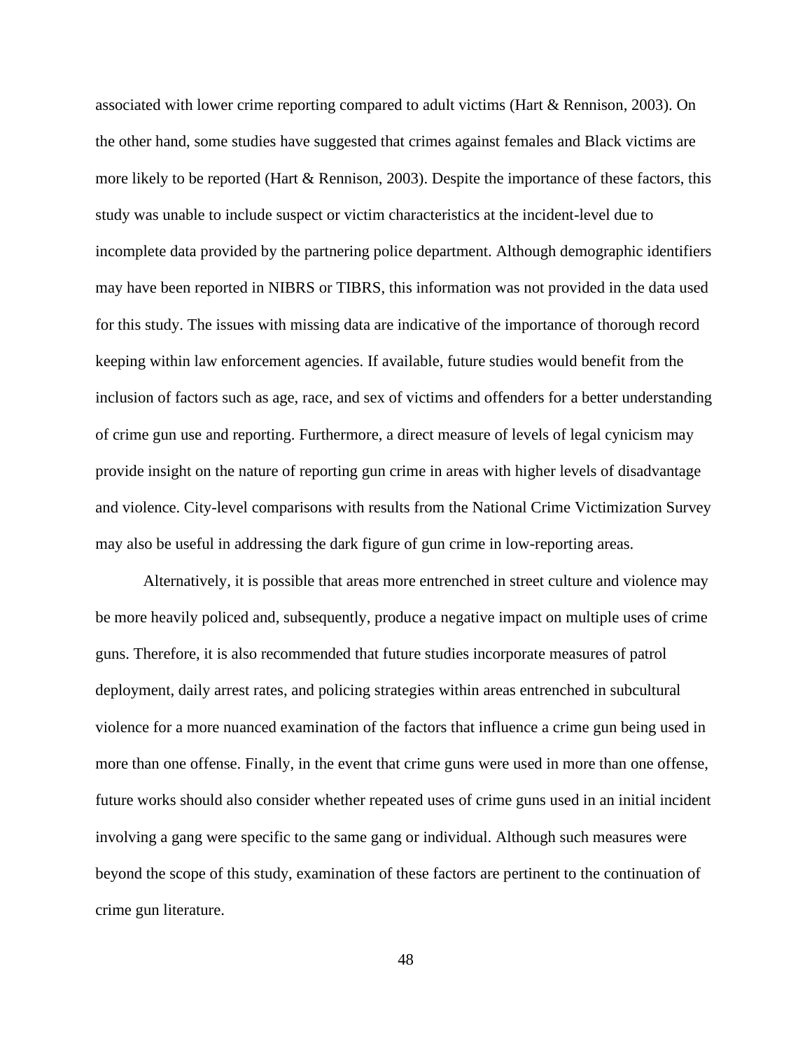associated with lower crime reporting compared to adult victims (Hart & Rennison, 2003). On the other hand, some studies have suggested that crimes against females and Black victims are more likely to be reported (Hart & Rennison, 2003). Despite the importance of these factors, this study was unable to include suspect or victim characteristics at the incident-level due to incomplete data provided by the partnering police department. Although demographic identifiers may have been reported in NIBRS or TIBRS, this information was not provided in the data used for this study. The issues with missing data are indicative of the importance of thorough record keeping within law enforcement agencies. If available, future studies would benefit from the inclusion of factors such as age, race, and sex of victims and offenders for a better understanding of crime gun use and reporting. Furthermore, a direct measure of levels of legal cynicism may provide insight on the nature of reporting gun crime in areas with higher levels of disadvantage and violence. City-level comparisons with results from the National Crime Victimization Survey may also be useful in addressing the dark figure of gun crime in low-reporting areas.

Alternatively, it is possible that areas more entrenched in street culture and violence may be more heavily policed and, subsequently, produce a negative impact on multiple uses of crime guns. Therefore, it is also recommended that future studies incorporate measures of patrol deployment, daily arrest rates, and policing strategies within areas entrenched in subcultural violence for a more nuanced examination of the factors that influence a crime gun being used in more than one offense. Finally, in the event that crime guns were used in more than one offense, future works should also consider whether repeated uses of crime guns used in an initial incident involving a gang were specific to the same gang or individual. Although such measures were beyond the scope of this study, examination of these factors are pertinent to the continuation of crime gun literature.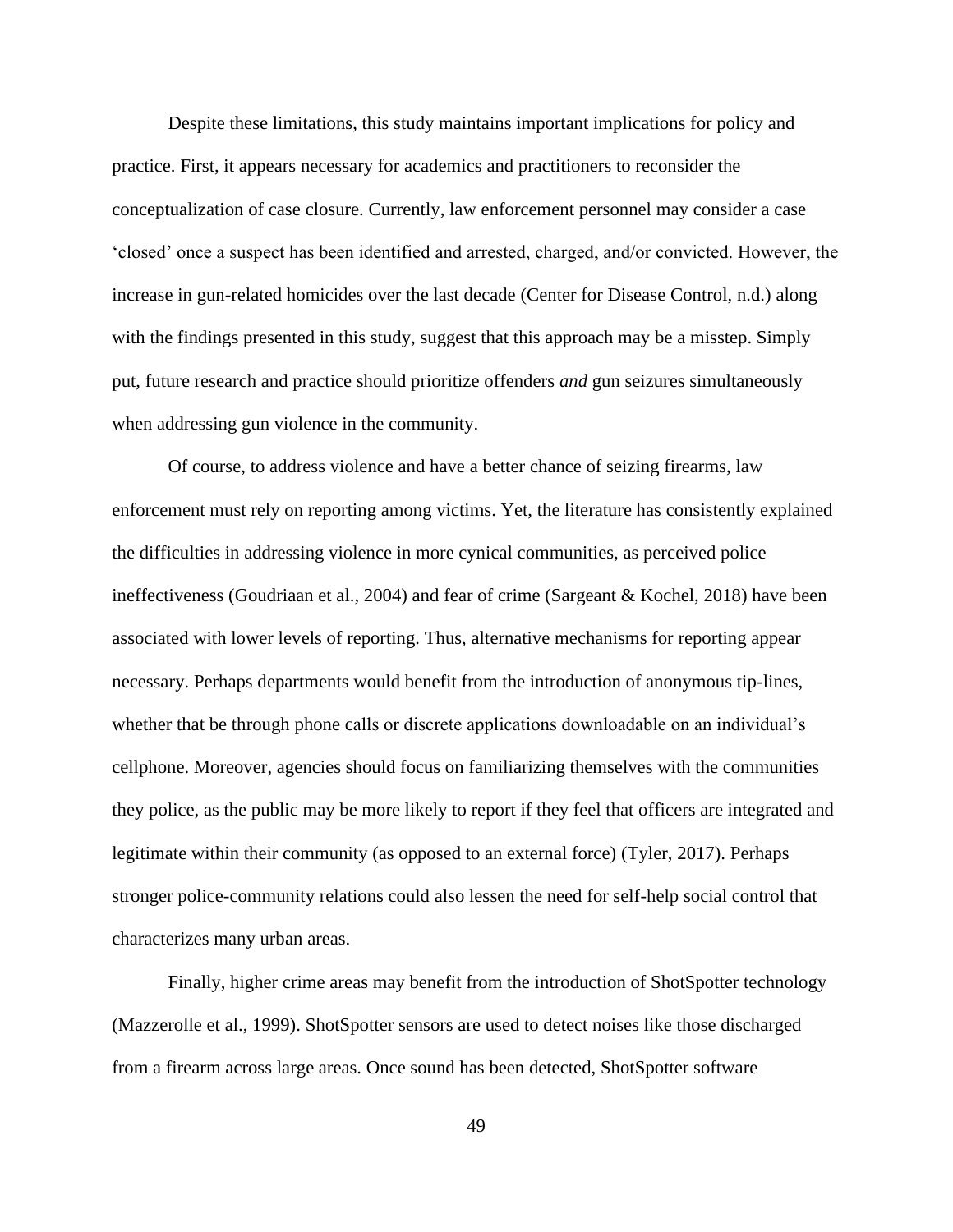Despite these limitations, this study maintains important implications for policy and practice. First, it appears necessary for academics and practitioners to reconsider the conceptualization of case closure. Currently, law enforcement personnel may consider a case 'closed' once a suspect has been identified and arrested, charged, and/or convicted. However, the increase in gun-related homicides over the last decade (Center for Disease Control, n.d.) along with the findings presented in this study, suggest that this approach may be a misstep. Simply put, future research and practice should prioritize offenders *and* gun seizures simultaneously when addressing gun violence in the community.

Of course, to address violence and have a better chance of seizing firearms, law enforcement must rely on reporting among victims. Yet, the literature has consistently explained the difficulties in addressing violence in more cynical communities, as perceived police ineffectiveness (Goudriaan et al., 2004) and fear of crime (Sargeant & Kochel, 2018) have been associated with lower levels of reporting. Thus, alternative mechanisms for reporting appear necessary. Perhaps departments would benefit from the introduction of anonymous tip-lines, whether that be through phone calls or discrete applications downloadable on an individual's cellphone. Moreover, agencies should focus on familiarizing themselves with the communities they police, as the public may be more likely to report if they feel that officers are integrated and legitimate within their community (as opposed to an external force) (Tyler, 2017). Perhaps stronger police-community relations could also lessen the need for self-help social control that characterizes many urban areas.

Finally, higher crime areas may benefit from the introduction of ShotSpotter technology (Mazzerolle et al., 1999). ShotSpotter sensors are used to detect noises like those discharged from a firearm across large areas. Once sound has been detected, ShotSpotter software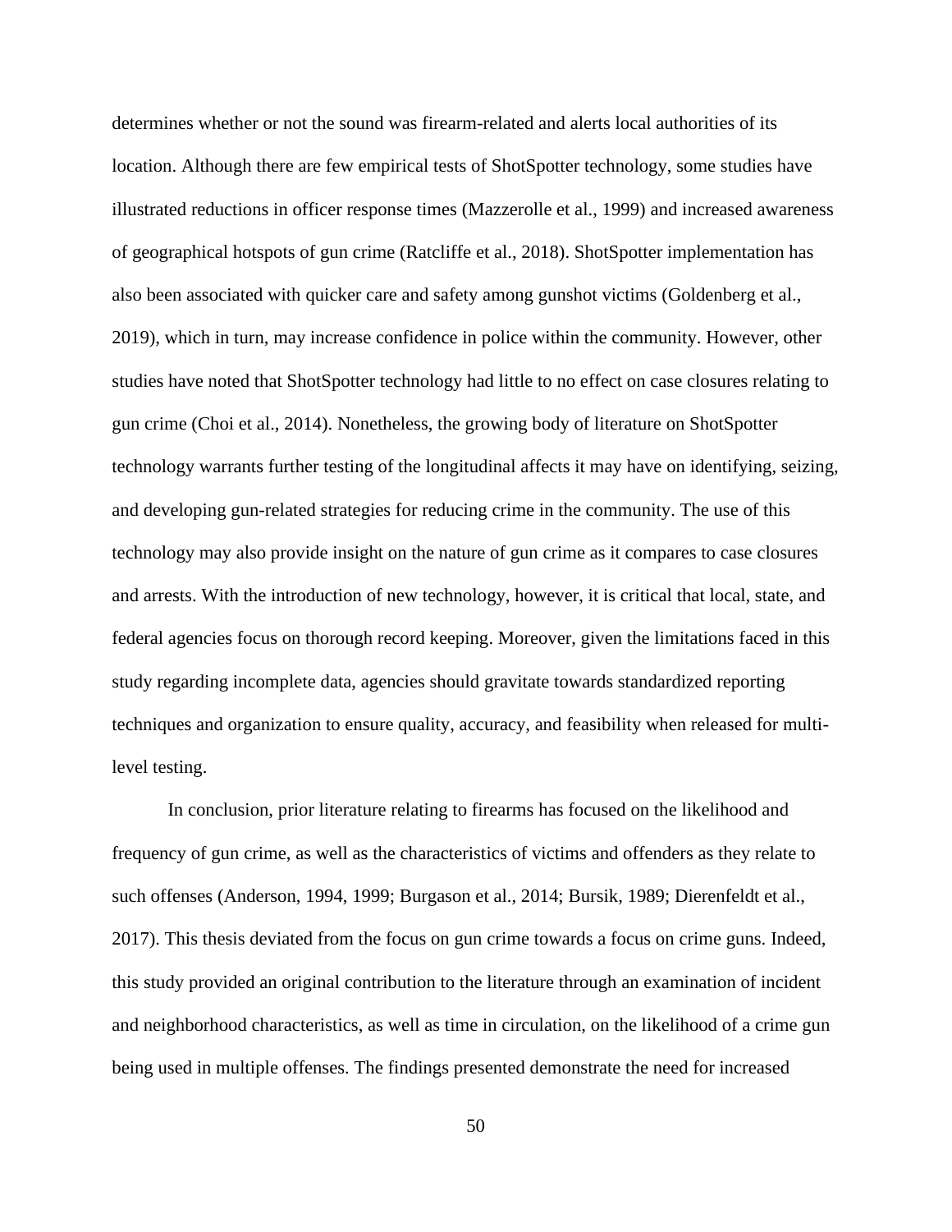determines whether or not the sound was firearm-related and alerts local authorities of its location. Although there are few empirical tests of ShotSpotter technology, some studies have illustrated reductions in officer response times (Mazzerolle et al., 1999) and increased awareness of geographical hotspots of gun crime (Ratcliffe et al., 2018). ShotSpotter implementation has also been associated with quicker care and safety among gunshot victims (Goldenberg et al., 2019), which in turn, may increase confidence in police within the community. However, other studies have noted that ShotSpotter technology had little to no effect on case closures relating to gun crime (Choi et al., 2014). Nonetheless, the growing body of literature on ShotSpotter technology warrants further testing of the longitudinal affects it may have on identifying, seizing, and developing gun-related strategies for reducing crime in the community. The use of this technology may also provide insight on the nature of gun crime as it compares to case closures and arrests. With the introduction of new technology, however, it is critical that local, state, and federal agencies focus on thorough record keeping. Moreover, given the limitations faced in this study regarding incomplete data, agencies should gravitate towards standardized reporting techniques and organization to ensure quality, accuracy, and feasibility when released for multi-level testing.

In conclusion, prior literature relating to firearms has focused on the likelihood and frequency of gun crime, as well as the characteristics of victims and offenders as they relate to such offenses (Anderson, 1994, 1999; Burgason et al., 2014; Bursik, 1989; Dierenfeldt et al., 2017). This thesis deviated from the focus on gun crime towards a focus on crime guns. Indeed, this study provided an original contribution to the literature through an examination of incident and neighborhood characteristics, as well as time in circulation, on the likelihood of a crime gun being used in multiple offenses. The findings presented demonstrate the need for increased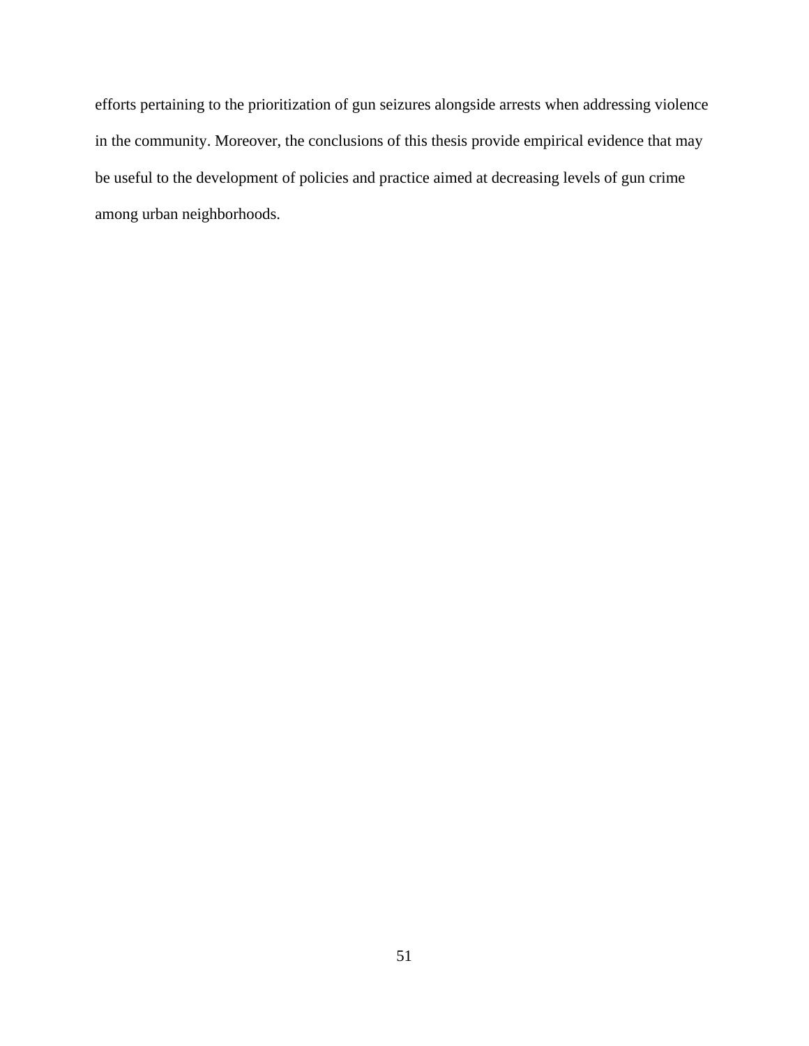efforts pertaining to the prioritization of gun seizures alongside arrests when addressing violence in the community. Moreover, the conclusions of this thesis provide empirical evidence that may be useful to the development of policies and practice aimed at decreasing levels of gun crime among urban neighborhoods.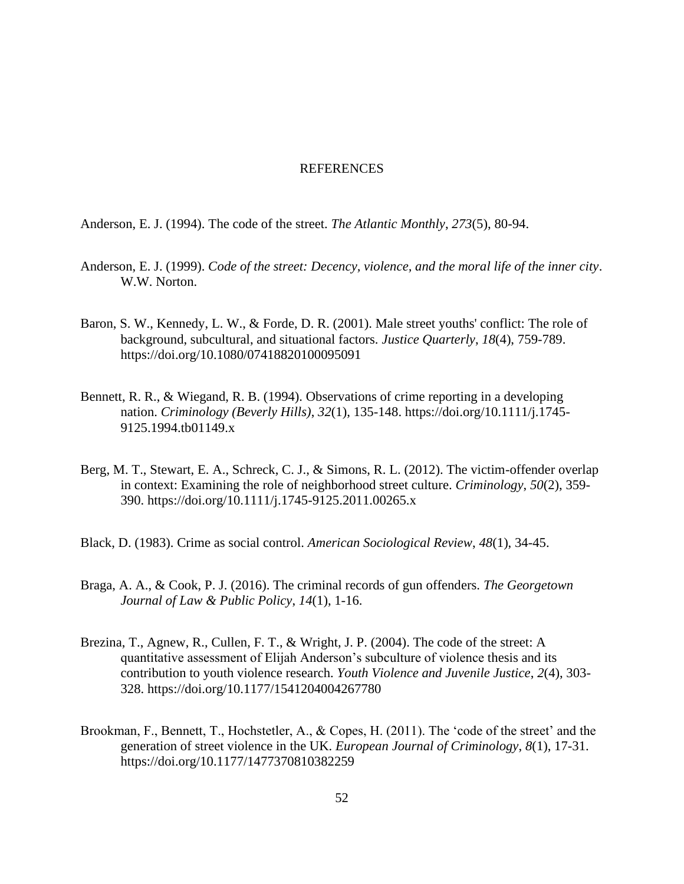# REFERENCES

Anderson, E. J. (1994). The code of the street. *The Atlantic Monthly*, *273*(5), 80-94.

Anderson, E. J. (1999). *Code of the street: Decency, violence, and the moral life of the inner city*. W.W. Norton.

Baron, S. W., Kennedy, L. W., & Forde, D. R. (2001). Male street youths' conflict: The role of background, subcultural, and situational factors. *Justice Quarterly*, *18*(4), 759-789. https://doi.org/10.1080/07418820100095091

Bennett, R. R., & Wiegand, R. B. (1994). Observations of crime reporting in a developing nation. *Criminology (Beverly Hills)*, *32*(1), 135-148. https://doi.org/10.1111/j.1745-9125.1994.tb01149.x

Berg, M. T., Stewart, E. A., Schreck, C. J., & Simons, R. L. (2012). The victim-offender overlap in context: Examining the role of neighborhood street culture. *Criminology*, *50*(2), 359-390. https://doi.org/10.1111/j.1745-9125.2011.00265.x

Black, D. (1983). Crime as social control. *American Sociological Review*, *48*(1), 34-45.

Braga, A. A., & Cook, P. J. (2016). The criminal records of gun offenders. *The Georgetown Journal of Law & Public Policy*, *14*(1), 1-16.

Brezina, T., Agnew, R., Cullen, F. T., & Wright, J. P. (2004). The code of the street: A quantitative assessment of Elijah Anderson's subculture of violence thesis and its contribution to youth violence research. *Youth Violence and Juvenile Justice*, *2*(4), 303-328. https://doi.org/10.1177/1541204004267780

Brookman, F., Bennett, T., Hochstetler, A., & Copes, H. (2011). The 'code of the street' and the generation of street violence in the UK. *European Journal of Criminology*, *8*(1), 17-31. https://doi.org/10.1177/1477370810382259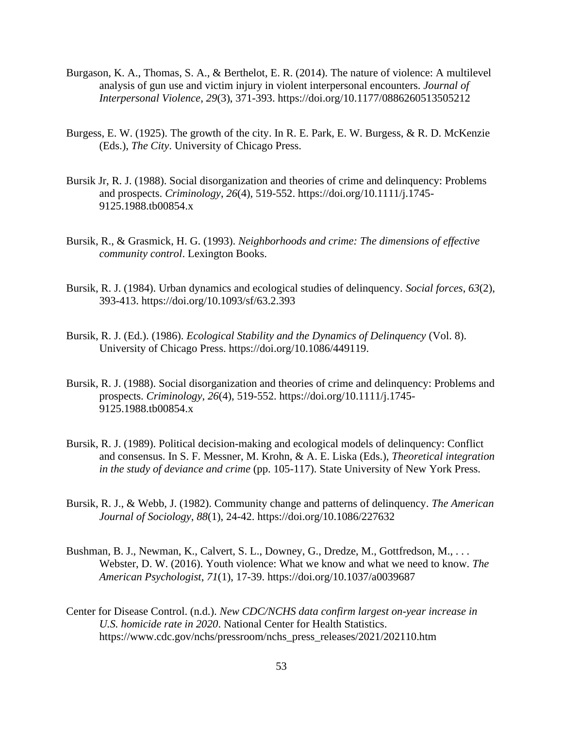Burgason, K. A., Thomas, S. A., & Berthelot, E. R. (2014). The nature of violence: A multilevel analysis of gun use and victim injury in violent interpersonal encounters. *Journal of Interpersonal Violence*, *29*(3), 371-393. https://doi.org/10.1177/0886260513505212

Burgess, E. W. (1925). The growth of the city. In R. E. Park, E. W. Burgess, & R. D. McKenzie (Eds.), *The City*. University of Chicago Press.

Bursik Jr, R. J. (1988). Social disorganization and theories of crime and delinquency: Problems and prospects. *Criminology*, *26*(4), 519-552. https://doi.org/10.1111/j.1745-9125.1988.tb00854.x

Bursik, R., & Grasmick, H. G. (1993). *Neighborhoods and crime: The dimensions of effective community control*. Lexington Books.

Bursik, R. J. (1984). Urban dynamics and ecological studies of delinquency. *Social forces*, *63*(2), 393-413. https://doi.org/10.1093/sf/63.2.393

Bursik, R. J. (Ed.). (1986). *Ecological Stability and the Dynamics of Delinquency* (Vol. 8). University of Chicago Press. https://doi.org/10.1086/449119.

Bursik, R. J. (1988). Social disorganization and theories of crime and delinquency: Problems and prospects. *Criminology*, *26*(4), 519-552. https://doi.org/10.1111/j.1745-9125.1988.tb00854.x

Bursik, R. J. (1989). Political decision-making and ecological models of delinquency: Conflict and consensus. In S. F. Messner, M. Krohn, & A. E. Liska (Eds.), *Theoretical integration in the study of deviance and crime* (pp. 105-117). State University of New York Press.

Bursik, R. J., & Webb, J. (1982). Community change and patterns of delinquency. *The American Journal of Sociology*, *88*(1), 24-42. https://doi.org/10.1086/227632

Bushman, B. J., Newman, K., Calvert, S. L., Downey, G., Dredze, M., Gottfredson, M., . . . Webster, D. W. (2016). Youth violence: What we know and what we need to know. *The American Psychologist*, *71*(1), 17-39. https://doi.org/10.1037/a0039687

Center for Disease Control. (n.d.). *New CDC/NCHS data confirm largest on-year increase in U.S. homicide rate in 2020*. National Center for Health Statistics. https://www.cdc.gov/nchs/pressroom/nchs_press_releases/2021/202110.htm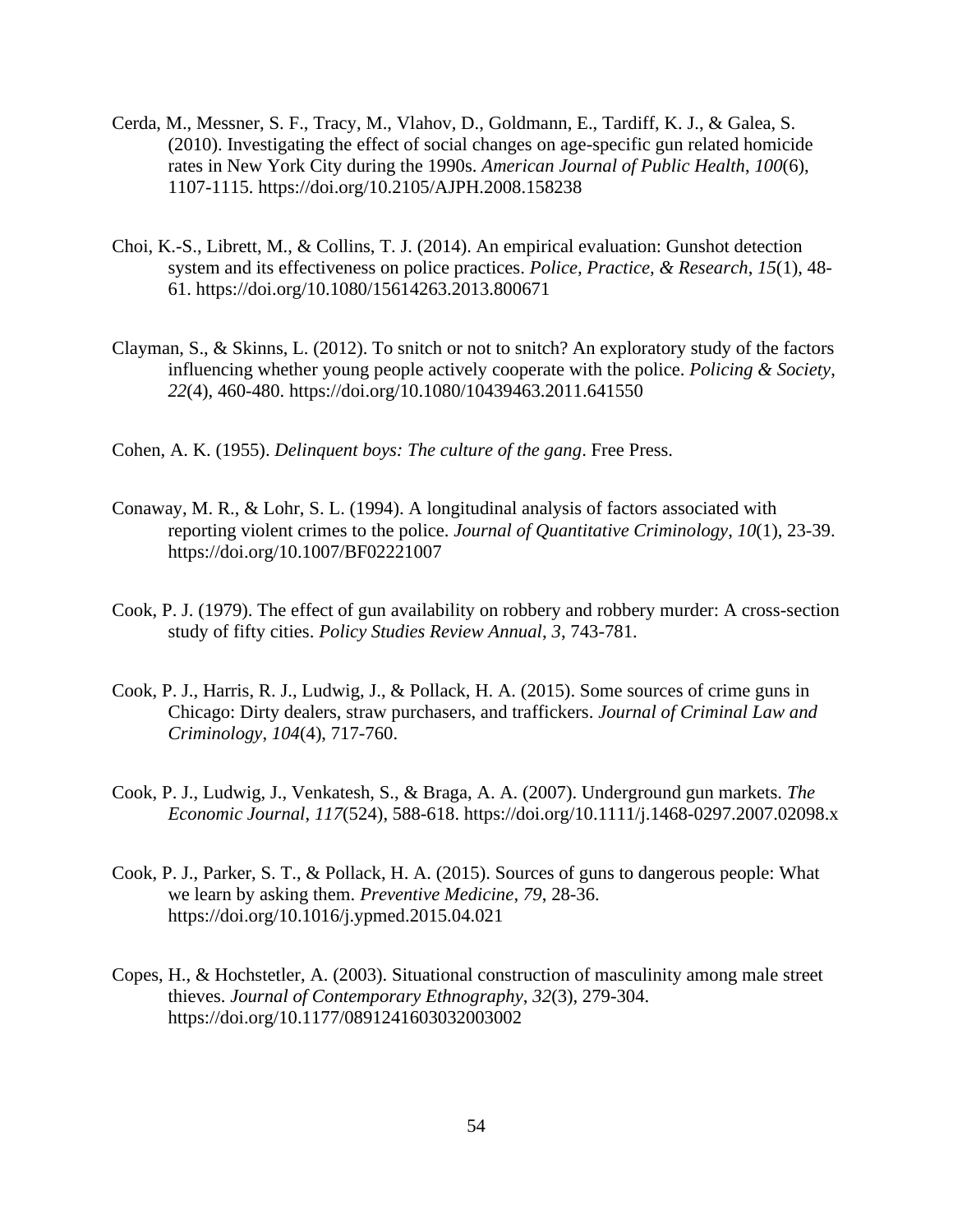Cerda, M., Messner, S. F., Tracy, M., Vlahov, D., Goldmann, E., Tardiff, K. J., & Galea, S. (2010). Investigating the effect of social changes on age-specific gun related homicide rates in New York City during the 1990s. *American Journal of Public Health*, *100*(6), 1107-1115. https://doi.org/10.2105/AJPH.2008.158238

Choi, K.-S., Librett, M., & Collins, T. J. (2014). An empirical evaluation: Gunshot detection system and its effectiveness on police practices. *Police, Practice, & Research*, *15*(1), 48-61. https://doi.org/10.1080/15614263.2013.800671

Clayman, S., & Skinns, L. (2012). To snitch or not to snitch? An exploratory study of the factors influencing whether young people actively cooperate with the police. *Policing & Society*, *22*(4), 460-480. https://doi.org/10.1080/10439463.2011.641550

Cohen, A. K. (1955). *Delinquent boys: The culture of the gang*. Free Press.

Conaway, M. R., & Lohr, S. L. (1994). A longitudinal analysis of factors associated with reporting violent crimes to the police. *Journal of Quantitative Criminology*, *10*(1), 23-39. https://doi.org/10.1007/BF02221007

Cook, P. J. (1979). The effect of gun availability on robbery and robbery murder: A cross-section study of fifty cities. *Policy Studies Review Annual*, *3*, 743-781.

Cook, P. J., Harris, R. J., Ludwig, J., & Pollack, H. A. (2015). Some sources of crime guns in Chicago: Dirty dealers, straw purchasers, and traffickers. *Journal of Criminal Law and Criminology*, *104*(4), 717-760.

Cook, P. J., Ludwig, J., Venkatesh, S., & Braga, A. A. (2007). Underground gun markets. *The Economic Journal*, *117*(524), 588-618. https://doi.org/10.1111/j.1468-0297.2007.02098.x

Cook, P. J., Parker, S. T., & Pollack, H. A. (2015). Sources of guns to dangerous people: What we learn by asking them. *Preventive Medicine*, *79*, 28-36. https://doi.org/10.1016/j.ypmed.2015.04.021

Copes, H., & Hochstetler, A. (2003). Situational construction of masculinity among male street thieves. *Journal of Contemporary Ethnography*, *32*(3), 279-304. https://doi.org/10.1177/0891241603032003002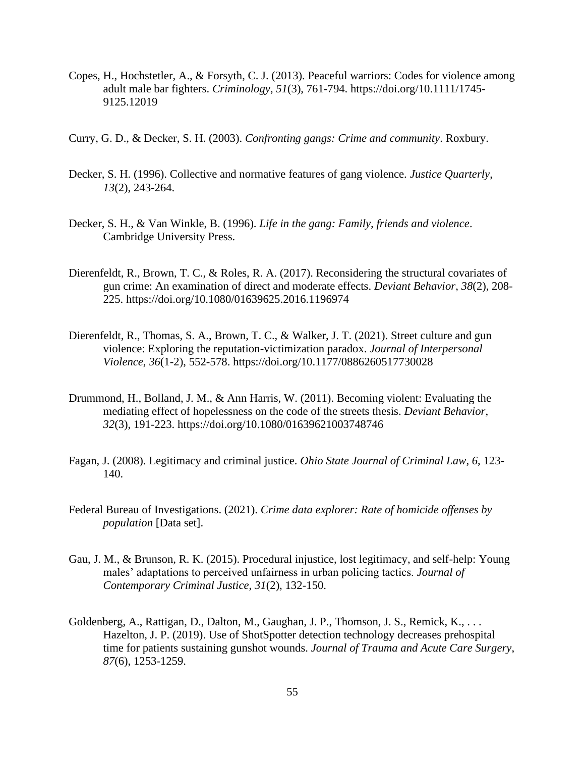Copes, H., Hochstetler, A., & Forsyth, C. J. (2013). Peaceful warriors: Codes for violence among adult male bar fighters. *Criminology*, *51*(3), 761-794. https://doi.org/10.1111/1745-9125.12019

Curry, G. D., & Decker, S. H. (2003). *Confronting gangs: Crime and community*. Roxbury.

Decker, S. H. (1996). Collective and normative features of gang violence. *Justice Quarterly*, *13*(2), 243-264.

Decker, S. H., & Van Winkle, B. (1996). *Life in the gang: Family, friends and violence*. Cambridge University Press.

Dierenfeldt, R., Brown, T. C., & Roles, R. A. (2017). Reconsidering the structural covariates of gun crime: An examination of direct and moderate effects. *Deviant Behavior*, *38*(2), 208-225. https://doi.org/10.1080/01639625.2016.1196974

Dierenfeldt, R., Thomas, S. A., Brown, T. C., & Walker, J. T. (2021). Street culture and gun violence: Exploring the reputation-victimization paradox. *Journal of Interpersonal Violence*, *36*(1-2), 552-578. https://doi.org/10.1177/0886260517730028

Drummond, H., Bolland, J. M., & Ann Harris, W. (2011). Becoming violent: Evaluating the mediating effect of hopelessness on the code of the streets thesis. *Deviant Behavior*, *32*(3), 191-223. https://doi.org/10.1080/01639621003748746

Fagan, J. (2008). Legitimacy and criminal justice. *Ohio State Journal of Criminal Law*, *6*, 123-140.

Federal Bureau of Investigations. (2021). *Crime data explorer: Rate of homicide offenses by population* [Data set].

Gau, J. M., & Brunson, R. K. (2015). Procedural injustice, lost legitimacy, and self-help: Young males' adaptations to perceived unfairness in urban policing tactics. *Journal of Contemporary Criminal Justice*, *31*(2), 132-150.

Goldenberg, A., Rattigan, D., Dalton, M., Gaughan, J. P., Thomson, J. S., Remick, K., . . . Hazelton, J. P. (2019). Use of ShotSpotter detection technology decreases prehospital time for patients sustaining gunshot wounds. *Journal of Trauma and Acute Care Surgery*, *87*(6), 1253-1259.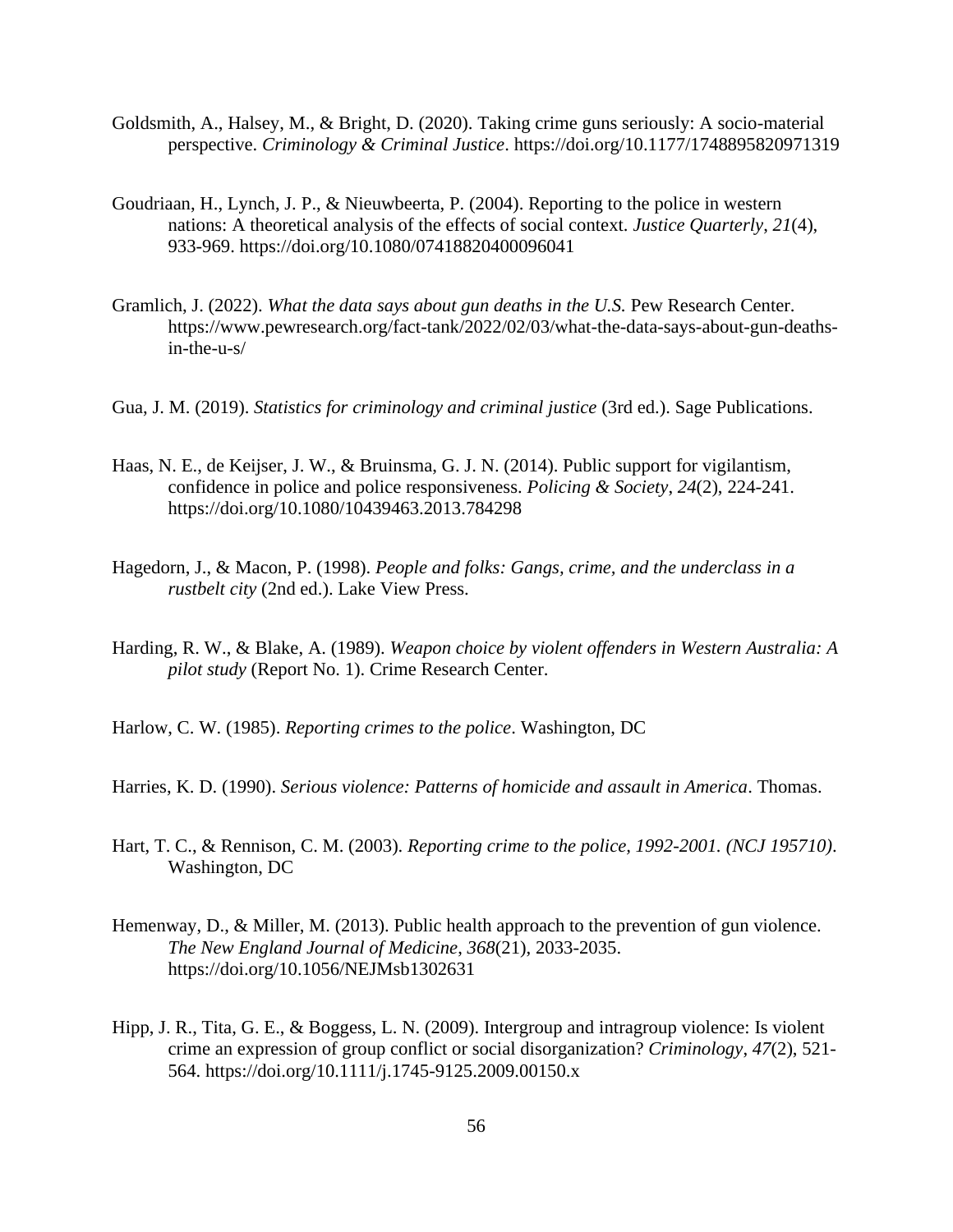Goldsmith, A., Halsey, M., & Bright, D. (2020). Taking crime guns seriously: A socio-material perspective. *Criminology & Criminal Justice*. https://doi.org/10.1177/1748895820971319

Goudriaan, H., Lynch, J. P., & Nieuwbeerta, P. (2004). Reporting to the police in western nations: A theoretical analysis of the effects of social context. *Justice Quarterly*, *21*(4), 933-969. https://doi.org/10.1080/07418820400096041

Gramlich, J. (2022). *What the data says about gun deaths in the U.S.* Pew Research Center. https://www.pewresearch.org/fact-tank/2022/02/03/what-the-data-says-about-gun-deaths-in-the-u-s/

Gua, J. M. (2019). *Statistics for criminology and criminal justice* (3rd ed.). Sage Publications.

Haas, N. E., de Keijser, J. W., & Bruinsma, G. J. N. (2014). Public support for vigilantism, confidence in police and police responsiveness. *Policing & Society*, *24*(2), 224-241. https://doi.org/10.1080/10439463.2013.784298

Hagedorn, J., & Macon, P. (1998). *People and folks: Gangs, crime, and the underclass in a rustbelt city* (2nd ed.). Lake View Press.

Harding, R. W., & Blake, A. (1989). *Weapon choice by violent offenders in Western Australia: A pilot study* (Report No. 1). Crime Research Center.

Harlow, C. W. (1985). *Reporting crimes to the police*. Washington, DC

Harries, K. D. (1990). *Serious violence: Patterns of homicide and assault in America*. Thomas.

Hart, T. C., & Rennison, C. M. (2003). *Reporting crime to the police, 1992-2001. (NCJ 195710)*. Washington, DC

Hemenway, D., & Miller, M. (2013). Public health approach to the prevention of gun violence. *The New England Journal of Medicine*, *368*(21), 2033-2035. https://doi.org/10.1056/NEJMsb1302631

Hipp, J. R., Tita, G. E., & Boggess, L. N. (2009). Intergroup and intragroup violence: Is violent crime an expression of group conflict or social disorganization? *Criminology*, *47*(2), 521-564. https://doi.org/10.1111/j.1745-9125.2009.00150.x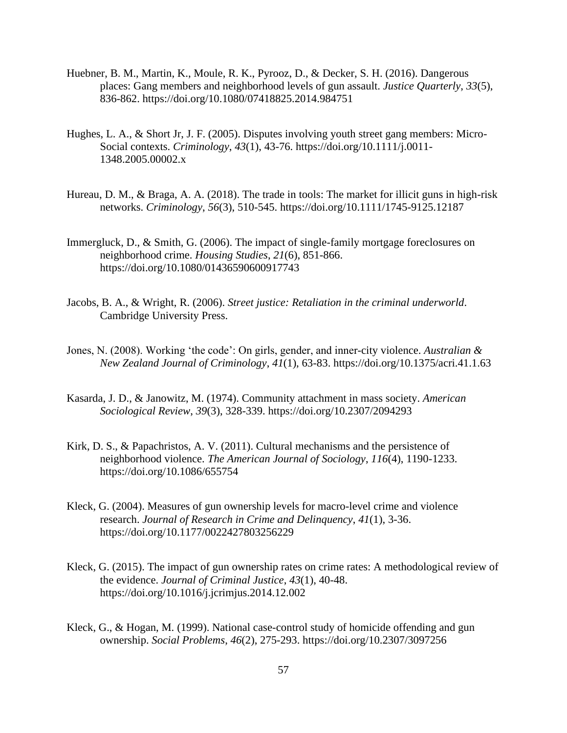Huebner, B. M., Martin, K., Moule, R. K., Pyrooz, D., & Decker, S. H. (2016). Dangerous places: Gang members and neighborhood levels of gun assault. *Justice Quarterly*, *33*(5), 836-862. https://doi.org/10.1080/07418825.2014.984751

Hughes, L. A., & Short Jr, J. F. (2005). Disputes involving youth street gang members: Micro-Social contexts. *Criminology*, *43*(1), 43-76. https://doi.org/10.1111/j.0011-1348.2005.00002.x

Hureau, D. M., & Braga, A. A. (2018). The trade in tools: The market for illicit guns in high-risk networks. *Criminology*, *56*(3), 510-545. https://doi.org/10.1111/1745-9125.12187

Immergluck, D., & Smith, G. (2006). The impact of single-family mortgage foreclosures on neighborhood crime. *Housing Studies*, *21*(6), 851-866. https://doi.org/10.1080/01436590600917743

Jacobs, B. A., & Wright, R. (2006). *Street justice: Retaliation in the criminal underworld*. Cambridge University Press.

Jones, N. (2008). Working 'the code': On girls, gender, and inner-city violence. *Australian & New Zealand Journal of Criminology*, *41*(1), 63-83. https://doi.org/10.1375/acri.41.1.63

Kasarda, J. D., & Janowitz, M. (1974). Community attachment in mass society. *American Sociological Review*, *39*(3), 328-339. https://doi.org/10.2307/2094293

Kirk, D. S., & Papachristos, A. V. (2011). Cultural mechanisms and the persistence of neighborhood violence. *The American Journal of Sociology*, *116*(4), 1190-1233. https://doi.org/10.1086/655754

Kleck, G. (2004). Measures of gun ownership levels for macro-level crime and violence research. *Journal of Research in Crime and Delinquency*, *41*(1), 3-36. https://doi.org/10.1177/0022427803256229

Kleck, G. (2015). The impact of gun ownership rates on crime rates: A methodological review of the evidence. *Journal of Criminal Justice*, *43*(1), 40-48. https://doi.org/10.1016/j.jcrimjus.2014.12.002

Kleck, G., & Hogan, M. (1999). National case-control study of homicide offending and gun ownership. *Social Problems*, *46*(2), 275-293. https://doi.org/10.2307/3097256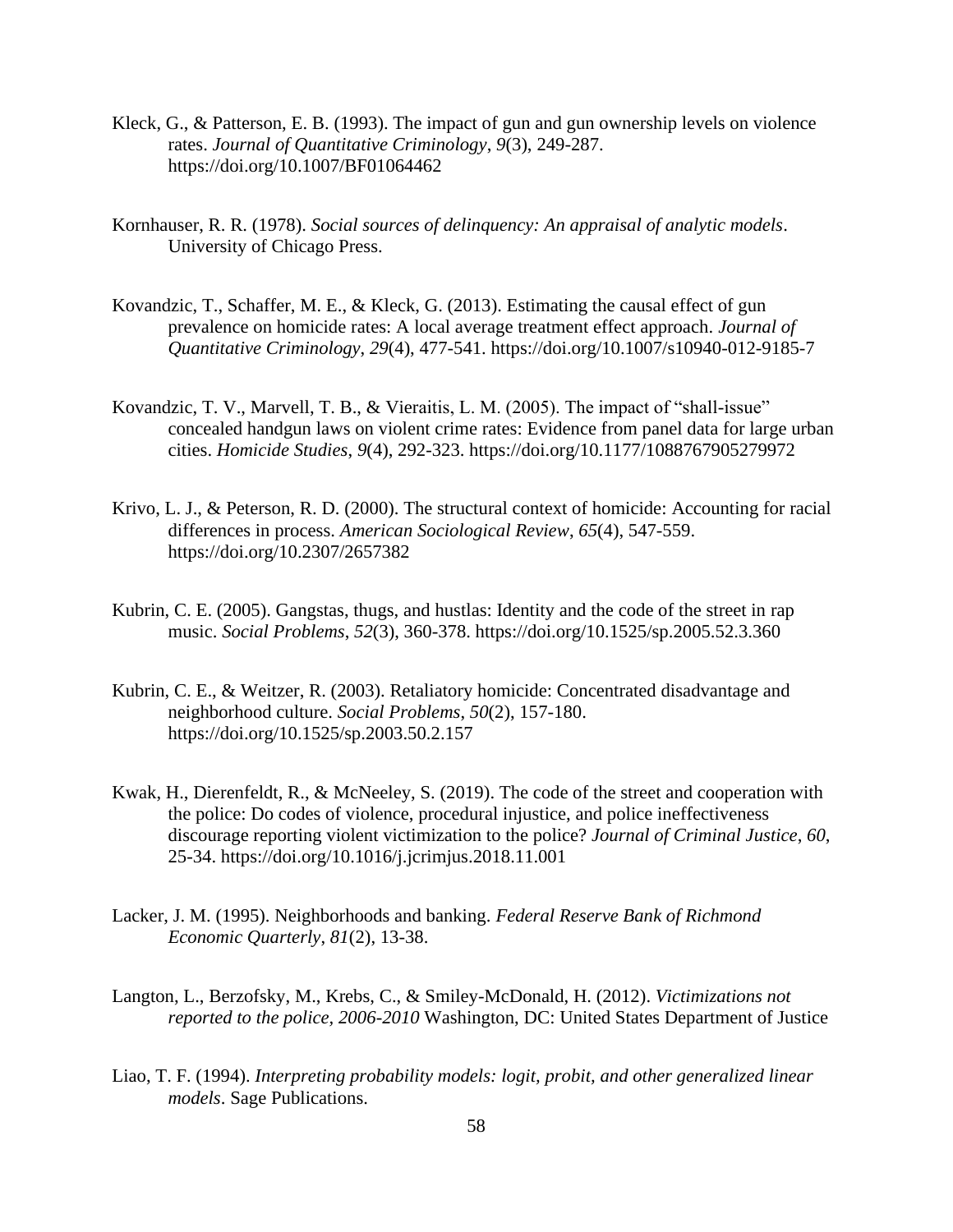Kleck, G., & Patterson, E. B. (1993). The impact of gun and gun ownership levels on violence rates. *Journal of Quantitative Criminology*, *9*(3), 249-287. https://doi.org/10.1007/BF01064462

Kornhauser, R. R. (1978). *Social sources of delinquency: An appraisal of analytic models*. University of Chicago Press.

Kovandzic, T., Schaffer, M. E., & Kleck, G. (2013). Estimating the causal effect of gun prevalence on homicide rates: A local average treatment effect approach. *Journal of Quantitative Criminology*, *29*(4), 477-541. https://doi.org/10.1007/s10940-012-9185-7

Kovandzic, T. V., Marvell, T. B., & Vieraitis, L. M. (2005). The impact of "shall-issue" concealed handgun laws on violent crime rates: Evidence from panel data for large urban cities. *Homicide Studies*, *9*(4), 292-323. https://doi.org/10.1177/1088767905279972

Krivo, L. J., & Peterson, R. D. (2000). The structural context of homicide: Accounting for racial differences in process. *American Sociological Review*, *65*(4), 547-559. https://doi.org/10.2307/2657382

Kubrin, C. E. (2005). Gangstas, thugs, and hustlas: Identity and the code of the street in rap music. *Social Problems*, *52*(3), 360-378. https://doi.org/10.1525/sp.2005.52.3.360

Kubrin, C. E., & Weitzer, R. (2003). Retaliatory homicide: Concentrated disadvantage and neighborhood culture. *Social Problems*, *50*(2), 157-180. https://doi.org/10.1525/sp.2003.50.2.157

Kwak, H., Dierenfeldt, R., & McNeeley, S. (2019). The code of the street and cooperation with the police: Do codes of violence, procedural injustice, and police ineffectiveness discourage reporting violent victimization to the police? *Journal of Criminal Justice*, *60*, 25-34. https://doi.org/10.1016/j.jcrimjus.2018.11.001

Lacker, J. M. (1995). Neighborhoods and banking. *Federal Reserve Bank of Richmond Economic Quarterly*, *81*(2), 13-38.

Langton, L., Berzofsky, M., Krebs, C., & Smiley-McDonald, H. (2012). *Victimizations not reported to the police, 2006-2010* Washington, DC: United States Department of Justice

Liao, T. F. (1994). *Interpreting probability models: logit, probit, and other generalized linear models*. Sage Publications.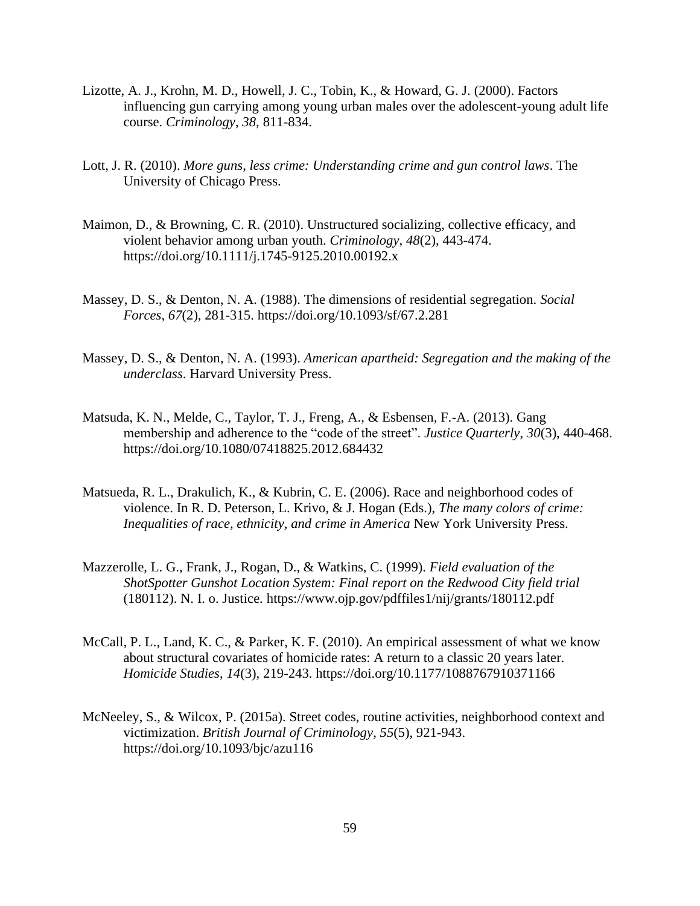Lizotte, A. J., Krohn, M. D., Howell, J. C., Tobin, K., & Howard, G. J. (2000). Factors influencing gun carrying among young urban males over the adolescent-young adult life course. *Criminology*, *38*, 811-834.

Lott, J. R. (2010). *More guns, less crime: Understanding crime and gun control laws*. The University of Chicago Press.

Maimon, D., & Browning, C. R. (2010). Unstructured socializing, collective efficacy, and violent behavior among urban youth. *Criminology*, *48*(2), 443-474. https://doi.org/10.1111/j.1745-9125.2010.00192.x

Massey, D. S., & Denton, N. A. (1988). The dimensions of residential segregation. *Social Forces*, *67*(2), 281-315. https://doi.org/10.1093/sf/67.2.281

Massey, D. S., & Denton, N. A. (1993). *American apartheid: Segregation and the making of the underclass*. Harvard University Press.

Matsuda, K. N., Melde, C., Taylor, T. J., Freng, A., & Esbensen, F.-A. (2013). Gang membership and adherence to the "code of the street". *Justice Quarterly*, *30*(3), 440-468. https://doi.org/10.1080/07418825.2012.684432

Matsueda, R. L., Drakulich, K., & Kubrin, C. E. (2006). Race and neighborhood codes of violence. In R. D. Peterson, L. Krivo, & J. Hogan (Eds.), *The many colors of crime: Inequalities of race, ethnicity, and crime in America* New York University Press.

Mazzerolle, L. G., Frank, J., Rogan, D., & Watkins, C. (1999). *Field evaluation of the ShotSpotter Gunshot Location System: Final report on the Redwood City field trial* (180112). N. I. o. Justice. https://www.ojp.gov/pdffiles1/nij/grants/180112.pdf

McCall, P. L., Land, K. C., & Parker, K. F. (2010). An empirical assessment of what we know about structural covariates of homicide rates: A return to a classic 20 years later. *Homicide Studies*, *14*(3), 219-243. https://doi.org/10.1177/1088767910371166

McNeeley, S., & Wilcox, P. (2015a). Street codes, routine activities, neighborhood context and victimization. *British Journal of Criminology*, *55*(5), 921-943. https://doi.org/10.1093/bjc/azu116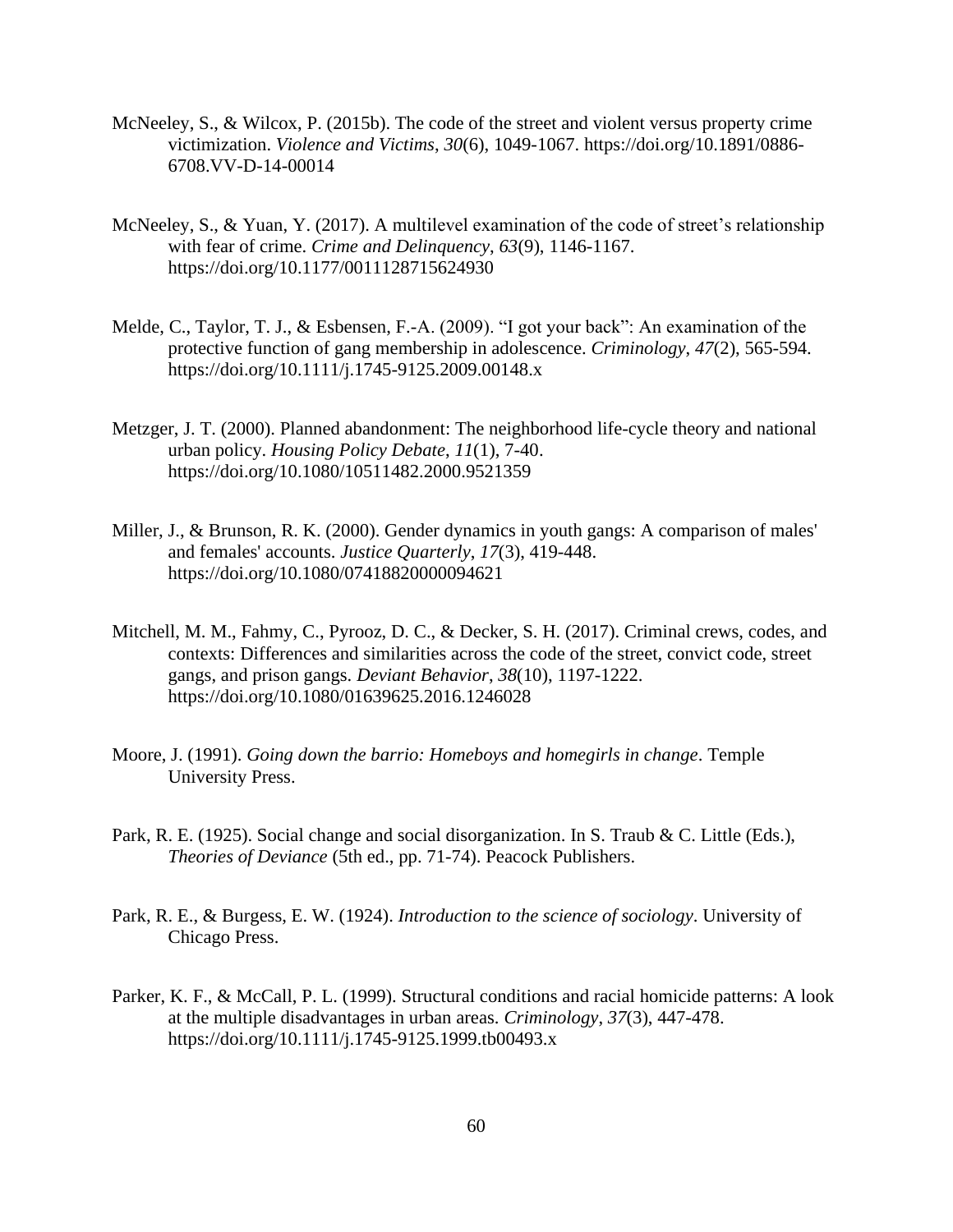McNeeley, S., & Wilcox, P. (2015b). The code of the street and violent versus property crime victimization. *Violence and Victims*, *30*(6), 1049-1067. https://doi.org/10.1891/0886-6708.VV-D-14-00014

McNeeley, S., & Yuan, Y. (2017). A multilevel examination of the code of street's relationship with fear of crime. *Crime and Delinquency*, *63*(9), 1146-1167. https://doi.org/10.1177/0011128715624930

Melde, C., Taylor, T. J., & Esbensen, F.-A. (2009). "I got your back": An examination of the protective function of gang membership in adolescence. *Criminology*, *47*(2), 565-594. https://doi.org/10.1111/j.1745-9125.2009.00148.x

Metzger, J. T. (2000). Planned abandonment: The neighborhood life-cycle theory and national urban policy. *Housing Policy Debate*, *11*(1), 7-40. https://doi.org/10.1080/10511482.2000.9521359

Miller, J., & Brunson, R. K. (2000). Gender dynamics in youth gangs: A comparison of males' and females' accounts. *Justice Quarterly*, *17*(3), 419-448. https://doi.org/10.1080/07418820000094621

Mitchell, M. M., Fahmy, C., Pyrooz, D. C., & Decker, S. H. (2017). Criminal crews, codes, and contexts: Differences and similarities across the code of the street, convict code, street gangs, and prison gangs. *Deviant Behavior*, *38*(10), 1197-1222. https://doi.org/10.1080/01639625.2016.1246028

Moore, J. (1991). *Going down the barrio: Homeboys and homegirls in change*. Temple University Press.

Park, R. E. (1925). Social change and social disorganization. In S. Traub & C. Little (Eds.), *Theories of Deviance* (5th ed., pp. 71-74). Peacock Publishers.

Park, R. E., & Burgess, E. W. (1924). *Introduction to the science of sociology*. University of Chicago Press.

Parker, K. F., & McCall, P. L. (1999). Structural conditions and racial homicide patterns: A look at the multiple disadvantages in urban areas. *Criminology*, *37*(3), 447-478. https://doi.org/10.1111/j.1745-9125.1999.tb00493.x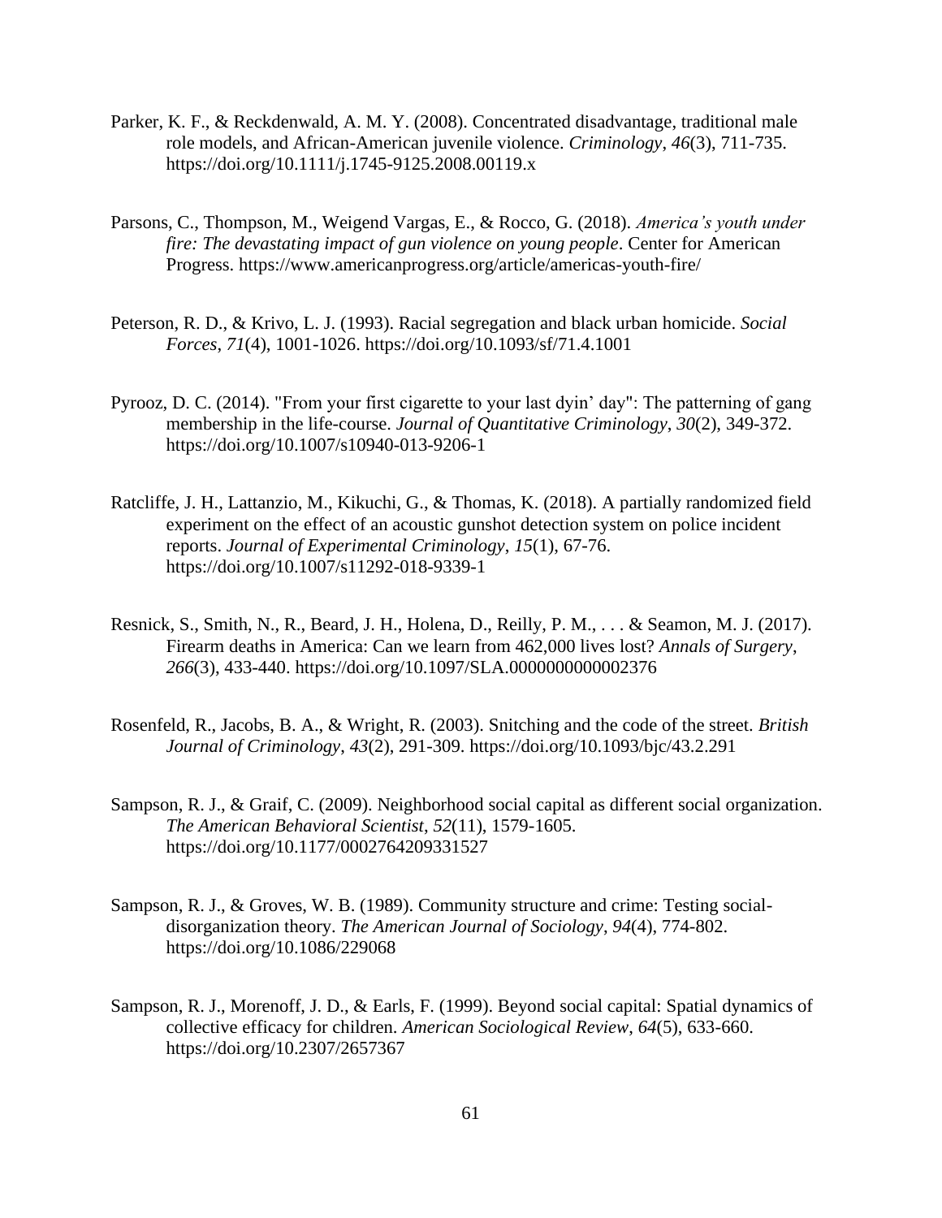Parker, K. F., & Reckdenwald, A. M. Y. (2008). Concentrated disadvantage, traditional male role models, and African-American juvenile violence. *Criminology*, *46*(3), 711-735. https://doi.org/10.1111/j.1745-9125.2008.00119.x

Parsons, C., Thompson, M., Weigend Vargas, E., & Rocco, G. (2018). *America's youth under fire: The devastating impact of gun violence on young people*. Center for American Progress. https://www.americanprogress.org/article/americas-youth-fire/

Peterson, R. D., & Krivo, L. J. (1993). Racial segregation and black urban homicide. *Social Forces*, *71*(4), 1001-1026. https://doi.org/10.1093/sf/71.4.1001

Pyrooz, D. C. (2014). "From your first cigarette to your last dyin' day": The patterning of gang membership in the life-course. *Journal of Quantitative Criminology*, *30*(2), 349-372. https://doi.org/10.1007/s10940-013-9206-1

Ratcliffe, J. H., Lattanzio, M., Kikuchi, G., & Thomas, K. (2018). A partially randomized field experiment on the effect of an acoustic gunshot detection system on police incident reports. *Journal of Experimental Criminology*, *15*(1), 67-76. https://doi.org/10.1007/s11292-018-9339-1

Resnick, S., Smith, N., R., Beard, J. H., Holena, D., Reilly, P. M., . . . & Seamon, M. J. (2017). Firearm deaths in America: Can we learn from 462,000 lives lost? *Annals of Surgery*, *266*(3), 433-440. https://doi.org/10.1097/SLA.0000000000002376

Rosenfeld, R., Jacobs, B. A., & Wright, R. (2003). Snitching and the code of the street. *British Journal of Criminology*, *43*(2), 291-309. https://doi.org/10.1093/bjc/43.2.291

Sampson, R. J., & Graif, C. (2009). Neighborhood social capital as different social organization. *The American Behavioral Scientist*, *52*(11), 1579-1605. https://doi.org/10.1177/0002764209331527

Sampson, R. J., & Groves, W. B. (1989). Community structure and crime: Testing social-disorganization theory. *The American Journal of Sociology*, *94*(4), 774-802. https://doi.org/10.1086/229068

Sampson, R. J., Morenoff, J. D., & Earls, F. (1999). Beyond social capital: Spatial dynamics of collective efficacy for children. *American Sociological Review*, *64*(5), 633-660. https://doi.org/10.2307/2657367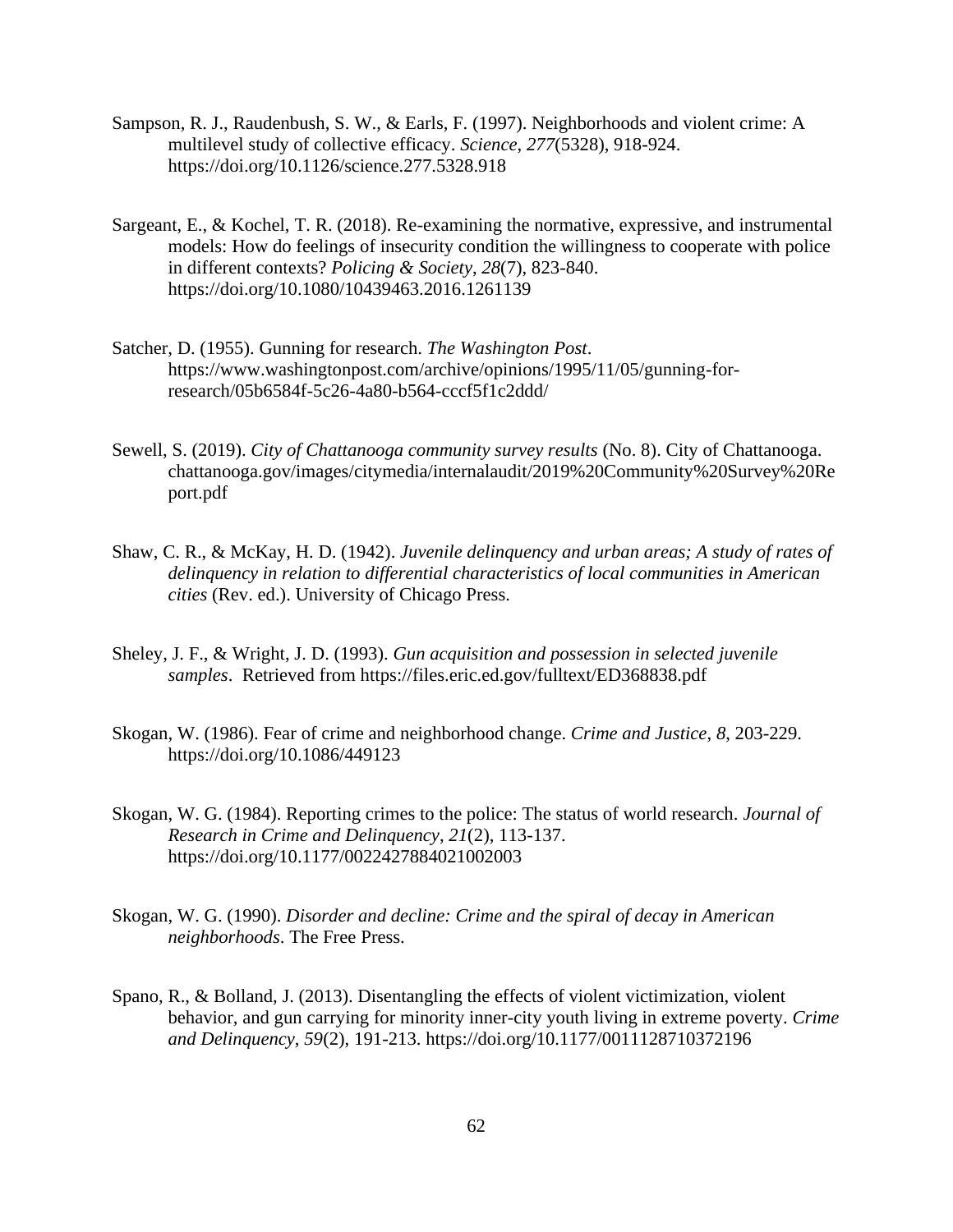Sampson, R. J., Raudenbush, S. W., & Earls, F. (1997). Neighborhoods and violent crime: A multilevel study of collective efficacy. *Science*, *277*(5328), 918-924. https://doi.org/10.1126/science.277.5328.918

Sargeant, E., & Kochel, T. R. (2018). Re-examining the normative, expressive, and instrumental models: How do feelings of insecurity condition the willingness to cooperate with police in different contexts? *Policing & Society*, *28*(7), 823-840. https://doi.org/10.1080/10439463.2016.1261139

Satcher, D. (1955). Gunning for research. *The Washington Post*. https://www.washingtonpost.com/archive/opinions/1995/11/05/gunning-for-research/05b6584f-5c26-4a80-b564-cccf5f1c2ddd/

Sewell, S. (2019). *City of Chattanooga community survey results* (No. 8). City of Chattanooga. chattanooga.gov/images/citymedia/internalaudit/2019%20Community%20Survey%20Report.pdf

Shaw, C. R., & McKay, H. D. (1942). *Juvenile delinquency and urban areas; A study of rates of delinquency in relation to differential characteristics of local communities in American cities* (Rev. ed.). University of Chicago Press.

Sheley, J. F., & Wright, J. D. (1993). *Gun acquisition and possession in selected juvenile samples*. Retrieved from https://files.eric.ed.gov/fulltext/ED368838.pdf

Skogan, W. (1986). Fear of crime and neighborhood change. *Crime and Justice*, *8*, 203-229. https://doi.org/10.1086/449123

Skogan, W. G. (1984). Reporting crimes to the police: The status of world research. *Journal of Research in Crime and Delinquency*, *21*(2), 113-137. https://doi.org/10.1177/0022427884021002003

Skogan, W. G. (1990). *Disorder and decline: Crime and the spiral of decay in American neighborhoods*. The Free Press.

Spano, R., & Bolland, J. (2013). Disentangling the effects of violent victimization, violent behavior, and gun carrying for minority inner-city youth living in extreme poverty. *Crime and Delinquency*, *59*(2), 191-213. https://doi.org/10.1177/0011128710372196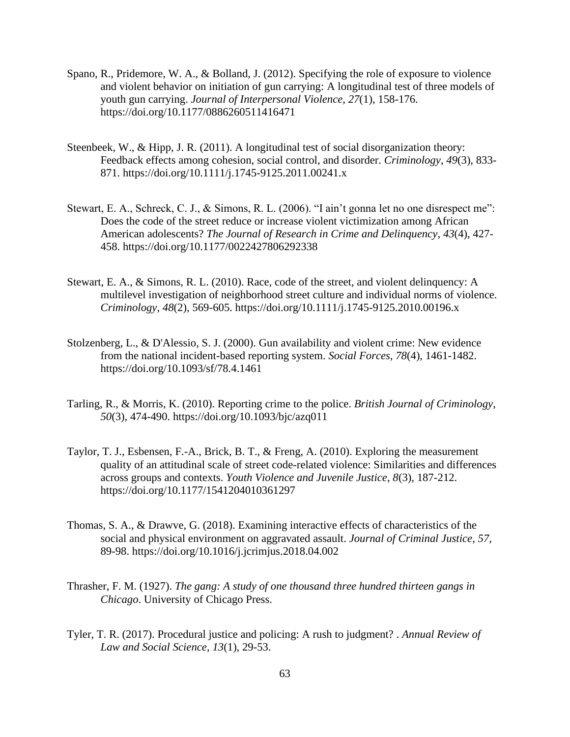Spano, R., Pridemore, W. A., & Bolland, J. (2012). Specifying the role of exposure to violence and violent behavior on initiation of gun carrying: A longitudinal test of three models of youth gun carrying. *Journal of Interpersonal Violence*, *27*(1), 158-176. https://doi.org/10.1177/0886260511416471

Steenbeek, W., & Hipp, J. R. (2011). A longitudinal test of social disorganization theory: Feedback effects among cohesion, social control, and disorder. *Criminology*, *49*(3), 833-871. https://doi.org/10.1111/j.1745-9125.2011.00241.x

Stewart, E. A., Schreck, C. J., & Simons, R. L. (2006). "I ain't gonna let no one disrespect me": Does the code of the street reduce or increase violent victimization among African American adolescents? *The Journal of Research in Crime and Delinquency*, *43*(4), 427-458. https://doi.org/10.1177/0022427806292338

Stewart, E. A., & Simons, R. L. (2010). Race, code of the street, and violent delinquency: A multilevel investigation of neighborhood street culture and individual norms of violence. *Criminology*, *48*(2), 569-605. https://doi.org/10.1111/j.1745-9125.2010.00196.x

Stolzenberg, L., & D'Alessio, S. J. (2000). Gun availability and violent crime: New evidence from the national incident-based reporting system. *Social Forces*, *78*(4), 1461-1482. https://doi.org/10.1093/sf/78.4.1461

Tarling, R., & Morris, K. (2010). Reporting crime to the police. *British Journal of Criminology*, *50*(3), 474-490. https://doi.org/10.1093/bjc/azq011

Taylor, T. J., Esbensen, F.-A., Brick, B. T., & Freng, A. (2010). Exploring the measurement quality of an attitudinal scale of street code-related violence: Similarities and differences across groups and contexts. *Youth Violence and Juvenile Justice*, *8*(3), 187-212. https://doi.org/10.1177/1541204010361297

Thomas, S. A., & Drawve, G. (2018). Examining interactive effects of characteristics of the social and physical environment on aggravated assault. *Journal of Criminal Justice*, *57*, 89-98. https://doi.org/10.1016/j.jcrimjus.2018.04.002

Thrasher, F. M. (1927). *The gang: A study of one thousand three hundred thirteen gangs in Chicago*. University of Chicago Press.

Tyler, T. R. (2017). Procedural justice and policing: A rush to judgment? . *Annual Review of Law and Social Science*, *13*(1), 29-53.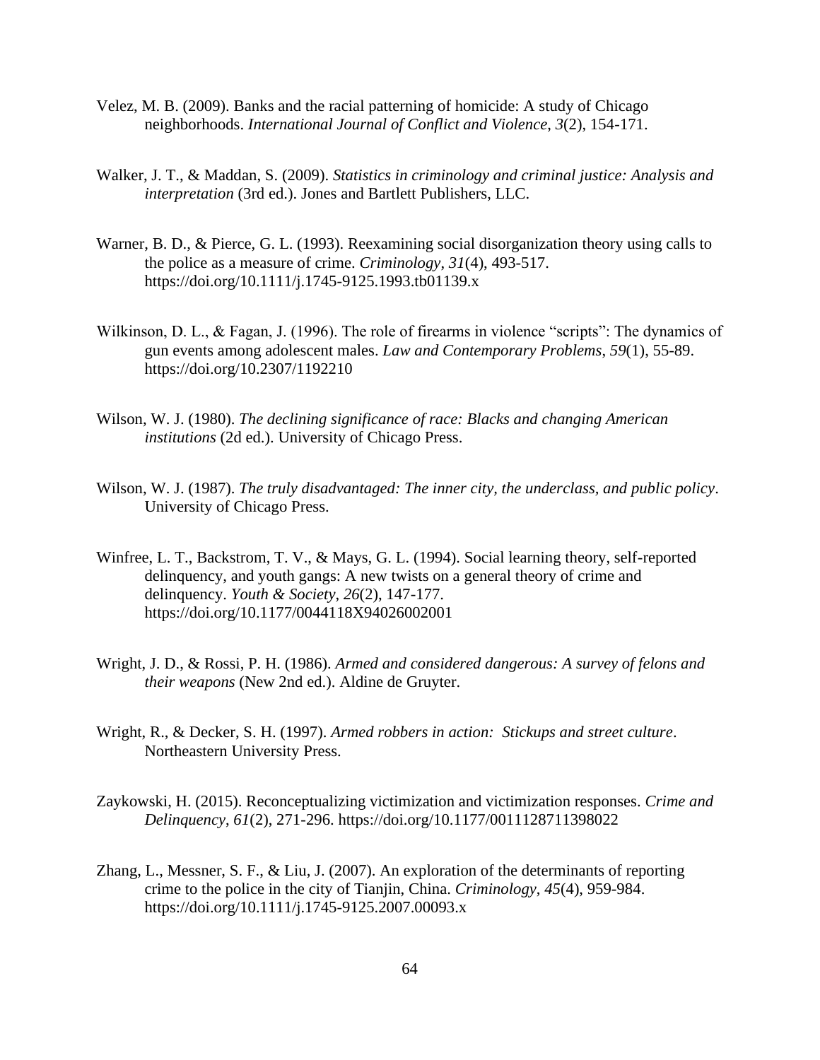Velez, M. B. (2009). Banks and the racial patterning of homicide: A study of Chicago neighborhoods. *International Journal of Conflict and Violence*, *3*(2), 154-171.

Walker, J. T., & Maddan, S. (2009). *Statistics in criminology and criminal justice: Analysis and interpretation* (3rd ed.). Jones and Bartlett Publishers, LLC.

Warner, B. D., & Pierce, G. L. (1993). Reexamining social disorganization theory using calls to the police as a measure of crime. *Criminology*, *31*(4), 493-517. https://doi.org/10.1111/j.1745-9125.1993.tb01139.x

Wilkinson, D. L., & Fagan, J. (1996). The role of firearms in violence "scripts": The dynamics of gun events among adolescent males. *Law and Contemporary Problems*, *59*(1), 55-89. https://doi.org/10.2307/1192210

Wilson, W. J. (1980). *The declining significance of race: Blacks and changing American institutions* (2d ed.). University of Chicago Press.

Wilson, W. J. (1987). *The truly disadvantaged: The inner city, the underclass, and public policy*. University of Chicago Press.

Winfree, L. T., Backstrom, T. V., & Mays, G. L. (1994). Social learning theory, self-reported delinquency, and youth gangs: A new twists on a general theory of crime and delinquency. *Youth & Society*, *26*(2), 147-177. https://doi.org/10.1177/0044118X94026002001

Wright, J. D., & Rossi, P. H. (1986). *Armed and considered dangerous: A survey of felons and their weapons* (New 2nd ed.). Aldine de Gruyter.

Wright, R., & Decker, S. H. (1997). *Armed robbers in action: Stickups and street culture*. Northeastern University Press.

Zaykowski, H. (2015). Reconceptualizing victimization and victimization responses. *Crime and Delinquency*, *61*(2), 271-296. https://doi.org/10.1177/0011128711398022

Zhang, L., Messner, S. F., & Liu, J. (2007). An exploration of the determinants of reporting crime to the police in the city of Tianjin, China. *Criminology*, *45*(4), 959-984. https://doi.org/10.1111/j.1745-9125.2007.00093.x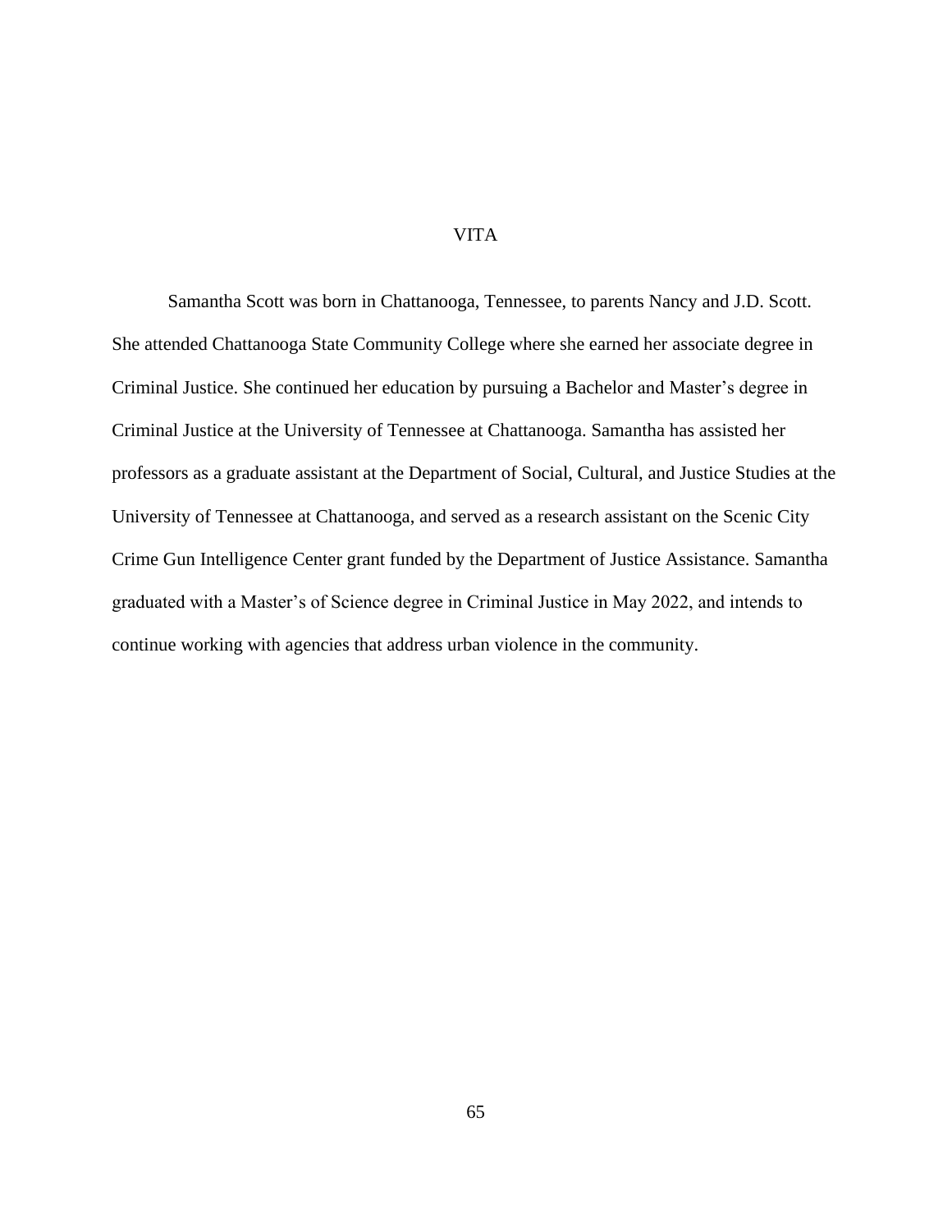# VITA

Samantha Scott was born in Chattanooga, Tennessee, to parents Nancy and J.D. Scott. She attended Chattanooga State Community College where she earned her associate degree in Criminal Justice. She continued her education by pursuing a Bachelor and Master's degree in Criminal Justice at the University of Tennessee at Chattanooga. Samantha has assisted her professors as a graduate assistant at the Department of Social, Cultural, and Justice Studies at the University of Tennessee at Chattanooga, and served as a research assistant on the Scenic City Crime Gun Intelligence Center grant funded by the Department of Justice Assistance. Samantha graduated with a Master's of Science degree in Criminal Justice in May 2022, and intends to continue working with agencies that address urban violence in the community.